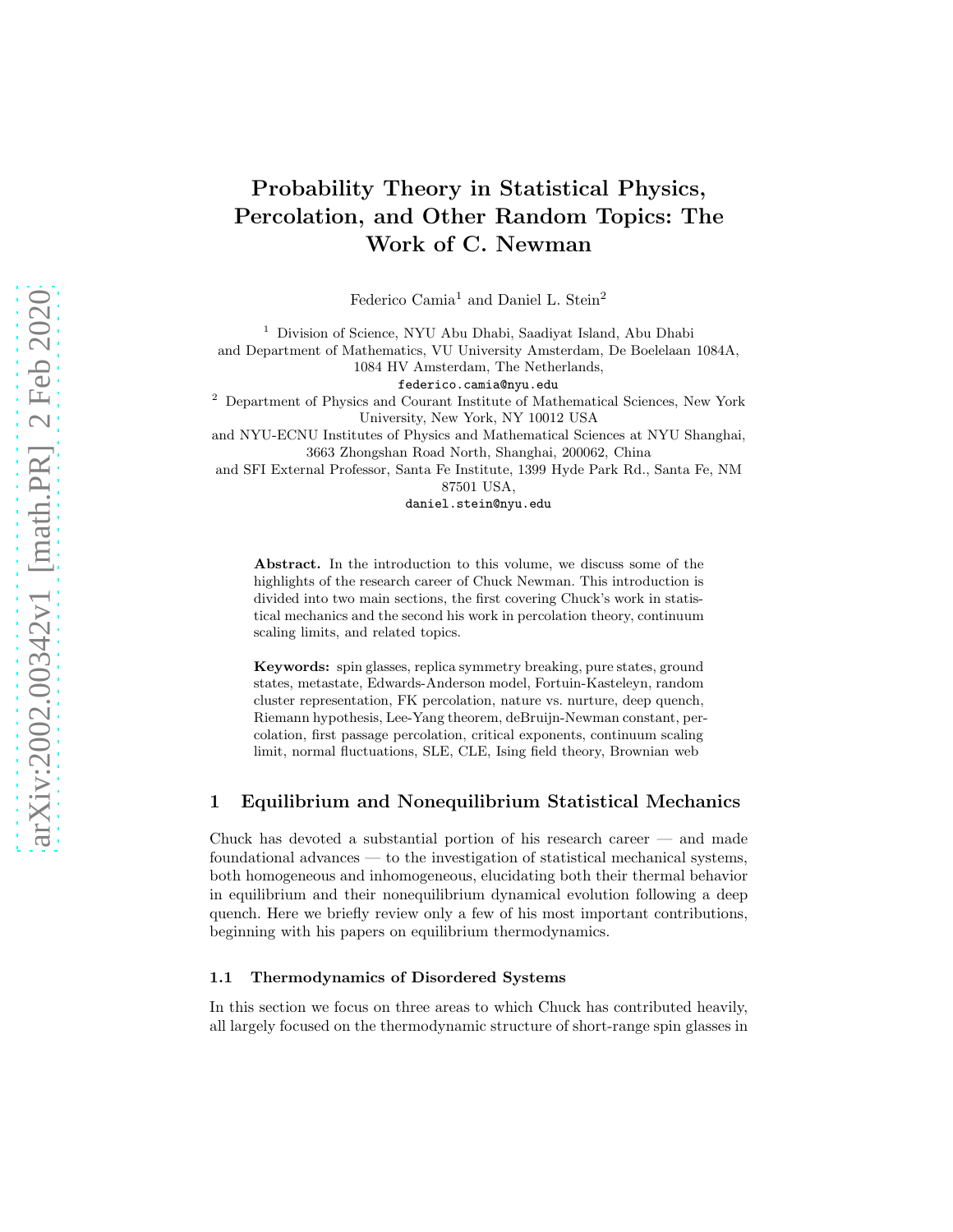# Probability Theory in Statistical Physics, Percolation, and Other Random Topics: The Work of C. Newman

Federico Camia[1] and Daniel L. Stein[2]

[1] Division of Science, NYU Abu Dhabi, Saadiyat Island, Abu Dhabi and Department of Mathematics, VU University Amsterdam, De Boelelaan 1084A, 1084 HV Amsterdam, The Netherlands,
federico.camia@nyu.edu

[2] Department of Physics and Courant Institute of Mathematical Sciences, New York University, New York, NY 10012 USA
and NYU-ECNU Institutes of Physics and Mathematical Sciences at NYU Shanghai, 3663 Zhongshan Road North, Shanghai, 200062, China
and SFI External Professor, Santa Fe Institute, 1399 Hyde Park Rd., Santa Fe, NM 87501 USA,
daniel.stein@nyu.edu

**Abstract.** In the introduction to this volume, we discuss some of the highlights of the research career of Chuck Newman. This introduction is divided into two main sections, the first covering Chuck's work in statistical mechanics and the second his work in percolation theory, continuum scaling limits, and related topics.

**Keywords:** spin glasses, replica symmetry breaking, pure states, ground states, metastate, Edwards-Anderson model, Fortuin-Kasteleyn, random cluster representation, FK percolation, nature vs. nurture, deep quench, Riemann hypothesis, Lee-Yang theorem, deBruijn-Newman constant, percolation, first passage percolation, critical exponents, continuum scaling limit, normal fluctuations, SLE, CLE, Ising field theory, Brownian web

## 1 Equilibrium and Nonequilibrium Statistical Mechanics

Chuck has devoted a substantial portion of his research career — and made foundational advances — to the investigation of statistical mechanical systems, both homogeneous and inhomogeneous, elucidating both their thermal behavior in equilibrium and their nonequilibrium dynamical evolution following a deep quench. Here we briefly review only a few of his most important contributions, beginning with his papers on equilibrium thermodynamics.

### 1.1 Thermodynamics of Disordered Systems

In this section we focus on three areas to which Chuck has contributed heavily, all largely focused on the thermodynamic structure of short-range spin glasses in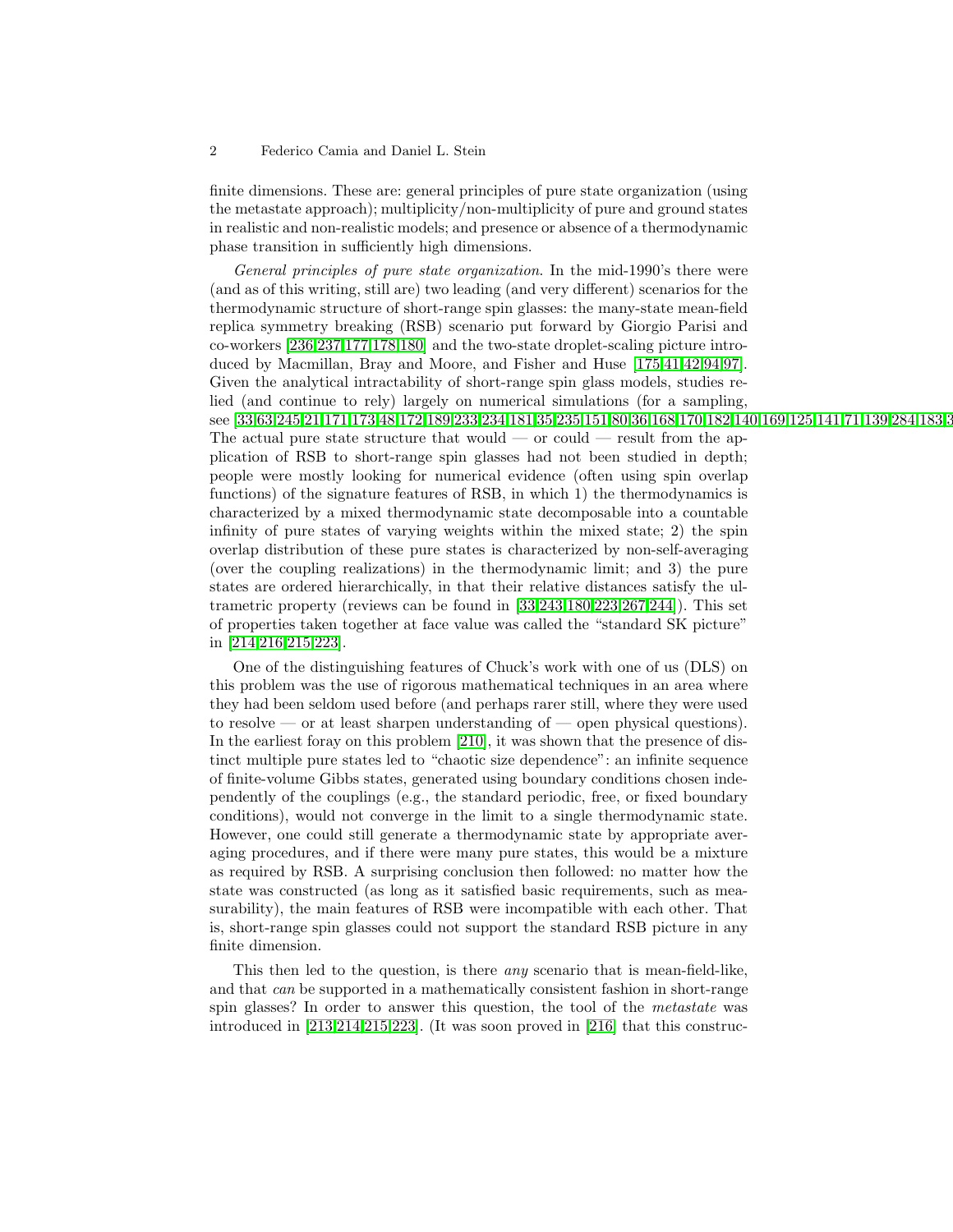finite dimensions. These are: general principles of pure state organization (using the metastate approach); multiplicity/non-multiplicity of pure and ground states in realistic and non-realistic models; and presence or absence of a thermodynamic phase transition in sufficiently high dimensions.

*General principles of pure state organization.* In the mid-1990's there were (and as of this writing, still are) two leading (and very different) scenarios for the thermodynamic structure of short-range spin glasses: the many-state mean-field replica symmetry breaking (RSB) scenario put forward by Giorgio Parisi and co-workers [236,237,177,178,180] and the two-state droplet-scaling picture introduced by Macmillan, Bray and Moore, and Fisher and Huse [175,41,42,94,97]. Given the analytical intractability of short-range spin glass models, studies relied (and continue to rely) largely on numerical simulations (for a sampling, see [33,63,245,21,171,173,48,172,189,233,234,181,35,235,151,80,36,168,170,182,140,169,125,141,71,139,284,183,3 The actual pure state structure that would — or could — result from the application of RSB to short-range spin glasses had not been studied in depth; people were mostly looking for numerical evidence (often using spin overlap functions) of the signature features of RSB, in which 1) the thermodynamics is characterized by a mixed thermodynamic state decomposable into a countable infinity of pure states of varying weights within the mixed state; 2) the spin overlap distribution of these pure states is characterized by non-self-averaging (over the coupling realizations) in the thermodynamic limit; and 3) the pure states are ordered hierarchically, in that their relative distances satisfy the ultrametric property (reviews can be found in [33,243,180,223,267,244]). This set of properties taken together at face value was called the "standard SK picture" in [214,216,215,223].

One of the distinguishing features of Chuck's work with one of us (DLS) on this problem was the use of rigorous mathematical techniques in an area where they had been seldom used before (and perhaps rarer still, where they were used to resolve — or at least sharpen understanding of — open physical questions). In the earliest foray on this problem [210], it was shown that the presence of distinct multiple pure states led to "chaotic size dependence": an infinite sequence of finite-volume Gibbs states, generated using boundary conditions chosen independently of the couplings (e.g., the standard periodic, free, or fixed boundary conditions), would not converge in the limit to a single thermodynamic state. However, one could still generate a thermodynamic state by appropriate averaging procedures, and if there were many pure states, this would be a mixture as required by RSB. A surprising conclusion then followed: no matter how the state was constructed (as long as it satisfied basic requirements, such as measurability), the main features of RSB were incompatible with each other. That is, short-range spin glasses could not support the standard RSB picture in any finite dimension.

This then led to the question, is there *any* scenario that is mean-field-like, and that *can* be supported in a mathematically consistent fashion in short-range spin glasses? In order to answer this question, the tool of the *metastate* was introduced in [213,214,215,223]. (It was soon proved in [216] that this construc-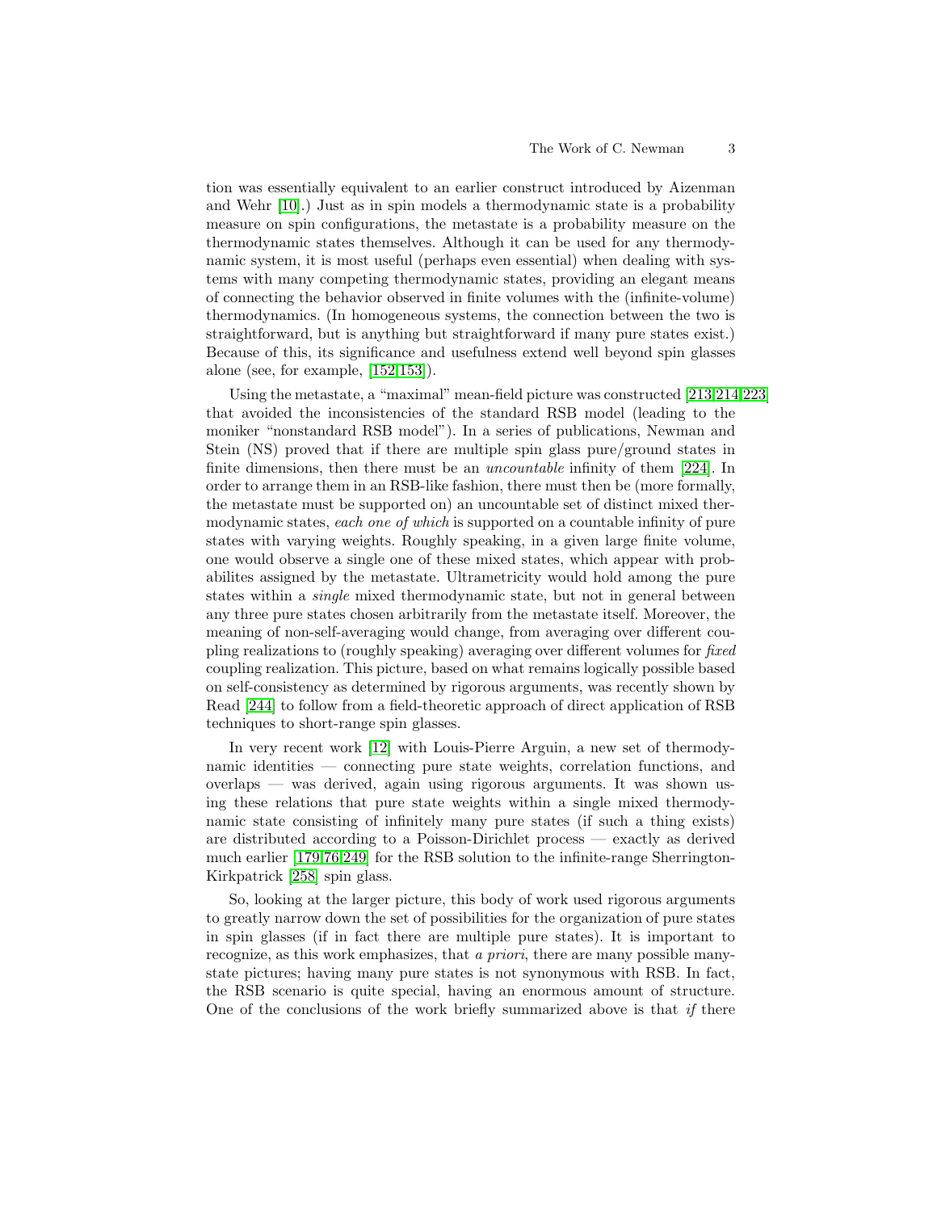tion was essentially equivalent to an earlier construct introduced by Aizenman and Wehr [10].) Just as in spin models a thermodynamic state is a probability measure on spin configurations, the metastate is a probability measure on the thermodynamic states themselves. Although it can be used for any thermodynamic system, it is most useful (perhaps even essential) when dealing with systems with many competing thermodynamic states, providing an elegant means of connecting the behavior observed in finite volumes with the (infinite-volume) thermodynamics. (In homogeneous systems, the connection between the two is straightforward, but is anything but straightforward if many pure states exist.) Because of this, its significance and usefulness extend well beyond spin glasses alone (see, for example, [152,153]).

Using the metastate, a "maximal" mean-field picture was constructed [213,214,223] that avoided the inconsistencies of the standard RSB model (leading to the moniker "nonstandard RSB model"). In a series of publications, Newman and Stein (NS) proved that if there are multiple spin glass pure/ground states in finite dimensions, then there must be an *uncountable* infinity of them [224]. In order to arrange them in an RSB-like fashion, there must then be (more formally, the metastate must be supported on) an uncountable set of distinct mixed thermodynamic states, *each one of which* is supported on a countable infinity of pure states with varying weights. Roughly speaking, in a given large finite volume, one would observe a single one of these mixed states, which appear with probabilites assigned by the metastate. Ultrametricity would hold among the pure states within a *single* mixed thermodynamic state, but not in general between any three pure states chosen arbitrarily from the metastate itself. Moreover, the meaning of non-self-averaging would change, from averaging over different coupling realizations to (roughly speaking) averaging over different volumes for *fixed* coupling realization. This picture, based on what remains logically possible based on self-consistency as determined by rigorous arguments, was recently shown by Read [244] to follow from a field-theoretic approach of direct application of RSB techniques to short-range spin glasses.

In very recent work [12] with Louis-Pierre Arguin, a new set of thermodynamic identities — connecting pure state weights, correlation functions, and overlaps — was derived, again using rigorous arguments. It was shown using these relations that pure state weights within a single mixed thermodynamic state consisting of infinitely many pure states (if such a thing exists) are distributed according to a Poisson-Dirichlet process — exactly as derived much earlier [179,76,249] for the RSB solution to the infinite-range Sherrington-Kirkpatrick [258] spin glass.

So, looking at the larger picture, this body of work used rigorous arguments to greatly narrow down the set of possibilities for the organization of pure states in spin glasses (if in fact there are multiple pure states). It is important to recognize, as this work emphasizes, that *a priori*, there are many possible many-state pictures; having many pure states is not synonymous with RSB. In fact, the RSB scenario is quite special, having an enormous amount of structure. One of the conclusions of the work briefly summarized above is that *if* there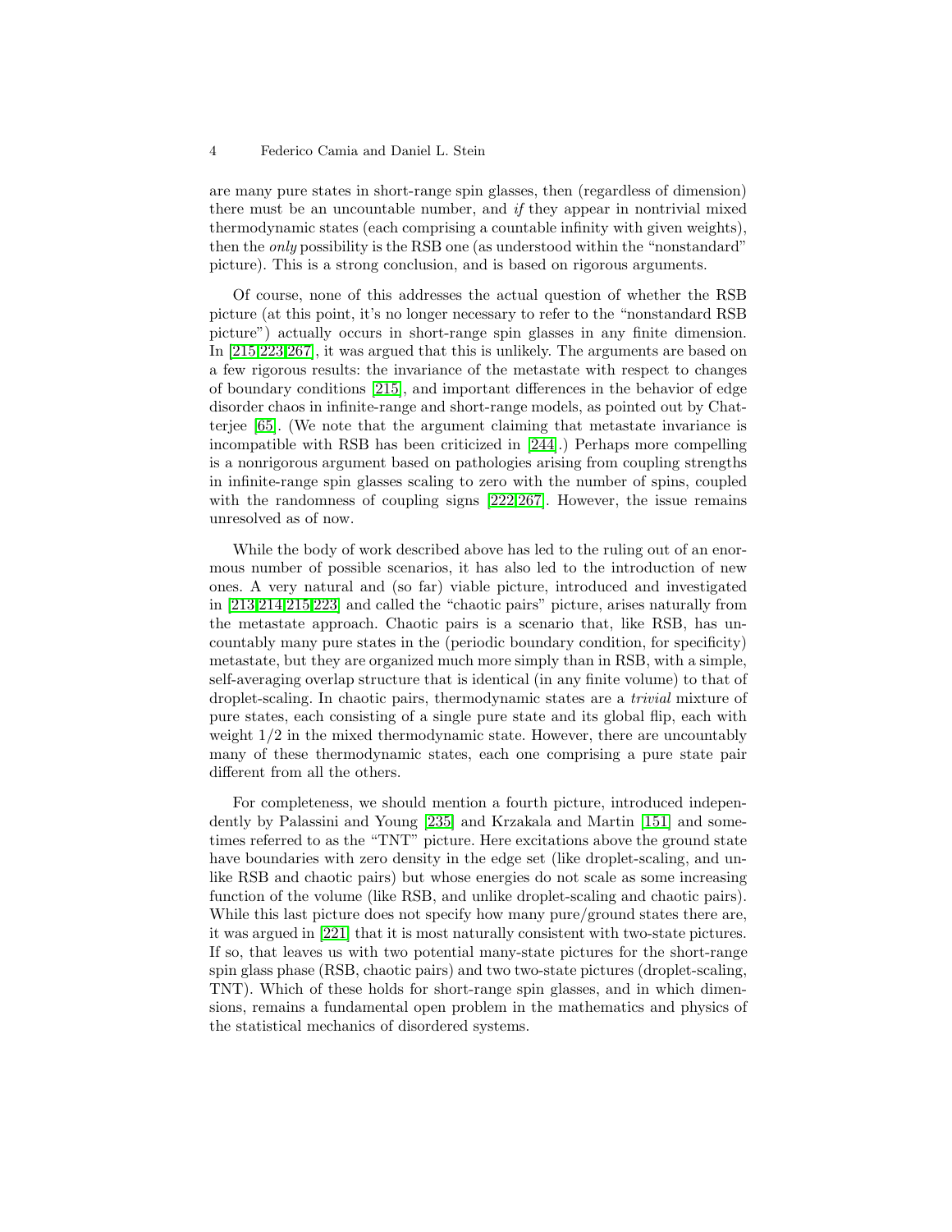are many pure states in short-range spin glasses, then (regardless of dimension) there must be an uncountable number, and *if* they appear in nontrivial mixed thermodynamic states (each comprising a countable infinity with given weights), then the *only* possibility is the RSB one (as understood within the "nonstandard" picture). This is a strong conclusion, and is based on rigorous arguments.

Of course, none of this addresses the actual question of whether the RSB picture (at this point, it's no longer necessary to refer to the "nonstandard RSB picture") actually occurs in short-range spin glasses in any finite dimension. In [215,223,267], it was argued that this is unlikely. The arguments are based on a few rigorous results: the invariance of the metastate with respect to changes of boundary conditions [215], and important differences in the behavior of edge disorder chaos in infinite-range and short-range models, as pointed out by Chatterjee [65]. (We note that the argument claiming that metastate invariance is incompatible with RSB has been criticized in [244].) Perhaps more compelling is a nonrigorous argument based on pathologies arising from coupling strengths in infinite-range spin glasses scaling to zero with the number of spins, coupled with the randomness of coupling signs [222,267]. However, the issue remains unresolved as of now.

While the body of work described above has led to the ruling out of an enormous number of possible scenarios, it has also led to the introduction of new ones. A very natural and (so far) viable picture, introduced and investigated in [213,214,215,223] and called the "chaotic pairs" picture, arises naturally from the metastate approach. Chaotic pairs is a scenario that, like RSB, has uncountably many pure states in the (periodic boundary condition, for specificity) metastate, but they are organized much more simply than in RSB, with a simple, self-averaging overlap structure that is identical (in any finite volume) to that of droplet-scaling. In chaotic pairs, thermodynamic states are a *trivial* mixture of pure states, each consisting of a single pure state and its global flip, each with weight $1/2$ in the mixed thermodynamic state. However, there are uncountably many of these thermodynamic states, each one comprising a pure state pair different from all the others.

For completeness, we should mention a fourth picture, introduced independently by Palassini and Young [235] and Krzakala and Martin [151] and sometimes referred to as the "TNT" picture. Here excitations above the ground state have boundaries with zero density in the edge set (like droplet-scaling, and unlike RSB and chaotic pairs) but whose energies do not scale as some increasing function of the volume (like RSB, and unlike droplet-scaling and chaotic pairs). While this last picture does not specify how many pure/ground states there are, it was argued in [221] that it is most naturally consistent with two-state pictures. If so, that leaves us with two potential many-state pictures for the short-range spin glass phase (RSB, chaotic pairs) and two two-state pictures (droplet-scaling, TNT). Which of these holds for short-range spin glasses, and in which dimensions, remains a fundamental open problem in the mathematics and physics of the statistical mechanics of disordered systems.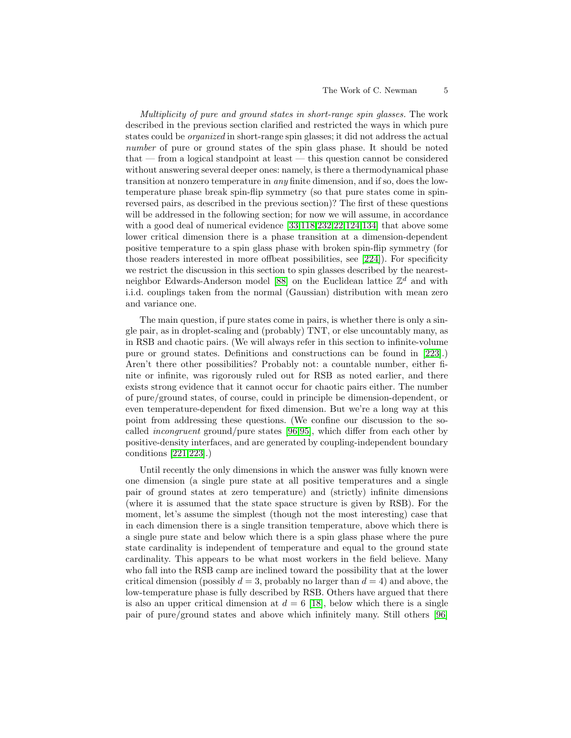*Multiplicity of pure and ground states in short-range spin glasses.* The work described in the previous section clarified and restricted the ways in which pure states could be *organized* in short-range spin glasses; it did not address the actual *number* of pure or ground states of the spin glass phase. It should be noted that — from a logical standpoint at least — this question cannot be considered without answering several deeper ones: namely, is there a thermodynamical phase transition at nonzero temperature in *any* finite dimension, and if so, does the low-temperature phase break spin-flip symmetry (so that pure states come in spin-reversed pairs, as described in the previous section)? The first of these questions will be addressed in the following section; for now we will assume, in accordance with a good deal of numerical evidence [33,118,232,22,124,134] that above some lower critical dimension there is a phase transition at a dimension-dependent positive temperature to a spin glass phase with broken spin-flip symmetry (for those readers interested in more offbeat possibilities, see [224]). For specificity we restrict the discussion in this section to spin glasses described by the nearest-neighbor Edwards-Anderson model [88] on the Euclidean lattice $\mathbb{Z}^d$ and with i.i.d. couplings taken from the normal (Gaussian) distribution with mean zero and variance one.

The main question, if pure states come in pairs, is whether there is only a single pair, as in droplet-scaling and (probably) TNT, or else uncountably many, as in RSB and chaotic pairs. (We will always refer in this section to infinite-volume pure or ground states. Definitions and constructions can be found in [223].) Aren't there other possibilities? Probably not: a countable number, either finite or infinite, was rigorously ruled out for RSB as noted earlier, and there exists strong evidence that it cannot occur for chaotic pairs either. The number of pure/ground states, of course, could in principle be dimension-dependent, or even temperature-dependent for fixed dimension. But we're a long way at this point from addressing these questions. (We confine our discussion to the so-called *incongruent* ground/pure states [96,95], which differ from each other by positive-density interfaces, and are generated by coupling-independent boundary conditions [221,223].)

Until recently the only dimensions in which the answer was fully known were one dimension (a single pure state at all positive temperatures and a single pair of ground states at zero temperature) and (strictly) infinite dimensions (where it is assumed that the state space structure is given by RSB). For the moment, let's assume the simplest (though not the most interesting) case that in each dimension there is a single transition temperature, above which there is a single pure state and below which there is a spin glass phase where the pure state cardinality is independent of temperature and equal to the ground state cardinality. This appears to be what most workers in the field believe. Many who fall into the RSB camp are inclined toward the possibility that at the lower critical dimension (possibly $d = 3$, probably no larger than $d = 4$) and above, the low-temperature phase is fully described by RSB. Others have argued that there is also an upper critical dimension at $d = 6$ [18], below which there is a single pair of pure/ground states and above which infinitely many. Still others [96]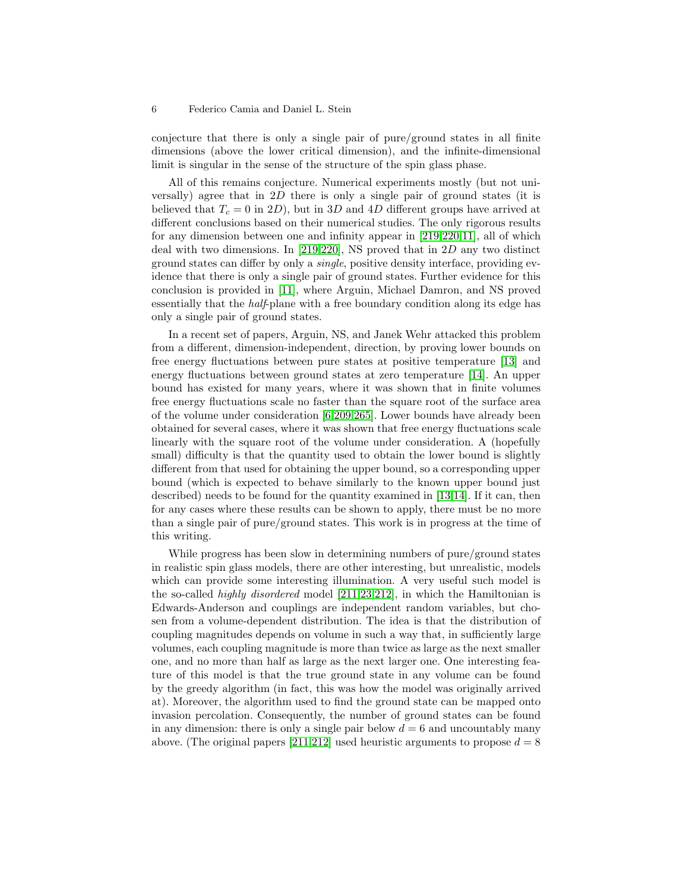conjecture that there is only a single pair of pure/ground states in all finite dimensions (above the lower critical dimension), and the infinite-dimensional limit is singular in the sense of the structure of the spin glass phase.

All of this remains conjecture. Numerical experiments mostly (but not universally) agree that in $2D$ there is only a single pair of ground states (it is believed that $T_c = 0$ in $2D$), but in $3D$ and $4D$ different groups have arrived at different conclusions based on their numerical studies. The only rigorous results for any dimension between one and infinity appear in [219,220,11], all of which deal with two dimensions. In [219,220], NS proved that in $2D$ any two distinct ground states can differ by only a *single*, positive density interface, providing evidence that there is only a single pair of ground states. Further evidence for this conclusion is provided in [11], where Arguin, Michael Damron, and NS proved essentially that the *half*-plane with a free boundary condition along its edge has only a single pair of ground states.

In a recent set of papers, Arguin, NS, and Janek Wehr attacked this problem from a different, dimension-independent, direction, by proving lower bounds on free energy fluctuations between pure states at positive temperature [13] and energy fluctuations between ground states at zero temperature [14]. An upper bound has existed for many years, where it was shown that in finite volumes free energy fluctuations scale no faster than the square root of the surface area of the volume under consideration [6,209,265]. Lower bounds have already been obtained for several cases, where it was shown that free energy fluctuations scale linearly with the square root of the volume under consideration. A (hopefully small) difficulty is that the quantity used to obtain the lower bound is slightly different from that used for obtaining the upper bound, so a corresponding upper bound (which is expected to behave similarly to the known upper bound just described) needs to be found for the quantity examined in [13,14]. If it can, then for any cases where these results can be shown to apply, there must be no more than a single pair of pure/ground states. This work is in progress at the time of this writing.

While progress has been slow in determining numbers of pure/ground states in realistic spin glass models, there are other interesting, but unrealistic, models which can provide some interesting illumination. A very useful such model is the so-called *highly disordered* model [211,23,212], in which the Hamiltonian is Edwards-Anderson and couplings are independent random variables, but chosen from a volume-dependent distribution. The idea is that the distribution of coupling magnitudes depends on volume in such a way that, in sufficiently large volumes, each coupling magnitude is more than twice as large as the next smaller one, and no more than half as large as the next larger one. One interesting feature of this model is that the true ground state in any volume can be found by the greedy algorithm (in fact, this was how the model was originally arrived at). Moreover, the algorithm used to find the ground state can be mapped onto invasion percolation. Consequently, the number of ground states can be found in any dimension: there is only a single pair below $d = 6$ and uncountably many above. (The original papers [211,212] used heuristic arguments to propose $d = 8$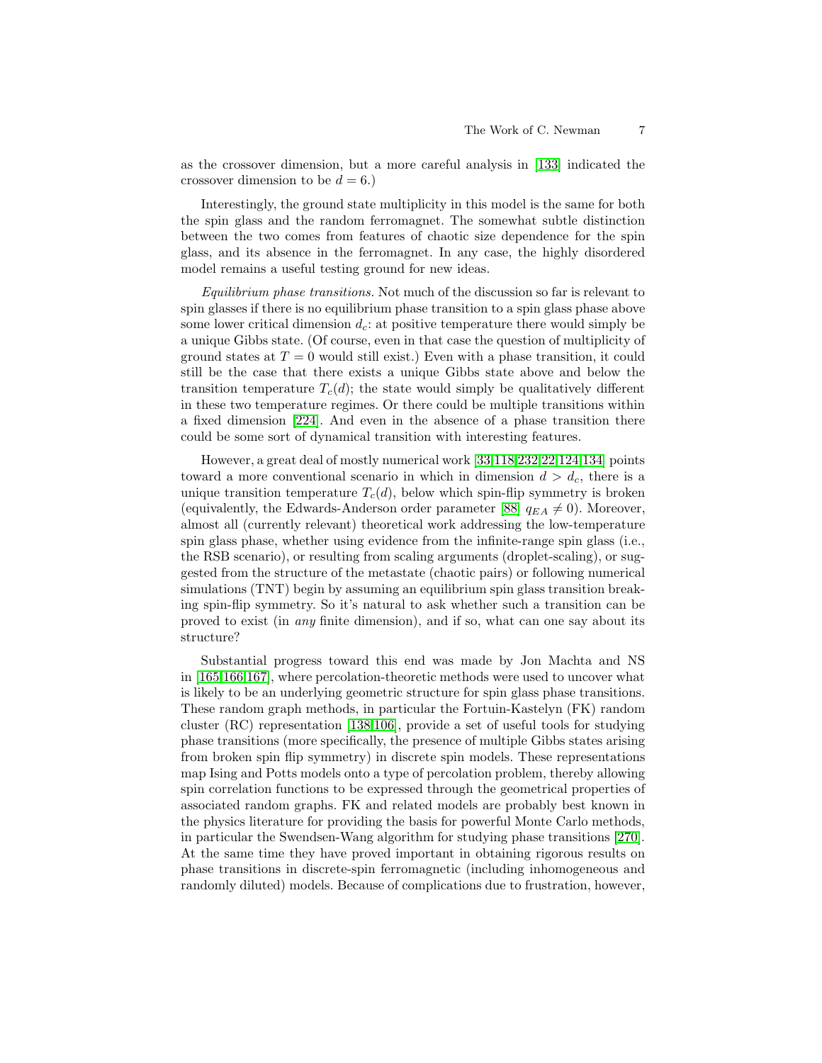as the crossover dimension, but a more careful analysis in [133] indicated the crossover dimension to be $d = 6$.)

Interestingly, the ground state multiplicity in this model is the same for both the spin glass and the random ferromagnet. The somewhat subtle distinction between the two comes from features of chaotic size dependence for the spin glass, and its absence in the ferromagnet. In any case, the highly disordered model remains a useful testing ground for new ideas.

*Equilibrium phase transitions.* Not much of the discussion so far is relevant to spin glasses if there is no equilibrium phase transition to a spin glass phase above some lower critical dimension $d_c$: at positive temperature there would simply be a unique Gibbs state. (Of course, even in that case the question of multiplicity of ground states at $T = 0$ would still exist.) Even with a phase transition, it could still be the case that there exists a unique Gibbs state above and below the transition temperature $T_c(d)$; the state would simply be qualitatively different in these two temperature regimes. Or there could be multiple transitions within a fixed dimension [224]. And even in the absence of a phase transition there could be some sort of dynamical transition with interesting features.

However, a great deal of mostly numerical work [33,118,232,22,124,134] points toward a more conventional scenario in which in dimension $d > d_c$, there is a unique transition temperature $T_c(d)$, below which spin-flip symmetry is broken (equivalently, the Edwards-Anderson order parameter [88] $q_{EA} \neq 0$). Moreover, almost all (currently relevant) theoretical work addressing the low-temperature spin glass phase, whether using evidence from the infinite-range spin glass (i.e., the RSB scenario), or resulting from scaling arguments (droplet-scaling), or suggested from the structure of the metastate (chaotic pairs) or following numerical simulations (TNT) begin by assuming an equilibrium spin glass transition breaking spin-flip symmetry. So it's natural to ask whether such a transition can be proved to exist (in *any* finite dimension), and if so, what can one say about its structure?

Substantial progress toward this end was made by Jon Machta and NS in [165,166,167], where percolation-theoretic methods were used to uncover what is likely to be an underlying geometric structure for spin glass phase transitions. These random graph methods, in particular the Fortuin-Kastelyn (FK) random cluster (RC) representation [138,106], provide a set of useful tools for studying phase transitions (more specifically, the presence of multiple Gibbs states arising from broken spin flip symmetry) in discrete spin models. These representations map Ising and Potts models onto a type of percolation problem, thereby allowing spin correlation functions to be expressed through the geometrical properties of associated random graphs. FK and related models are probably best known in the physics literature for providing the basis for powerful Monte Carlo methods, in particular the Swendsen-Wang algorithm for studying phase transitions [270]. At the same time they have proved important in obtaining rigorous results on phase transitions in discrete-spin ferromagnetic (including inhomogeneous and randomly diluted) models. Because of complications due to frustration, however,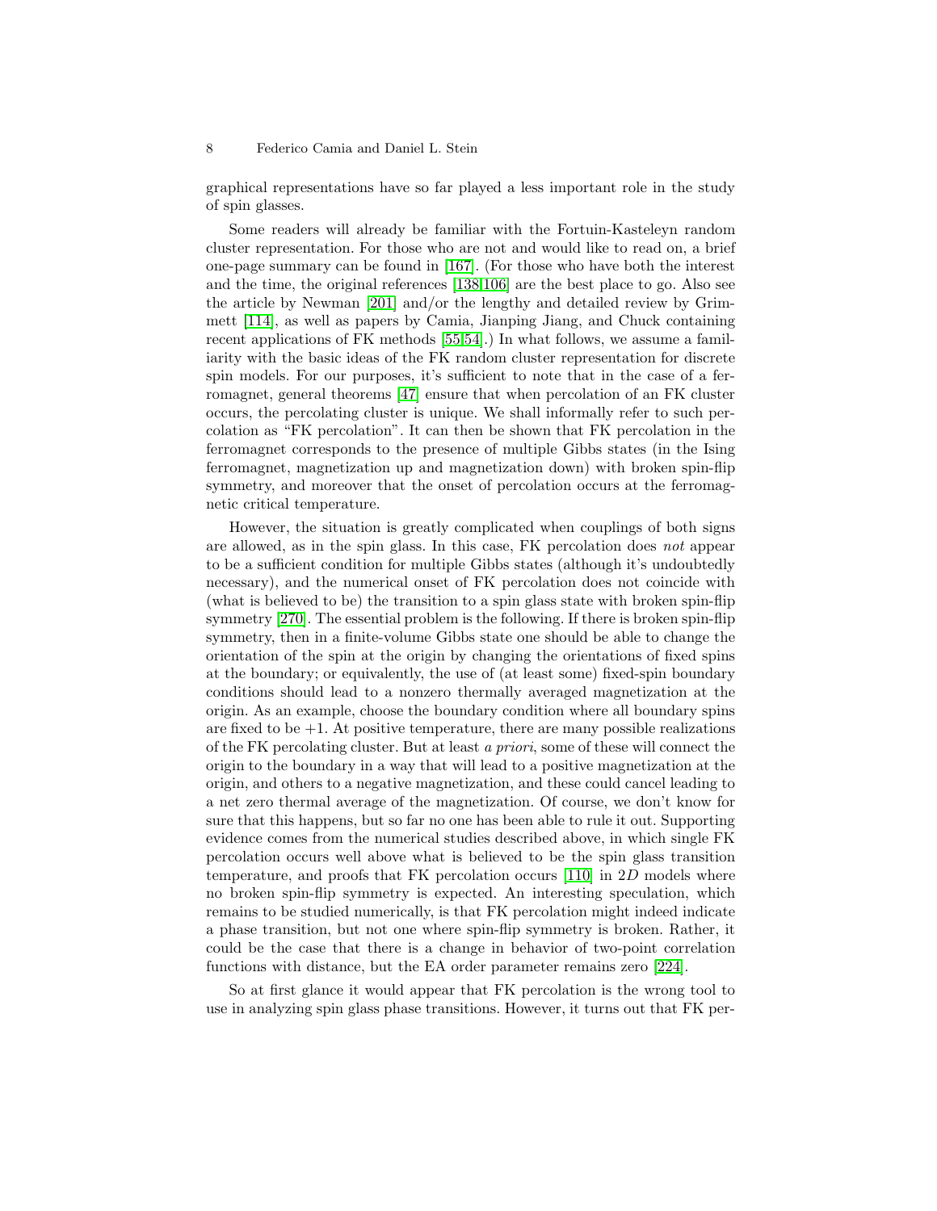graphical representations have so far played a less important role in the study of spin glasses.

Some readers will already be familiar with the Fortuin-Kasteleyn random cluster representation. For those who are not and would like to read on, a brief one-page summary can be found in [167]. (For those who have both the interest and the time, the original references [138,106] are the best place to go. Also see the article by Newman [201] and/or the lengthy and detailed review by Grimmett [114], as well as papers by Camia, Jianping Jiang, and Chuck containing recent applications of FK methods [55,54].) In what follows, we assume a familiarity with the basic ideas of the FK random cluster representation for discrete spin models. For our purposes, it's sufficient to note that in the case of a ferromagnet, general theorems [47] ensure that when percolation of an FK cluster occurs, the percolating cluster is unique. We shall informally refer to such percolation as "FK percolation". It can then be shown that FK percolation in the ferromagnet corresponds to the presence of multiple Gibbs states (in the Ising ferromagnet, magnetization up and magnetization down) with broken spin-flip symmetry, and moreover that the onset of percolation occurs at the ferromagnetic critical temperature.

However, the situation is greatly complicated when couplings of both signs are allowed, as in the spin glass. In this case, FK percolation does *not* appear to be a sufficient condition for multiple Gibbs states (although it's undoubtedly necessary), and the numerical onset of FK percolation does not coincide with (what is believed to be) the transition to a spin glass state with broken spin-flip symmetry [270]. The essential problem is the following. If there is broken spin-flip symmetry, then in a finite-volume Gibbs state one should be able to change the orientation of the spin at the origin by changing the orientations of fixed spins at the boundary; or equivalently, the use of (at least some) fixed-spin boundary conditions should lead to a nonzero thermally averaged magnetization at the origin. As an example, choose the boundary condition where all boundary spins are fixed to be $+1$. At positive temperature, there are many possible realizations of the FK percolating cluster. But at least *a priori*, some of these will connect the origin to the boundary in a way that will lead to a positive magnetization at the origin, and others to a negative magnetization, and these could cancel leading to a net zero thermal average of the magnetization. Of course, we don't know for sure that this happens, but so far no one has been able to rule it out. Supporting evidence comes from the numerical studies described above, in which single FK percolation occurs well above what is believed to be the spin glass transition temperature, and proofs that FK percolation occurs [110] in $2D$ models where no broken spin-flip symmetry is expected. An interesting speculation, which remains to be studied numerically, is that FK percolation might indeed indicate a phase transition, but not one where spin-flip symmetry is broken. Rather, it could be the case that there is a change in behavior of two-point correlation functions with distance, but the EA order parameter remains zero [224].

So at first glance it would appear that FK percolation is the wrong tool to use in analyzing spin glass phase transitions. However, it turns out that FK per-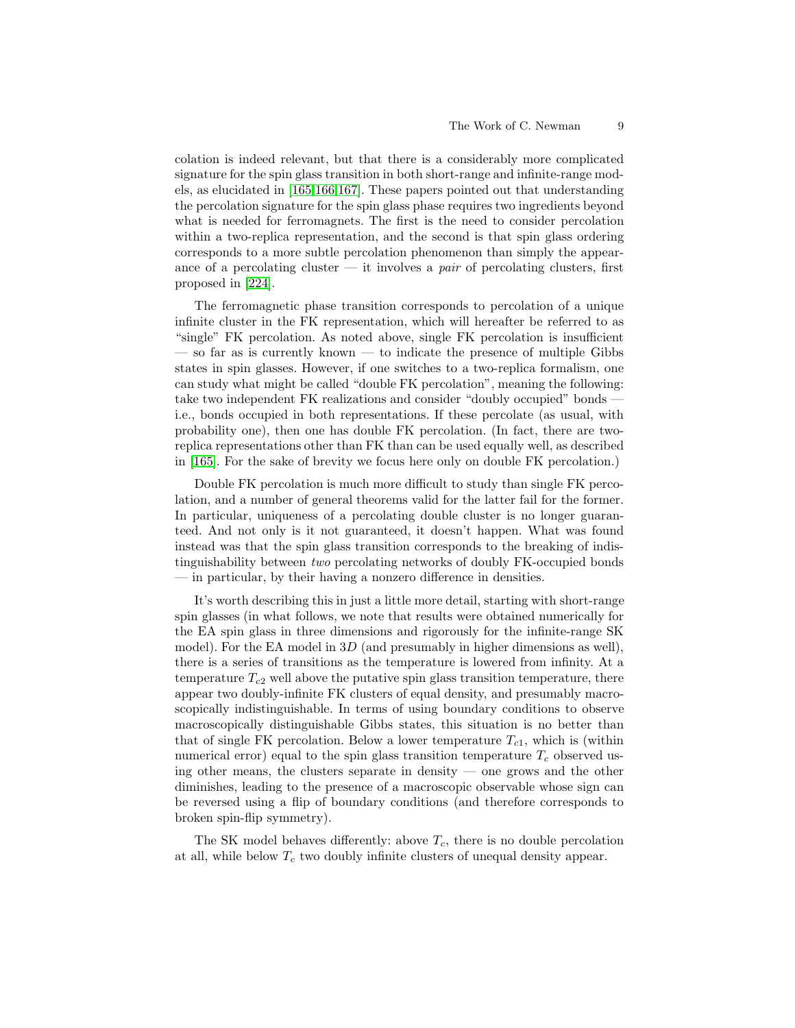colation is indeed relevant, but that there is a considerably more complicated signature for the spin glass transition in both short-range and infinite-range models, as elucidated in [165,166,167]. These papers pointed out that understanding the percolation signature for the spin glass phase requires two ingredients beyond what is needed for ferromagnets. The first is the need to consider percolation within a two-replica representation, and the second is that spin glass ordering corresponds to a more subtle percolation phenomenon than simply the appearance of a percolating cluster — it involves a *pair* of percolating clusters, first proposed in [224].

The ferromagnetic phase transition corresponds to percolation of a unique infinite cluster in the FK representation, which will hereafter be referred to as "single" FK percolation. As noted above, single FK percolation is insufficient — so far as is currently known — to indicate the presence of multiple Gibbs states in spin glasses. However, if one switches to a two-replica formalism, one can study what might be called "double FK percolation", meaning the following: take two independent FK realizations and consider "doubly occupied" bonds — i.e., bonds occupied in both representations. If these percolate (as usual, with probability one), then one has double FK percolation. (In fact, there are two-replica representations other than FK than can be used equally well, as described in [165]. For the sake of brevity we focus here only on double FK percolation.)

Double FK percolation is much more difficult to study than single FK percolation, and a number of general theorems valid for the latter fail for the former. In particular, uniqueness of a percolating double cluster is no longer guaranteed. And not only is it not guaranteed, it doesn't happen. What was found instead was that the spin glass transition corresponds to the breaking of indistinguishability between *two* percolating networks of doubly FK-occupied bonds — in particular, by their having a nonzero difference in densities.

It's worth describing this in just a little more detail, starting with short-range spin glasses (in what follows, we note that results were obtained numerically for the EA spin glass in three dimensions and rigorously for the infinite-range SK model). For the EA model in $3D$ (and presumably in higher dimensions as well), there is a series of transitions as the temperature is lowered from infinity. At a temperature $T_{c2}$ well above the putative spin glass transition temperature, there appear two doubly-infinite FK clusters of equal density, and presumably macroscopically indistinguishable. In terms of using boundary conditions to observe macroscopically distinguishable Gibbs states, this situation is no better than that of single FK percolation. Below a lower temperature $T_{c1}$, which is (within numerical error) equal to the spin glass transition temperature $T_c$ observed using other means, the clusters separate in density — one grows and the other diminishes, leading to the presence of a macroscopic observable whose sign can be reversed using a flip of boundary conditions (and therefore corresponds to broken spin-flip symmetry).

The SK model behaves differently: above $T_c$, there is no double percolation at all, while below $T_c$ two doubly infinite clusters of unequal density appear.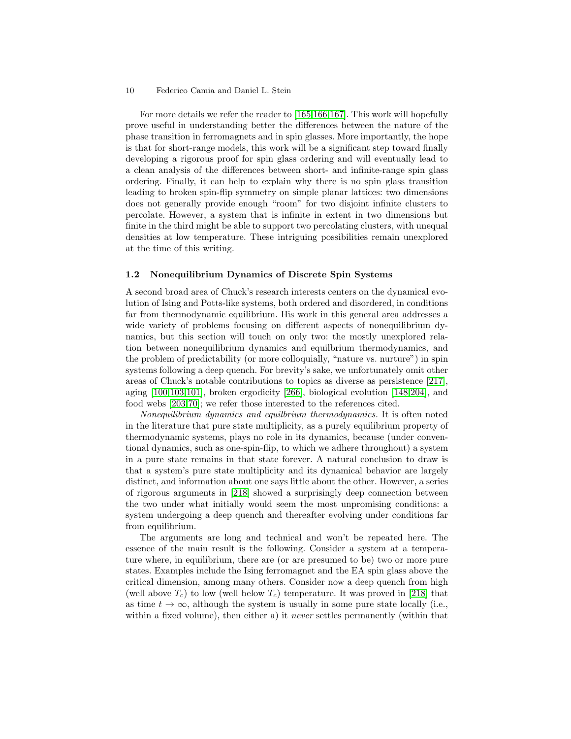For more details we refer the reader to [165,166,167]. This work will hopefully prove useful in understanding better the differences between the nature of the phase transition in ferromagnets and in spin glasses. More importantly, the hope is that for short-range models, this work will be a significant step toward finally developing a rigorous proof for spin glass ordering and will eventually lead to a clean analysis of the differences between short- and infinite-range spin glass ordering. Finally, it can help to explain why there is no spin glass transition leading to broken spin-flip symmetry on simple planar lattices: two dimensions does not generally provide enough "room" for two disjoint infinite clusters to percolate. However, a system that is infinite in extent in two dimensions but finite in the third might be able to support two percolating clusters, with unequal densities at low temperature. These intriguing possibilities remain unexplored at the time of this writing.

### 1.2 Nonequilibrium Dynamics of Discrete Spin Systems

A second broad area of Chuck's research interests centers on the dynamical evolution of Ising and Potts-like systems, both ordered and disordered, in conditions far from thermodynamic equilibrium. His work in this general area addresses a wide variety of problems focusing on different aspects of nonequilibrium dynamics, but this section will touch on only two: the mostly unexplored relation between nonequilibrium dynamics and equilbrium thermodynamics, and the problem of predictability (or more colloquially, "nature vs. nurture") in spin systems following a deep quench. For brevity's sake, we unfortunately omit other areas of Chuck's notable contributions to topics as diverse as persistence [217], aging [100,103,101], broken ergodicity [266], biological evolution [148,204], and food webs [203,70]; we refer those interested to the references cited.

*Nonequilibrium dynamics and equilbrium thermodynamics.* It is often noted in the literature that pure state multiplicity, as a purely equilibrium property of thermodynamic systems, plays no role in its dynamics, because (under conventional dynamics, such as one-spin-flip, to which we adhere throughout) a system in a pure state remains in that state forever. A natural conclusion to draw is that a system's pure state multiplicity and its dynamical behavior are largely distinct, and information about one says little about the other. However, a series of rigorous arguments in [218] showed a surprisingly deep connection between the two under what initially would seem the most unpromising conditions: a system undergoing a deep quench and thereafter evolving under conditions far from equilibrium.

The arguments are long and technical and won't be repeated here. The essence of the main result is the following. Consider a system at a temperature where, in equilibrium, there are (or are presumed to be) two or more pure states. Examples include the Ising ferromagnet and the EA spin glass above the critical dimension, among many others. Consider now a deep quench from high (well above $T_c$) to low (well below $T_c$) temperature. It was proved in [218] that as time $t \to \infty$, although the system is usually in some pure state locally (i.e., within a fixed volume), then either a) it *never* settles permanently (within that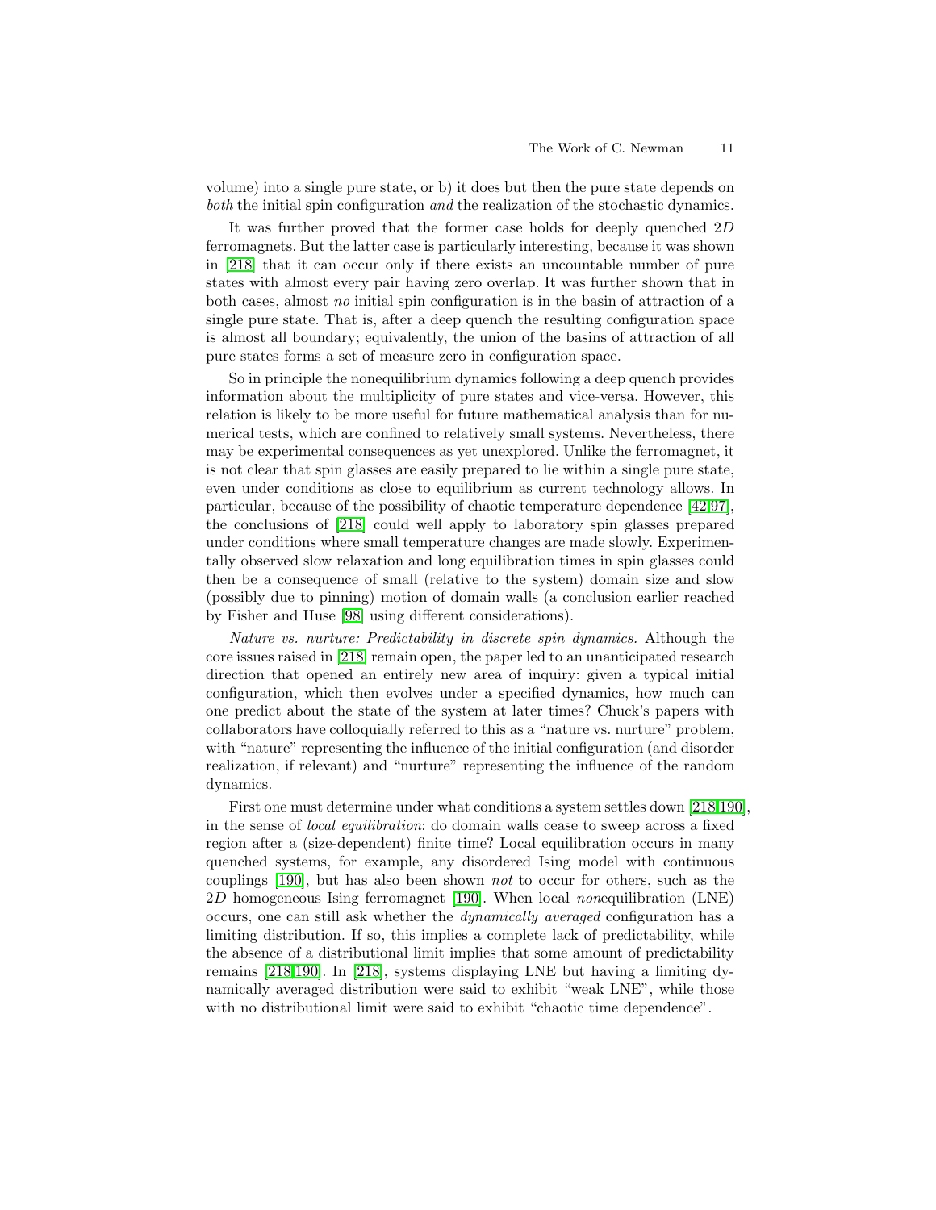volume) into a single pure state, or b) it does but then the pure state depends on *both* the initial spin configuration *and* the realization of the stochastic dynamics.

It was further proved that the former case holds for deeply quenched $2D$ ferromagnets. But the latter case is particularly interesting, because it was shown in [218] that it can occur only if there exists an uncountable number of pure states with almost every pair having zero overlap. It was further shown that in both cases, almost *no* initial spin configuration is in the basin of attraction of a single pure state. That is, after a deep quench the resulting configuration space is almost all boundary; equivalently, the union of the basins of attraction of all pure states forms a set of measure zero in configuration space.

So in principle the nonequilibrium dynamics following a deep quench provides information about the multiplicity of pure states and vice-versa. However, this relation is likely to be more useful for future mathematical analysis than for numerical tests, which are confined to relatively small systems. Nevertheless, there may be experimental consequences as yet unexplored. Unlike the ferromagnet, it is not clear that spin glasses are easily prepared to lie within a single pure state, even under conditions as close to equilibrium as current technology allows. In particular, because of the possibility of chaotic temperature dependence [42,97], the conclusions of [218] could well apply to laboratory spin glasses prepared under conditions where small temperature changes are made slowly. Experimentally observed slow relaxation and long equilibration times in spin glasses could then be a consequence of small (relative to the system) domain size and slow (possibly due to pinning) motion of domain walls (a conclusion earlier reached by Fisher and Huse [98] using different considerations).

*Nature vs. nurture: Predictability in discrete spin dynamics.* Although the core issues raised in [218] remain open, the paper led to an unanticipated research direction that opened an entirely new area of inquiry: given a typical initial configuration, which then evolves under a specified dynamics, how much can one predict about the state of the system at later times? Chuck's papers with collaborators have colloquially referred to this as a "nature vs. nurture" problem, with "nature" representing the influence of the initial configuration (and disorder realization, if relevant) and "nurture" representing the influence of the random dynamics.

First one must determine under what conditions a system settles down [218,190], in the sense of *local equilibration*: do domain walls cease to sweep across a fixed region after a (size-dependent) finite time? Local equilibration occurs in many quenched systems, for example, any disordered Ising model with continuous couplings [190], but has also been shown *not* to occur for others, such as the $2D$ homogeneous Ising ferromagnet [190]. When local *non*equilibration (LNE) occurs, one can still ask whether the *dynamically averaged* configuration has a limiting distribution. If so, this implies a complete lack of predictability, while the absence of a distributional limit implies that some amount of predictability remains [218,190]. In [218], systems displaying LNE but having a limiting dynamically averaged distribution were said to exhibit "weak LNE", while those with no distributional limit were said to exhibit "chaotic time dependence".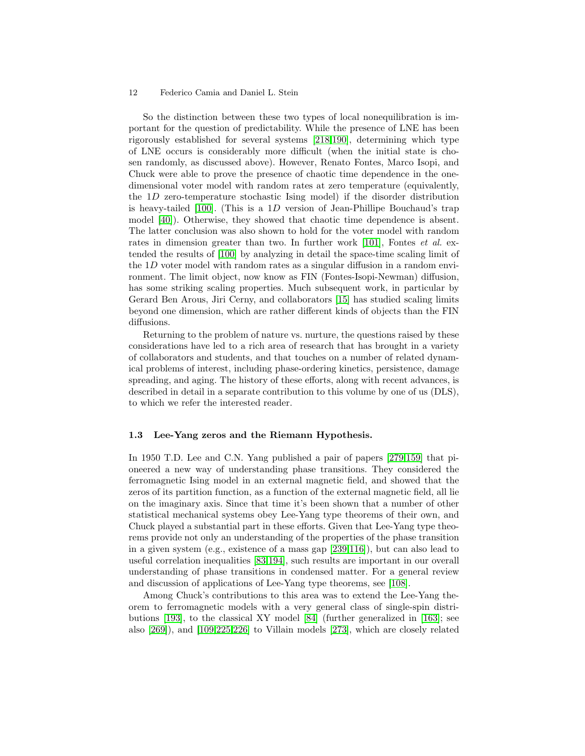So the distinction between these two types of local nonequilibration is important for the question of predictability. While the presence of LNE has been rigorously established for several systems [218,190], determining which type of LNE occurs is considerably more difficult (when the initial state is chosen randomly, as discussed above). However, Renato Fontes, Marco Isopi, and Chuck were able to prove the presence of chaotic time dependence in the one-dimensional voter model with random rates at zero temperature (equivalently, the $1D$ zero-temperature stochastic Ising model) if the disorder distribution is heavy-tailed [100]. (This is a $1D$ version of Jean-Phillipe Bouchaud's trap model [40]). Otherwise, they showed that chaotic time dependence is absent. The latter conclusion was also shown to hold for the voter model with random rates in dimension greater than two. In further work [101], Fontes *et al.* extended the results of [100] by analyzing in detail the space-time scaling limit of the $1D$ voter model with random rates as a singular diffusion in a random environment. The limit object, now know as FIN (Fontes-Isopi-Newman) diffusion, has some striking scaling properties. Much subsequent work, in particular by Gerard Ben Arous, Jiri Cerny, and collaborators [15] has studied scaling limits beyond one dimension, which are rather different kinds of objects than the FIN diffusions.

Returning to the problem of nature vs. nurture, the questions raised by these considerations have led to a rich area of research that has brought in a variety of collaborators and students, and that touches on a number of related dynamical problems of interest, including phase-ordering kinetics, persistence, damage spreading, and aging. The history of these efforts, along with recent advances, is described in detail in a separate contribution to this volume by one of us (DLS), to which we refer the interested reader.

### 1.3 Lee-Yang zeros and the Riemann Hypothesis.

In 1950 T.D. Lee and C.N. Yang published a pair of papers [279,159] that pioneered a new way of understanding phase transitions. They considered the ferromagnetic Ising model in an external magnetic field, and showed that the zeros of its partition function, as a function of the external magnetic field, all lie on the imaginary axis. Since that time it's been shown that a number of other statistical mechanical systems obey Lee-Yang type theorems of their own, and Chuck played a substantial part in these efforts. Given that Lee-Yang type theorems provide not only an understanding of the properties of the phase transition in a given system (e.g., existence of a mass gap [239,116]), but can also lead to useful correlation inequalities [83,194], such results are important in our overall understanding of phase transitions in condensed matter. For a general review and discussion of applications of Lee-Yang type theorems, see [108].

Among Chuck's contributions to this area was to extend the Lee-Yang theorem to ferromagnetic models with a very general class of single-spin distributions [193], to the classical XY model [84] (further generalized in [163]; see also [269]), and [109,225,226] to Villain models [273], which are closely related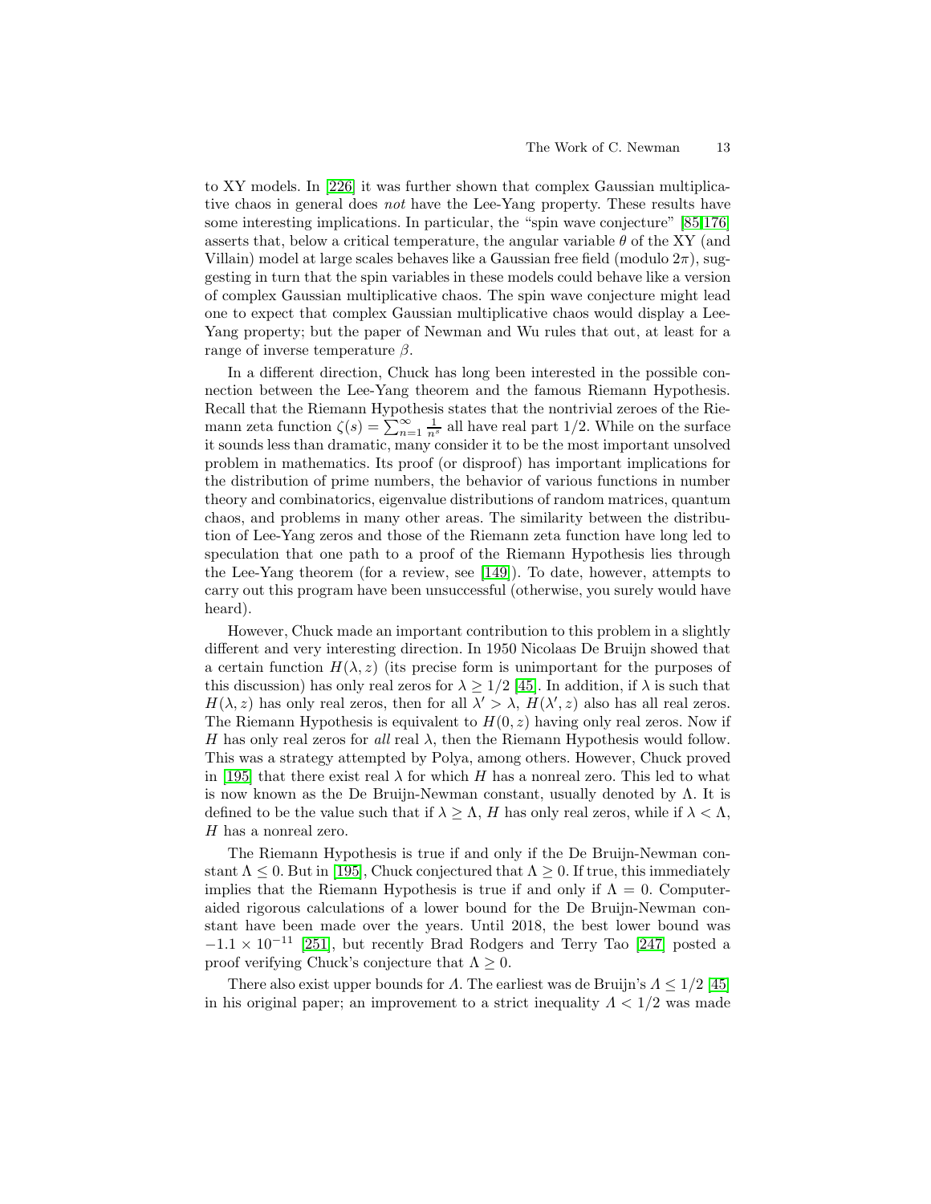to XY models. In [226] it was further shown that complex Gaussian multiplicative chaos in general does *not* have the Lee-Yang property. These results have some interesting implications. In particular, the "spin wave conjecture" [85,176] asserts that, below a critical temperature, the angular variable $\theta$ of the XY (and Villain) model at large scales behaves like a Gaussian free field (modulo $2\pi$), suggesting in turn that the spin variables in these models could behave like a version of complex Gaussian multiplicative chaos. The spin wave conjecture might lead one to expect that complex Gaussian multiplicative chaos would display a Lee-Yang property; but the paper of Newman and Wu rules that out, at least for a range of inverse temperature $\beta$.

In a different direction, Chuck has long been interested in the possible connection between the Lee-Yang theorem and the famous Riemann Hypothesis. Recall that the Riemann Hypothesis states that the nontrivial zeroes of the Riemann zeta function $\zeta(s) = \sum_{n=1}^{\infty} \frac{1}{n^s}$ all have real part 1/2. While on the surface it sounds less than dramatic, many consider it to be the most important unsolved problem in mathematics. Its proof (or disproof) has important implications for the distribution of prime numbers, the behavior of various functions in number theory and combinatorics, eigenvalue distributions of random matrices, quantum chaos, and problems in many other areas. The similarity between the distribution of Lee-Yang zeros and those of the Riemann zeta function have long led to speculation that one path to a proof of the Riemann Hypothesis lies through the Lee-Yang theorem (for a review, see [149]). To date, however, attempts to carry out this program have been unsuccessful (otherwise, you surely would have heard).

However, Chuck made an important contribution to this problem in a slightly different and very interesting direction. In 1950 Nicolaas De Bruijn showed that a certain function $H(\lambda, z)$ (its precise form is unimportant for the purposes of this discussion) has only real zeros for $\lambda \geq 1/2$ [45]. In addition, if $\lambda$ is such that $H(\lambda, z)$ has only real zeros, then for all $\lambda' > \lambda$, $H(\lambda', z)$ also has all real zeros. The Riemann Hypothesis is equivalent to $H(0, z)$ having only real zeros. Now if $H$ has only real zeros for *all* real $\lambda$, then the Riemann Hypothesis would follow. This was a strategy attempted by Polya, among others. However, Chuck proved in [195] that there exist real $\lambda$ for which $H$ has a nonreal zero. This led to what is now known as the De Bruijn-Newman constant, usually denoted by $\Lambda$. It is defined to be the value such that if $\lambda \geq \Lambda$, $H$ has only real zeros, while if $\lambda < \Lambda$, $H$ has a nonreal zero.

The Riemann Hypothesis is true if and only if the De Bruijn-Newman constant $\Lambda \leq 0$. But in [195], Chuck conjectured that $\Lambda \geq 0$. If true, this immediately implies that the Riemann Hypothesis is true if and only if $\Lambda = 0$. Computer-aided rigorous calculations of a lower bound for the De Bruijn-Newman constant have been made over the years. Until 2018, the best lower bound was $-1.1 \times 10^{-11}$ [251], but recently Brad Rodgers and Terry Tao [247] posted a proof verifying Chuck's conjecture that $\Lambda \geq 0$.

There also exist upper bounds for $\Lambda$. The earliest was de Bruijn's $\Lambda \leq 1/2$ [45] in his original paper; an improvement to a strict inequality $\Lambda < 1/2$ was made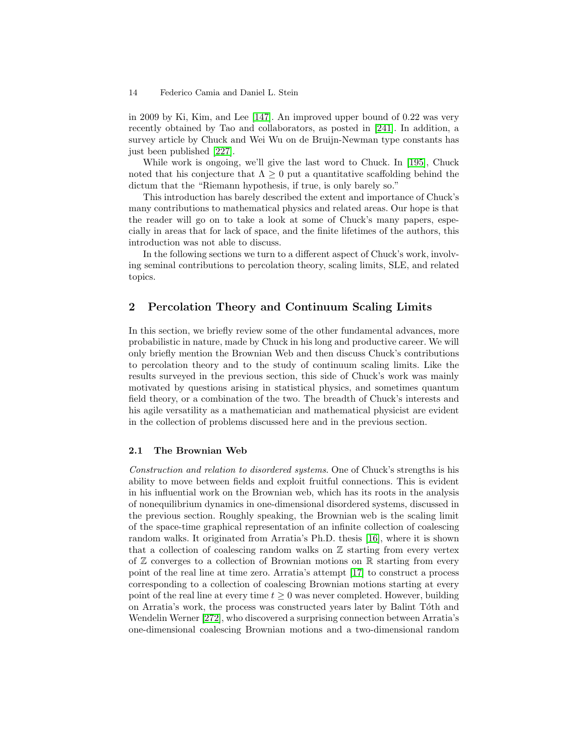in 2009 by Ki, Kim, and Lee [147]. An improved upper bound of 0.22 was very recently obtained by Tao and collaborators, as posted in [241]. In addition, a survey article by Chuck and Wei Wu on de Bruijn-Newman type constants has just been published [227].

While work is ongoing, we'll give the last word to Chuck. In [195], Chuck noted that his conjecture that $\Lambda \geq 0$ put a quantitative scaffolding behind the dictum that the "Riemann hypothesis, if true, is only barely so."

This introduction has barely described the extent and importance of Chuck's many contributions to mathematical physics and related areas. Our hope is that the reader will go on to take a look at some of Chuck's many papers, especially in areas that for lack of space, and the finite lifetimes of the authors, this introduction was not able to discuss.

In the following sections we turn to a different aspect of Chuck's work, involving seminal contributions to percolation theory, scaling limits, SLE, and related topics.

## 2 Percolation Theory and Continuum Scaling Limits

In this section, we briefly review some of the other fundamental advances, more probabilistic in nature, made by Chuck in his long and productive career. We will only briefly mention the Brownian Web and then discuss Chuck's contributions to percolation theory and to the study of continuum scaling limits. Like the results surveyed in the previous section, this side of Chuck's work was mainly motivated by questions arising in statistical physics, and sometimes quantum field theory, or a combination of the two. The breadth of Chuck's interests and his agile versatility as a mathematician and mathematical physicist are evident in the collection of problems discussed here and in the previous section.

### 2.1 The Brownian Web

*Construction and relation to disordered systems*. One of Chuck's strengths is his ability to move between fields and exploit fruitful connections. This is evident in his influential work on the Brownian web, which has its roots in the analysis of nonequilibrium dynamics in one-dimensional disordered systems, discussed in the previous section. Roughly speaking, the Brownian web is the scaling limit of the space-time graphical representation of an infinite collection of coalescing random walks. It originated from Arratia's Ph.D. thesis [16], where it is shown that a collection of coalescing random walks on $\mathbb{Z}$ starting from every vertex of $\mathbb{Z}$ converges to a collection of Brownian motions on $\mathbb{R}$ starting from every point of the real line at time zero. Arratia's attempt [17] to construct a process corresponding to a collection of coalescing Brownian motions starting at every point of the real line at every time $t \geq 0$ was never completed. However, building on Arratia's work, the process was constructed years later by Balint Tóth and Wendelin Werner [272], who discovered a surprising connection between Arratia's one-dimensional coalescing Brownian motions and a two-dimensional random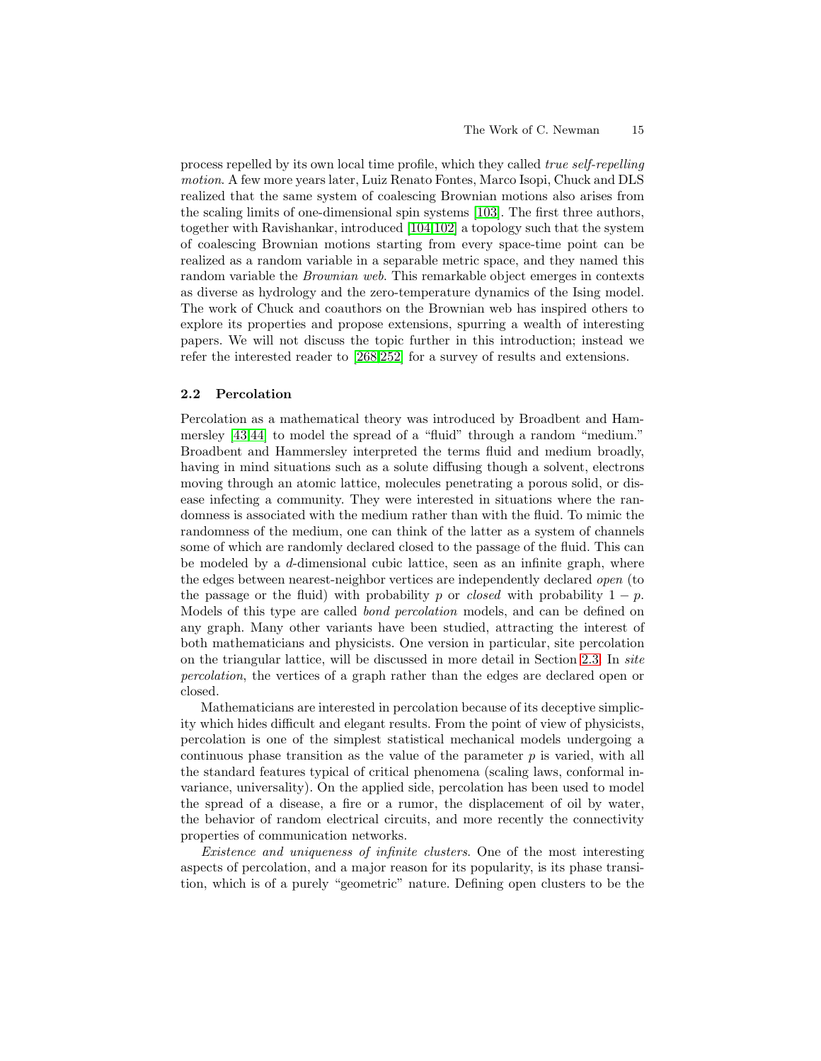process repelled by its own local time profile, which they called *true self-repelling motion*. A few more years later, Luiz Renato Fontes, Marco Isopi, Chuck and DLS realized that the same system of coalescing Brownian motions also arises from the scaling limits of one-dimensional spin systems [103]. The first three authors, together with Ravishankar, introduced [104,102] a topology such that the system of coalescing Brownian motions starting from every space-time point can be realized as a random variable in a separable metric space, and they named this random variable the *Brownian web*. This remarkable object emerges in contexts as diverse as hydrology and the zero-temperature dynamics of the Ising model. The work of Chuck and coauthors on the Brownian web has inspired others to explore its properties and propose extensions, spurring a wealth of interesting papers. We will not discuss the topic further in this introduction; instead we refer the interested reader to [268,252] for a survey of results and extensions.

### 2.2 Percolation

Percolation as a mathematical theory was introduced by Broadbent and Hammersley [43,44] to model the spread of a "fluid" through a random "medium." Broadbent and Hammersley interpreted the terms fluid and medium broadly, having in mind situations such as a solute diffusing though a solvent, electrons moving through an atomic lattice, molecules penetrating a porous solid, or disease infecting a community. They were interested in situations where the randomness is associated with the medium rather than with the fluid. To mimic the randomness of the medium, one can think of the latter as a system of channels some of which are randomly declared closed to the passage of the fluid. This can be modeled by a $d$-dimensional cubic lattice, seen as an infinite graph, where the edges between nearest-neighbor vertices are independently declared *open* (to the passage or the fluid) with probability $p$ or *closed* with probability $1 - p$. Models of this type are called *bond percolation* models, and can be defined on any graph. Many other variants have been studied, attracting the interest of both mathematicians and physicists. One version in particular, site percolation on the triangular lattice, will be discussed in more detail in Section 2.3. In *site percolation*, the vertices of a graph rather than the edges are declared open or closed.

Mathematicians are interested in percolation because of its deceptive simplicity which hides difficult and elegant results. From the point of view of physicists, percolation is one of the simplest statistical mechanical models undergoing a continuous phase transition as the value of the parameter $p$ is varied, with all the standard features typical of critical phenomena (scaling laws, conformal invariance, universality). On the applied side, percolation has been used to model the spread of a disease, a fire or a rumor, the displacement of oil by water, the behavior of random electrical circuits, and more recently the connectivity properties of communication networks.

*Existence and uniqueness of infinite clusters*. One of the most interesting aspects of percolation, and a major reason for its popularity, is its phase transition, which is of a purely "geometric" nature. Defining open clusters to be the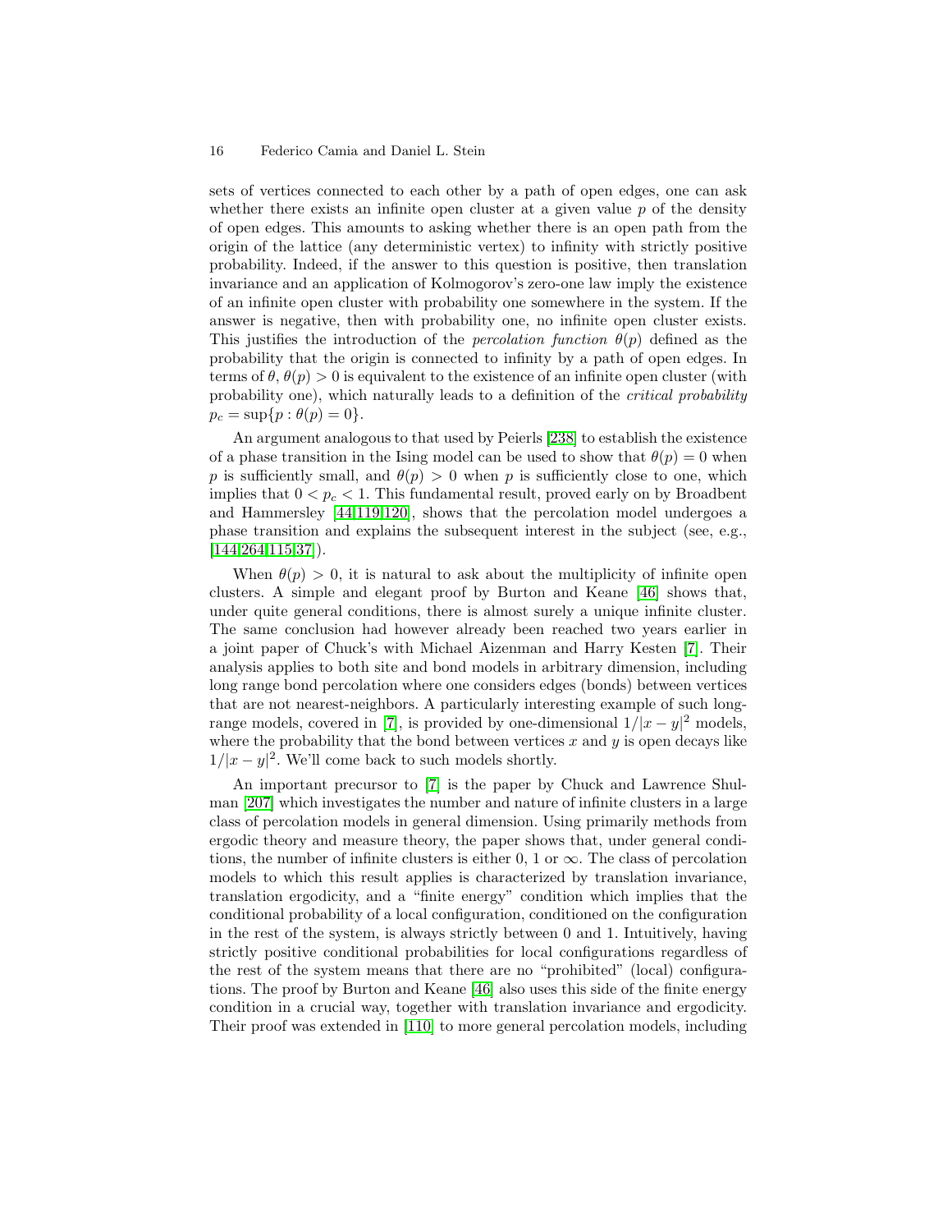sets of vertices connected to each other by a path of open edges, one can ask whether there exists an infinite open cluster at a given value $p$ of the density of open edges. This amounts to asking whether there is an open path from the origin of the lattice (any deterministic vertex) to infinity with strictly positive probability. Indeed, if the answer to this question is positive, then translation invariance and an application of Kolmogorov's zero-one law imply the existence of an infinite open cluster with probability one somewhere in the system. If the answer is negative, then with probability one, no infinite open cluster exists. This justifies the introduction of the *percolation function* $\theta(p)$ defined as the probability that the origin is connected to infinity by a path of open edges. In terms of $\theta$, $\theta(p) > 0$ is equivalent to the existence of an infinite open cluster (with probability one), which naturally leads to a definition of the *critical probability* $p_c = \sup\{p : \theta(p) = 0\}$.

An argument analogous to that used by Peierls [238] to establish the existence of a phase transition in the Ising model can be used to show that $\theta(p) = 0$ when $p$ is sufficiently small, and $\theta(p) > 0$ when $p$ is sufficiently close to one, which implies that $0 < p_c < 1$. This fundamental result, proved early on by Broadbent and Hammersley [44,119,120], shows that the percolation model undergoes a phase transition and explains the subsequent interest in the subject (see, e.g., [144,264,115,37]).

When $\theta(p) > 0$, it is natural to ask about the multiplicity of infinite open clusters. A simple and elegant proof by Burton and Keane [46] shows that, under quite general conditions, there is almost surely a unique infinite cluster. The same conclusion had however already been reached two years earlier in a joint paper of Chuck's with Michael Aizenman and Harry Kesten [7]. Their analysis applies to both site and bond models in arbitrary dimension, including long range bond percolation where one considers edges (bonds) between vertices that are not nearest-neighbors. A particularly interesting example of such long-range models, covered in [7], is provided by one-dimensional $1/|x-y|^2$ models, where the probability that the bond between vertices $x$ and $y$ is open decays like $1/|x-y|^2$. We'll come back to such models shortly.

An important precursor to [7] is the paper by Chuck and Lawrence Shulman [207] which investigates the number and nature of infinite clusters in a large class of percolation models in general dimension. Using primarily methods from ergodic theory and measure theory, the paper shows that, under general conditions, the number of infinite clusters is either 0, 1 or $\infty$. The class of percolation models to which this result applies is characterized by translation invariance, translation ergodicity, and a "finite energy" condition which implies that the conditional probability of a local configuration, conditioned on the configuration in the rest of the system, is always strictly between 0 and 1. Intuitively, having strictly positive conditional probabilities for local configurations regardless of the rest of the system means that there are no "prohibited" (local) configurations. The proof by Burton and Keane [46] also uses this side of the finite energy condition in a crucial way, together with translation invariance and ergodicity. Their proof was extended in [110] to more general percolation models, including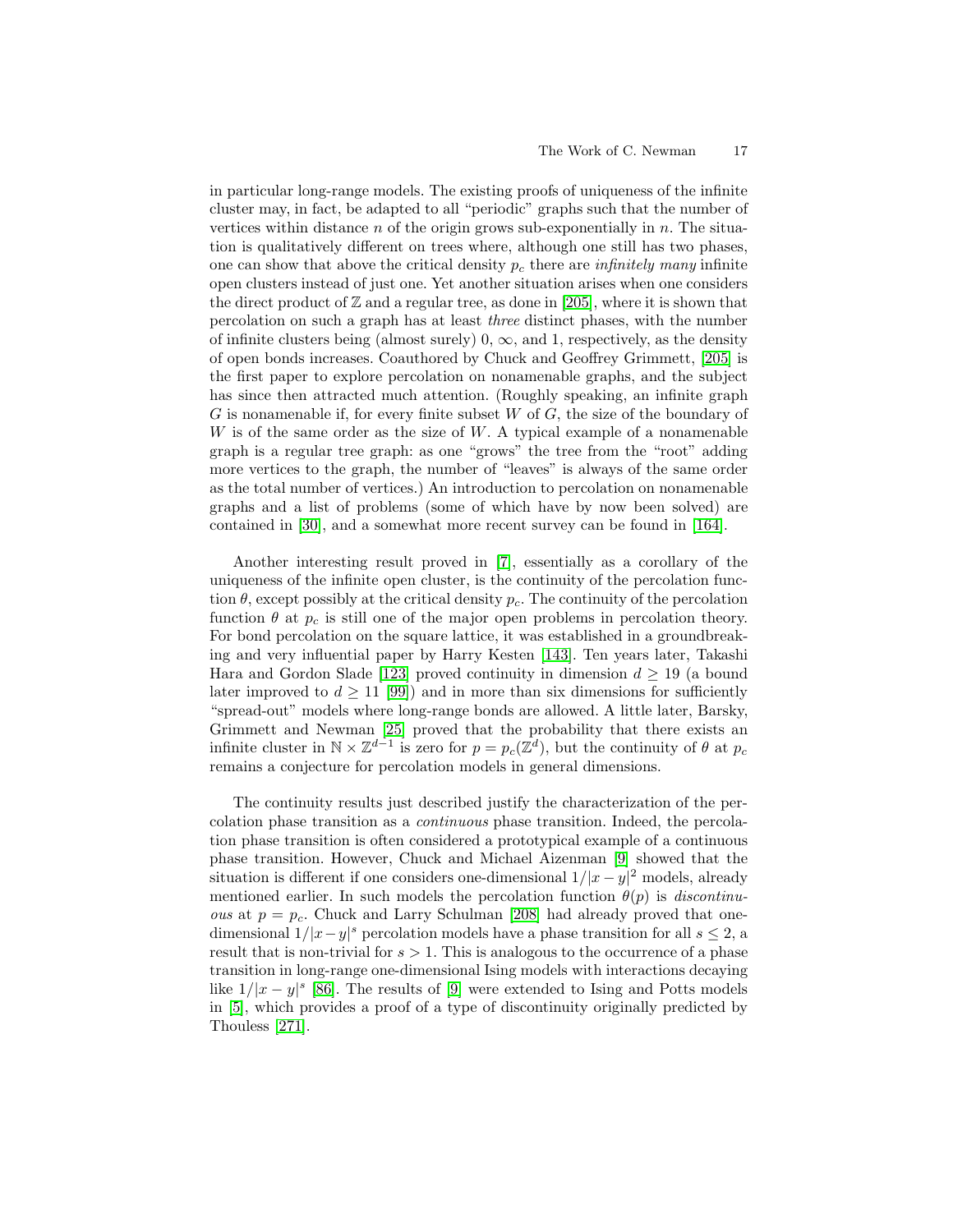in particular long-range models. The existing proofs of uniqueness of the infinite cluster may, in fact, be adapted to all "periodic" graphs such that the number of vertices within distance $n$ of the origin grows sub-exponentially in $n$. The situation is qualitatively different on trees where, although one still has two phases, one can show that above the critical density $p_c$ there are *infinitely many* infinite open clusters instead of just one. Yet another situation arises when one considers the direct product of $\mathbb{Z}$ and a regular tree, as done in [205], where it is shown that percolation on such a graph has at least *three* distinct phases, with the number of infinite clusters being (almost surely) 0, $\infty$, and 1, respectively, as the density of open bonds increases. Coauthored by Chuck and Geoffrey Grimmett, [205] is the first paper to explore percolation on nonamenable graphs, and the subject has since then attracted much attention. (Roughly speaking, an infinite graph $G$ is nonamenable if, for every finite subset $W$ of $G$, the size of the boundary of $W$ is of the same order as the size of $W$. A typical example of a nonamenable graph is a regular tree graph: as one "grows" the tree from the "root" adding more vertices to the graph, the number of "leaves" is always of the same order as the total number of vertices.) An introduction to percolation on nonamenable graphs and a list of problems (some of which have by now been solved) are contained in [30], and a somewhat more recent survey can be found in [164].

Another interesting result proved in [7], essentially as a corollary of the uniqueness of the infinite open cluster, is the continuity of the percolation function $\theta$, except possibly at the critical density $p_c$. The continuity of the percolation function $\theta$ at $p_c$ is still one of the major open problems in percolation theory. For bond percolation on the square lattice, it was established in a groundbreaking and very influential paper by Harry Kesten [143]. Ten years later, Takashi Hara and Gordon Slade [123] proved continuity in dimension $d \geq 19$ (a bound later improved to $d \geq 11$ [99]) and in more than six dimensions for sufficiently "spread-out" models where long-range bonds are allowed. A little later, Barsky, Grimmett and Newman [25] proved that the probability that there exists an infinite cluster in $\mathbb{N} \times \mathbb{Z}^{d-1}$ is zero for $p = p_c(\mathbb{Z}^d)$, but the continuity of $\theta$ at $p_c$ remains a conjecture for percolation models in general dimensions.

The continuity results just described justify the characterization of the percolation phase transition as a *continuous* phase transition. Indeed, the percolation phase transition is often considered a prototypical example of a continuous phase transition. However, Chuck and Michael Aizenman [9] showed that the situation is different if one considers one-dimensional $1/|x-y|^2$ models, already mentioned earlier. In such models the percolation function $\theta(p)$ is *discontinuous* at $p = p_c$. Chuck and Larry Schulman [208] had already proved that one-dimensional $1/|x-y|^s$ percolation models have a phase transition for all $s \leq 2$, a result that is non-trivial for $s > 1$. This is analogous to the occurrence of a phase transition in long-range one-dimensional Ising models with interactions decaying like $1/|x-y|^s$ [86]. The results of [9] were extended to Ising and Potts models in [5], which provides a proof of a type of discontinuity originally predicted by Thouless [271].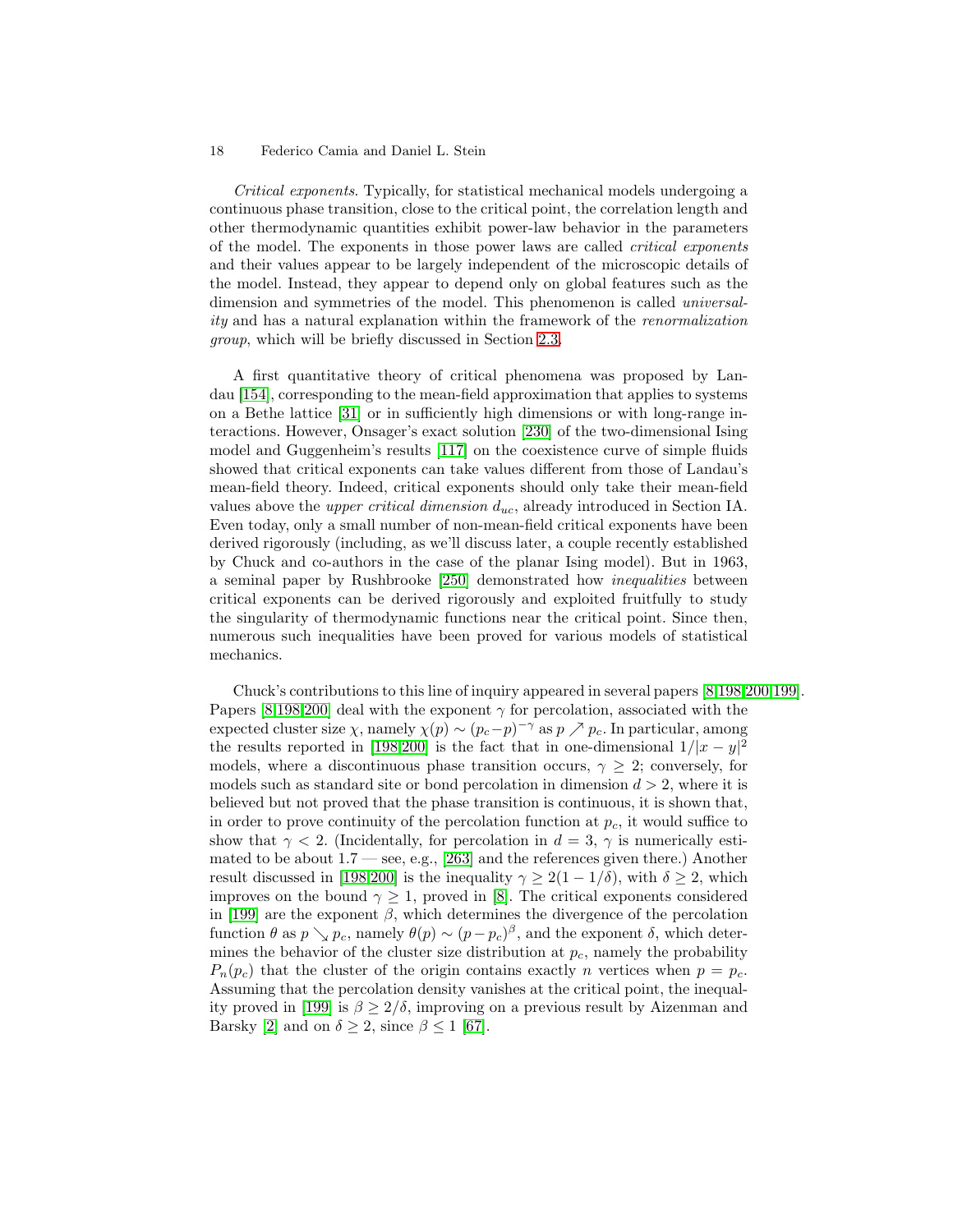*Critical exponents*. Typically, for statistical mechanical models undergoing a continuous phase transition, close to the critical point, the correlation length and other thermodynamic quantities exhibit power-law behavior in the parameters of the model. The exponents in those power laws are called *critical exponents* and their values appear to be largely independent of the microscopic details of the model. Instead, they appear to depend only on global features such as the dimension and symmetries of the model. This phenomenon is called *universality* and has a natural explanation within the framework of the *renormalization group*, which will be briefly discussed in Section 2.3.

A first quantitative theory of critical phenomena was proposed by Landau [154], corresponding to the mean-field approximation that applies to systems on a Bethe lattice [31] or in sufficiently high dimensions or with long-range interactions. However, Onsager's exact solution [230] of the two-dimensional Ising model and Guggenheim's results [117] on the coexistence curve of simple fluids showed that critical exponents can take values different from those of Landau's mean-field theory. Indeed, critical exponents should only take their mean-field values above the *upper critical dimension* $d_{uc}$, already introduced in Section IA. Even today, only a small number of non-mean-field critical exponents have been derived rigorously (including, as we'll discuss later, a couple recently established by Chuck and co-authors in the case of the planar Ising model). But in 1963, a seminal paper by Rushbrooke [250] demonstrated how *inequalities* between critical exponents can be derived rigorously and exploited fruitfully to study the singularity of thermodynamic functions near the critical point. Since then, numerous such inequalities have been proved for various models of statistical mechanics.

Chuck's contributions to this line of inquiry appeared in several papers [8,198,200,199]. Papers [8,198,200] deal with the exponent $\gamma$ for percolation, associated with the expected cluster size $\chi$, namely $\chi(p) \sim (p_c - p)^{-\gamma}$ as $p \nearrow p_c$. In particular, among the results reported in [198,200] is the fact that in one-dimensional $1/|x-y|^2$ models, where a discontinuous phase transition occurs, $\gamma \geq 2$; conversely, for models such as standard site or bond percolation in dimension $d > 2$, where it is believed but not proved that the phase transition is continuous, it is shown that, in order to prove continuity of the percolation function at $p_c$, it would suffice to show that $\gamma < 2$. (Incidentally, for percolation in $d = 3$, $\gamma$ is numerically estimated to be about $1.7$ — see, e.g., [263] and the references given there.) Another result discussed in [198,200] is the inequality $\gamma \geq 2(1 - 1/\delta)$, with $\delta \geq 2$, which improves on the bound $\gamma \geq 1$, proved in [8]. The critical exponents considered in [199] are the exponent $\beta$, which determines the divergence of the percolation function $\theta$ as $p \searrow p_c$, namely $\theta(p) \sim (p - p_c)^{\beta}$, and the exponent $\delta$, which determines the behavior of the cluster size distribution at $p_c$, namely the probability $P_n(p_c)$ that the cluster of the origin contains exactly $n$ vertices when $p = p_c$. Assuming that the percolation density vanishes at the critical point, the inequality proved in [199] is $\beta \geq 2/\delta$, improving on a previous result by Aizenman and Barsky [2] and on $\delta \geq 2$, since $\beta \leq 1$ [67].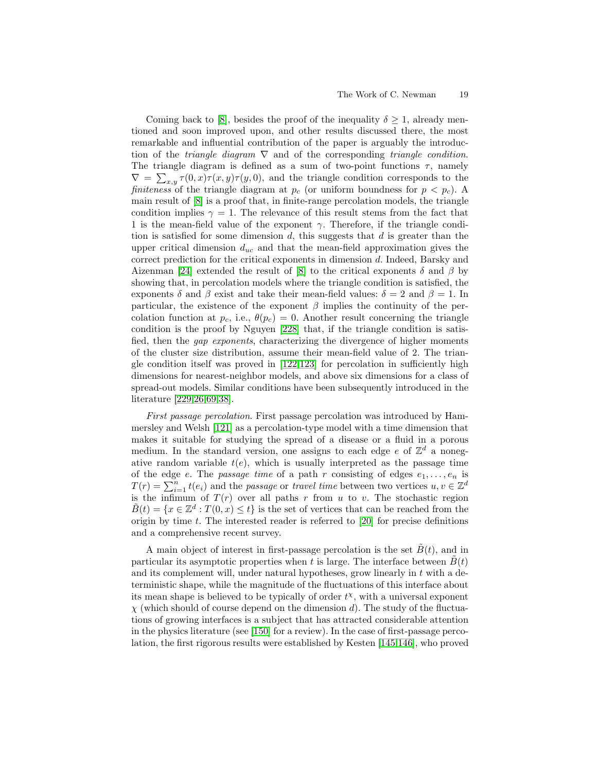Coming back to [8], besides the proof of the inequality $\delta \geq 1$, already mentioned and soon improved upon, and other results discussed there, the most remarkable and influential contribution of the paper is arguably the introduction of the *triangle diagram* $\nabla$ and of the corresponding *triangle condition*. The triangle diagram is defined as a sum of two-point functions $\tau$, namely $\nabla = \sum_{x,y} \tau(0,x)\tau(x,y)\tau(y,0)$, and the triangle condition corresponds to the *finiteness* of the triangle diagram at $p_c$ (or uniform boundness for $p < p_c$). A main result of [8] is a proof that, in finite-range percolation models, the triangle condition implies $\gamma = 1$. The relevance of this result stems from the fact that 1 is the mean-field value of the exponent $\gamma$. Therefore, if the triangle condition is satisfied for some dimension $d$, this suggests that $d$ is greater than the upper critical dimension $d_{uc}$ and that the mean-field approximation gives the correct prediction for the critical exponents in dimension $d$. Indeed, Barsky and Aizenman [24] extended the result of [8] to the critical exponents $\delta$ and $\beta$ by showing that, in percolation models where the triangle condition is satisfied, the exponents $\delta$ and $\beta$ exist and take their mean-field values: $\delta = 2$ and $\beta = 1$. In particular, the existence of the exponent $\beta$ implies the continuity of the percolation function at $p_c$, i.e., $\theta(p_c) = 0$. Another result concerning the triangle condition is the proof by Nguyen [228] that, if the triangle condition is satisfied, then the *gap exponents*, characterizing the divergence of higher moments of the cluster size distribution, assume their mean-field value of 2. The triangle condition itself was proved in [122,123] for percolation in sufficiently high dimensions for nearest-neighbor models, and above six dimensions for a class of spread-out models. Similar conditions have been subsequently introduced in the literature [229,26,69,38].

*First passage percolation*. First passage percolation was introduced by Hammersley and Welsh [121] as a percolation-type model with a time dimension that makes it suitable for studying the spread of a disease or a fluid in a porous medium. In the standard version, one assigns to each edge $e$ of $\mathbb{Z}^d$ a nonegative random variable $t(e)$, which is usually interpreted as the passage time of the edge $e$. The *passage time* of a path $r$ consisting of edges $e_1, \ldots, e_n$ is $T(r) = \sum_{i=1}^{n} t(e_i)$ and the *passage* or *travel time* between two vertices $u, v \in \mathbb{Z}^d$ is the infimum of $T(r)$ over all paths $r$ from $u$ to $v$. The stochastic region $\tilde{B}(t) = \{x \in \mathbb{Z}^d : T(0,x) \leq t\}$ is the set of vertices that can be reached from the origin by time $t$. The interested reader is referred to [20] for precise definitions and a comprehensive recent survey.

A main object of interest in first-passage percolation is the set $\tilde{B}(t)$, and in particular its asymptotic properties when $t$ is large. The interface between $\tilde{B}(t)$ and its complement will, under natural hypotheses, grow linearly in $t$ with a deterministic shape, while the magnitude of the fluctuations of this interface about its mean shape is believed to be typically of order $t^{\chi}$, with a universal exponent $\chi$ (which should of course depend on the dimension $d$). The study of the fluctuations of growing interfaces is a subject that has attracted considerable attention in the physics literature (see [150] for a review). In the case of first-passage percolation, the first rigorous results were established by Kesten [145,146], who proved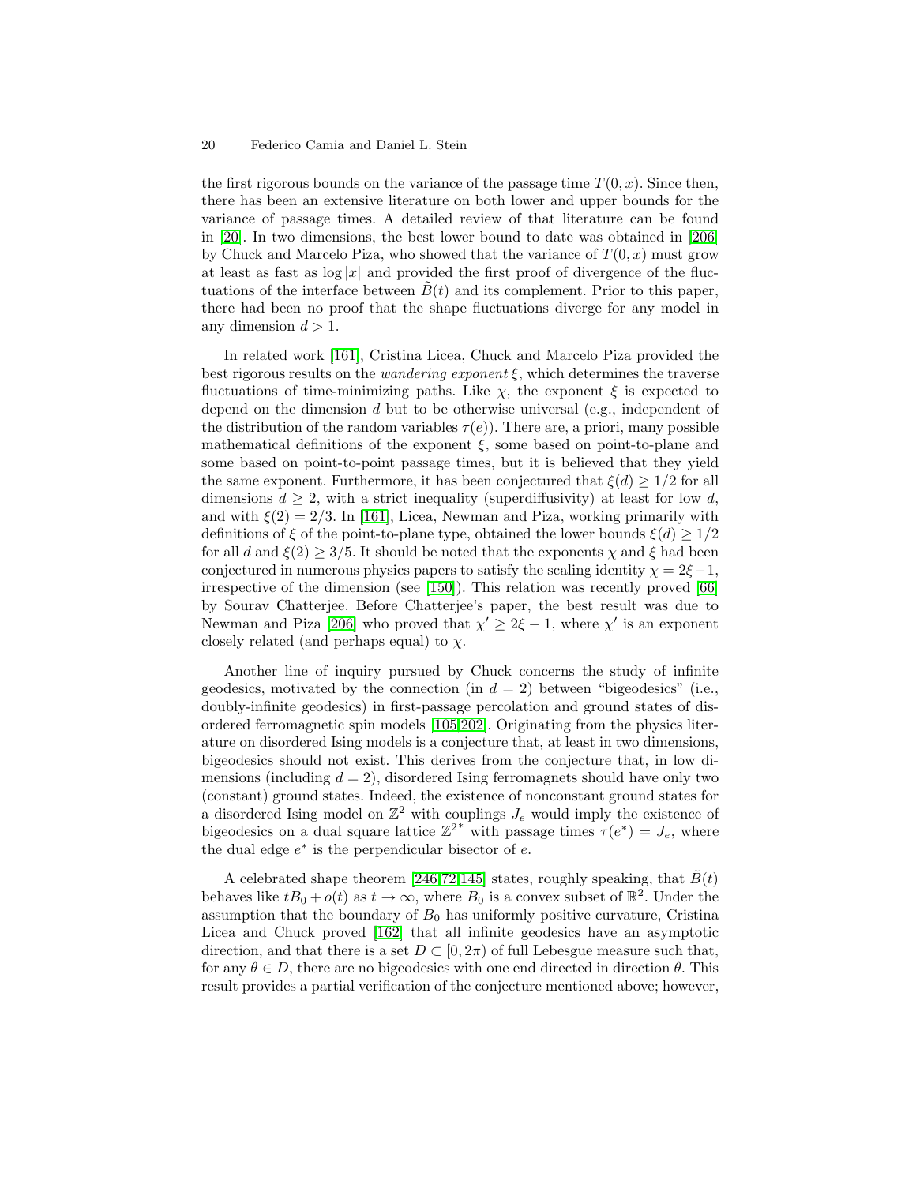the first rigorous bounds on the variance of the passage time $T(0,x)$. Since then, there has been an extensive literature on both lower and upper bounds for the variance of passage times. A detailed review of that literature can be found in [20]. In two dimensions, the best lower bound to date was obtained in [206] by Chuck and Marcelo Piza, who showed that the variance of $T(0,x)$ must grow at least as fast as $\log|x|$ and provided the first proof of divergence of the fluctuations of the interface between $\tilde{B}(t)$ and its complement. Prior to this paper, there had been no proof that the shape fluctuations diverge for any model in any dimension $d > 1$.

In related work [161], Cristina Licea, Chuck and Marcelo Piza provided the best rigorous results on the *wandering exponent* $\xi$, which determines the traverse fluctuations of time-minimizing paths. Like $\chi$, the exponent $\xi$ is expected to depend on the dimension $d$ but to be otherwise universal (e.g., independent of the distribution of the random variables $\tau(e)$). There are, a priori, many possible mathematical definitions of the exponent $\xi$, some based on point-to-plane and some based on point-to-point passage times, but it is believed that they yield the same exponent. Furthermore, it has been conjectured that $\xi(d) \geq 1/2$ for all dimensions $d \geq 2$, with a strict inequality (superdiffusivity) at least for low $d$, and with $\xi(2) = 2/3$. In [161], Licea, Newman and Piza, working primarily with definitions of $\xi$ of the point-to-plane type, obtained the lower bounds $\xi(d) \geq 1/2$ for all $d$ and $\xi(2) \geq 3/5$. It should be noted that the exponents $\chi$ and $\xi$ had been conjectured in numerous physics papers to satisfy the scaling identity $\chi = 2\xi - 1$, irrespective of the dimension (see [150]). This relation was recently proved [66] by Sourav Chatterjee. Before Chatterjee's paper, the best result was due to Newman and Piza [206] who proved that $\chi' \geq 2\xi - 1$, where $\chi'$ is an exponent closely related (and perhaps equal) to $\chi$.

Another line of inquiry pursued by Chuck concerns the study of infinite geodesics, motivated by the connection (in $d = 2$) between "bigeodesics" (i.e., doubly-infinite geodesics) in first-passage percolation and ground states of disordered ferromagnetic spin models [105,202]. Originating from the physics literature on disordered Ising models is a conjecture that, at least in two dimensions, bigeodesics should not exist. This derives from the conjecture that, in low dimensions (including $d = 2$), disordered Ising ferromagnets should have only two (constant) ground states. Indeed, the existence of nonconstant ground states for a disordered Ising model on $\mathbb{Z}^2$ with couplings $J_e$ would imply the existence of bigeodesics on a dual square lattice $\mathbb{Z}^{2^*}$ with passage times $\tau(e^*) = J_e$, where the dual edge $e^*$ is the perpendicular bisector of $e$.

A celebrated shape theorem [246,72,145] states, roughly speaking, that $\tilde{B}(t)$ behaves like $tB_0 + o(t)$ as $t \to \infty$, where $B_0$ is a convex subset of $\mathbb{R}^2$. Under the assumption that the boundary of $B_0$ has uniformly positive curvature, Cristina Licea and Chuck proved [162] that all infinite geodesics have an asymptotic direction, and that there is a set $D \subset [0, 2\pi)$ of full Lebesgue measure such that, for any $\theta \in D$, there are no bigeodesics with one end directed in direction $\theta$. This result provides a partial verification of the conjecture mentioned above; however,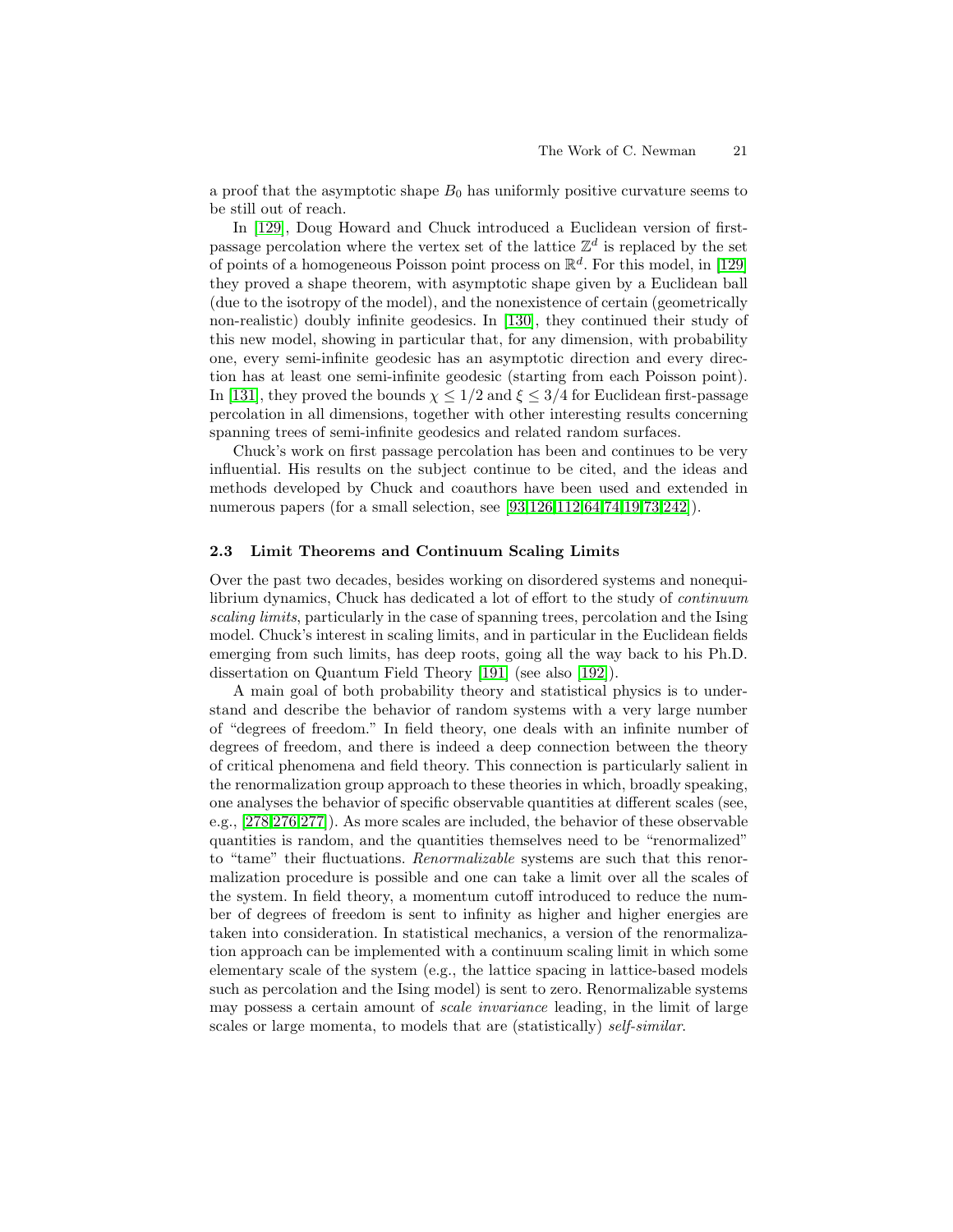a proof that the asymptotic shape $B_0$ has uniformly positive curvature seems to be still out of reach.

In [129], Doug Howard and Chuck introduced a Euclidean version of first-passage percolation where the vertex set of the lattice $\mathbb{Z}^d$ is replaced by the set of points of a homogeneous Poisson point process on $\mathbb{R}^d$. For this model, in [129] they proved a shape theorem, with asymptotic shape given by a Euclidean ball (due to the isotropy of the model), and the nonexistence of certain (geometrically non-realistic) doubly infinite geodesics. In [130], they continued their study of this new model, showing in particular that, for any dimension, with probability one, every semi-infinite geodesic has an asymptotic direction and every direction has at least one semi-infinite geodesic (starting from each Poisson point). In [131], they proved the bounds $\chi \leq 1/2$ and $\xi \leq 3/4$ for Euclidean first-passage percolation in all dimensions, together with other interesting results concerning spanning trees of semi-infinite geodesics and related random surfaces.

Chuck's work on first passage percolation has been and continues to be very influential. His results on the subject continue to be cited, and the ideas and methods developed by Chuck and coauthors have been used and extended in numerous papers (for a small selection, see [93,126,112,64,74,19,73,242]).

### 2.3 Limit Theorems and Continuum Scaling Limits

Over the past two decades, besides working on disordered systems and nonequilibrium dynamics, Chuck has dedicated a lot of effort to the study of *continuum scaling limits*, particularly in the case of spanning trees, percolation and the Ising model. Chuck's interest in scaling limits, and in particular in the Euclidean fields emerging from such limits, has deep roots, going all the way back to his Ph.D. dissertation on Quantum Field Theory [191] (see also [192]).

A main goal of both probability theory and statistical physics is to understand and describe the behavior of random systems with a very large number of "degrees of freedom." In field theory, one deals with an infinite number of degrees of freedom, and there is indeed a deep connection between the theory of critical phenomena and field theory. This connection is particularly salient in the renormalization group approach to these theories in which, broadly speaking, one analyses the behavior of specific observable quantities at different scales (see, e.g., [278,276,277]). As more scales are included, the behavior of these observable quantities is random, and the quantities themselves need to be "renormalized" to "tame" their fluctuations. *Renormalizable* systems are such that this renormalization procedure is possible and one can take a limit over all the scales of the system. In field theory, a momentum cutoff introduced to reduce the number of degrees of freedom is sent to infinity as higher and higher energies are taken into consideration. In statistical mechanics, a version of the renormalization approach can be implemented with a continuum scaling limit in which some elementary scale of the system (e.g., the lattice spacing in lattice-based models such as percolation and the Ising model) is sent to zero. Renormalizable systems may possess a certain amount of *scale invariance* leading, in the limit of large scales or large momenta, to models that are (statistically) *self-similar*.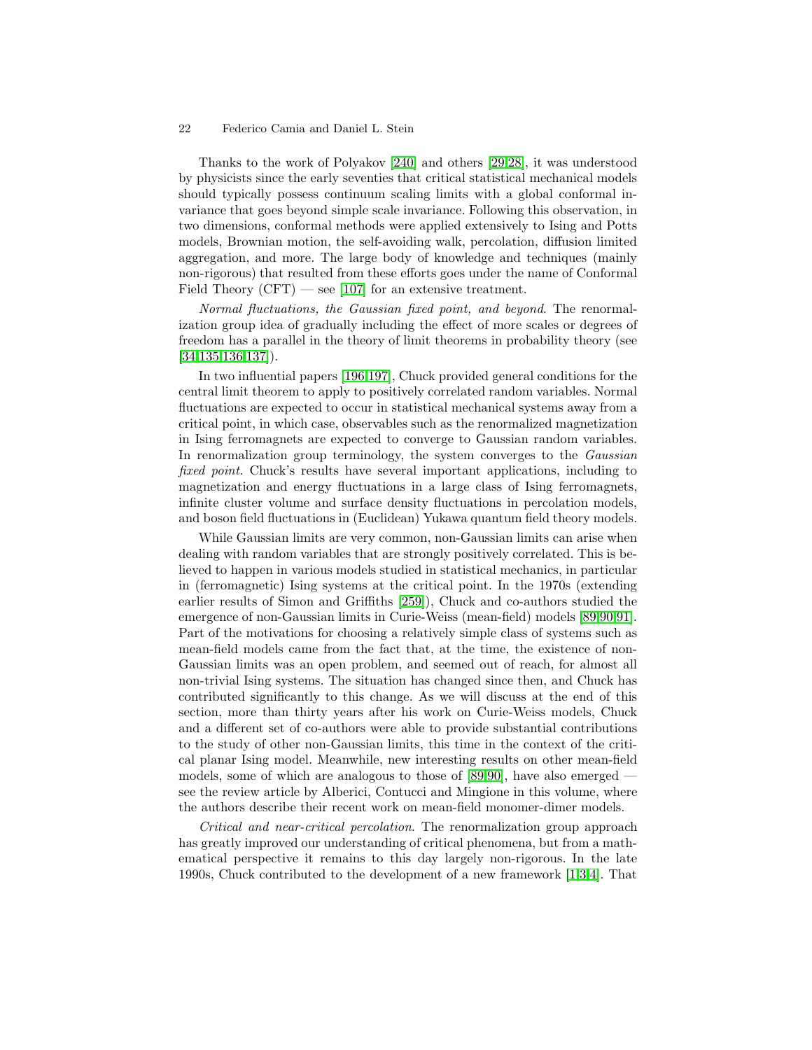Thanks to the work of Polyakov [240] and others [29,28], it was understood by physicists since the early seventies that critical statistical mechanical models should typically possess continuum scaling limits with a global conformal invariance that goes beyond simple scale invariance. Following this observation, in two dimensions, conformal methods were applied extensively to Ising and Potts models, Brownian motion, the self-avoiding walk, percolation, diffusion limited aggregation, and more. The large body of knowledge and techniques (mainly non-rigorous) that resulted from these efforts goes under the name of Conformal Field Theory (CFT) — see [107] for an extensive treatment.

*Normal fluctuations, the Gaussian fixed point, and beyond*. The renormalization group idea of gradually including the effect of more scales or degrees of freedom has a parallel in the theory of limit theorems in probability theory (see [34,135,136,137]).

In two influential papers [196,197], Chuck provided general conditions for the central limit theorem to apply to positively correlated random variables. Normal fluctuations are expected to occur in statistical mechanical systems away from a critical point, in which case, observables such as the renormalized magnetization in Ising ferromagnets are expected to converge to Gaussian random variables. In renormalization group terminology, the system converges to the *Gaussian fixed point*. Chuck's results have several important applications, including to magnetization and energy fluctuations in a large class of Ising ferromagnets, infinite cluster volume and surface density fluctuations in percolation models, and boson field fluctuations in (Euclidean) Yukawa quantum field theory models.

While Gaussian limits are very common, non-Gaussian limits can arise when dealing with random variables that are strongly positively correlated. This is believed to happen in various models studied in statistical mechanics, in particular in (ferromagnetic) Ising systems at the critical point. In the 1970s (extending earlier results of Simon and Griffiths [259]), Chuck and co-authors studied the emergence of non-Gaussian limits in Curie-Weiss (mean-field) models [89,90,91]. Part of the motivations for choosing a relatively simple class of systems such as mean-field models came from the fact that, at the time, the existence of non-Gaussian limits was an open problem, and seemed out of reach, for almost all non-trivial Ising systems. The situation has changed since then, and Chuck has contributed significantly to this change. As we will discuss at the end of this section, more than thirty years after his work on Curie-Weiss models, Chuck and a different set of co-authors were able to provide substantial contributions to the study of other non-Gaussian limits, this time in the context of the critical planar Ising model. Meanwhile, new interesting results on other mean-field models, some of which are analogous to those of [89,90], have also emerged — see the review article by Alberici, Contucci and Mingione in this volume, where the authors describe their recent work on mean-field monomer-dimer models.

*Critical and near-critical percolation*. The renormalization group approach has greatly improved our understanding of critical phenomena, but from a mathematical perspective it remains to this day largely non-rigorous. In the late 1990s, Chuck contributed to the development of a new framework [1,3,4]. That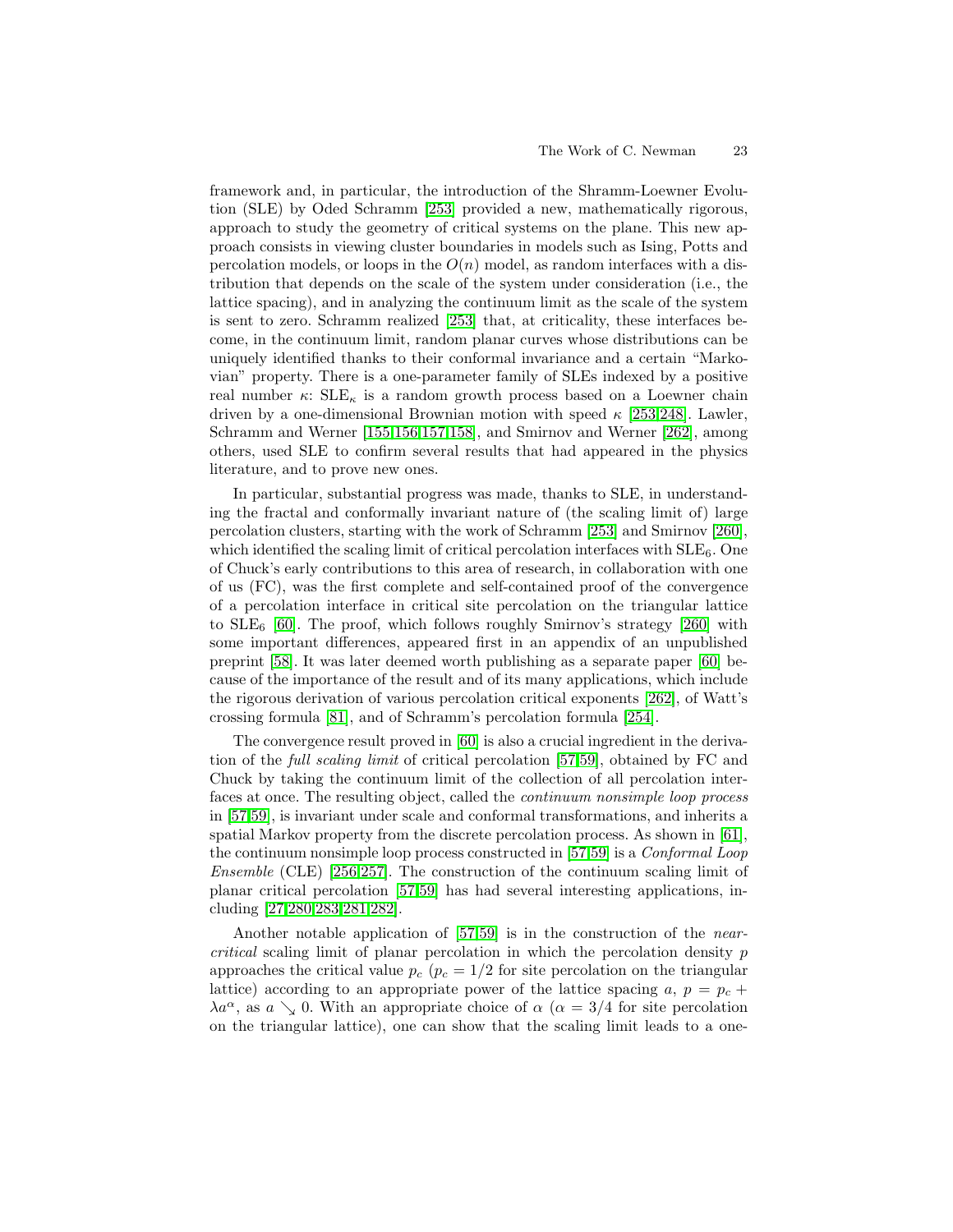framework and, in particular, the introduction of the Shramm-Loewner Evolution (SLE) by Oded Schramm [253] provided a new, mathematically rigorous, approach to study the geometry of critical systems on the plane. This new approach consists in viewing cluster boundaries in models such as Ising, Potts and percolation models, or loops in the $O(n)$ model, as random interfaces with a distribution that depends on the scale of the system under consideration (i.e., the lattice spacing), and in analyzing the continuum limit as the scale of the system is sent to zero. Schramm realized [253] that, at criticality, these interfaces become, in the continuum limit, random planar curves whose distributions can be uniquely identified thanks to their conformal invariance and a certain "Markovian" property. There is a one-parameter family of SLEs indexed by a positive real number $\kappa$: $\mathrm{SLE}_\kappa$ is a random growth process based on a Loewner chain driven by a one-dimensional Brownian motion with speed $\kappa$ [253,248]. Lawler, Schramm and Werner [155,156,157,158], and Smirnov and Werner [262], among others, used SLE to confirm several results that had appeared in the physics literature, and to prove new ones.

In particular, substantial progress was made, thanks to SLE, in understanding the fractal and conformally invariant nature of (the scaling limit of) large percolation clusters, starting with the work of Schramm [253] and Smirnov [260], which identified the scaling limit of critical percolation interfaces with $\mathrm{SLE}_6$. One of Chuck's early contributions to this area of research, in collaboration with one of us (FC), was the first complete and self-contained proof of the convergence of a percolation interface in critical site percolation on the triangular lattice to $\mathrm{SLE}_6$ [60]. The proof, which follows roughly Smirnov's strategy [260] with some important differences, appeared first in an appendix of an unpublished preprint [58]. It was later deemed worth publishing as a separate paper [60] because of the importance of the result and of its many applications, which include the rigorous derivation of various percolation critical exponents [262], of Watt's crossing formula [81], and of Schramm's percolation formula [254].

The convergence result proved in [60] is also a crucial ingredient in the derivation of the *full scaling limit* of critical percolation [57,59], obtained by FC and Chuck by taking the continuum limit of the collection of all percolation interfaces at once. The resulting object, called the *continuum nonsimple loop process* in [57,59], is invariant under scale and conformal transformations, and inherits a spatial Markov property from the discrete percolation process. As shown in [61], the continuum nonsimple loop process constructed in [57,59] is a *Conformal Loop Ensemble* (CLE) [256,257]. The construction of the continuum scaling limit of planar critical percolation [57,59] has had several interesting applications, including [27,280,283,281,282].

Another notable application of [57,59] is in the construction of the *near-critical* scaling limit of planar percolation in which the percolation density $p$ approaches the critical value $p_c$ ($p_c = 1/2$ for site percolation on the triangular lattice) according to an appropriate power of the lattice spacing $a$, $p = p_c + \lambda a^\alpha$, as $a \searrow 0$. With an appropriate choice of $\alpha$ ($\alpha = 3/4$ for site percolation on the triangular lattice), one can show that the scaling limit leads to a one-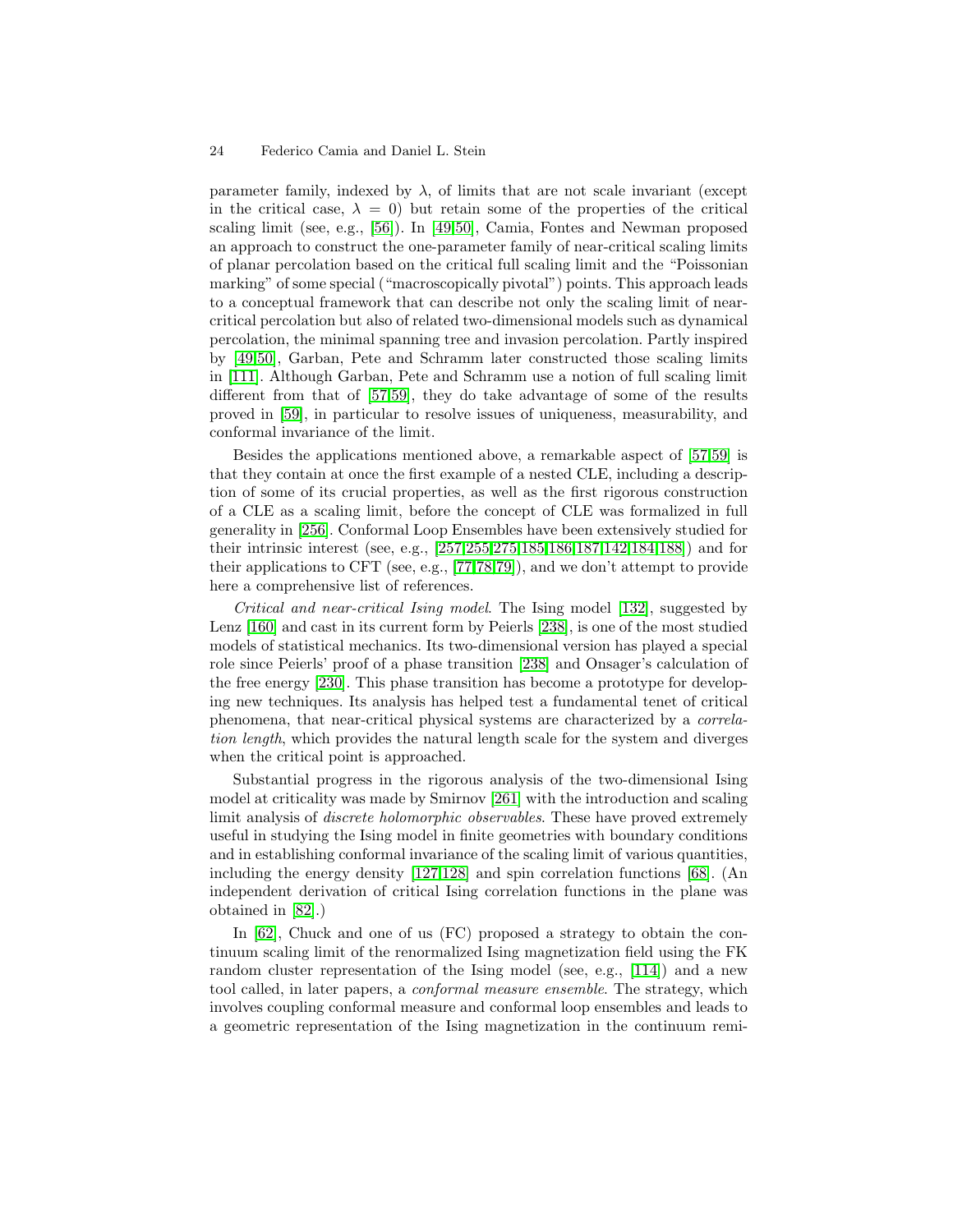parameter family, indexed by $\lambda$, of limits that are not scale invariant (except in the critical case, $\lambda = 0$) but retain some of the properties of the critical scaling limit (see, e.g., [56]). In [49,50], Camia, Fontes and Newman proposed an approach to construct the one-parameter family of near-critical scaling limits of planar percolation based on the critical full scaling limit and the "Poissonian marking" of some special ("macroscopically pivotal") points. This approach leads to a conceptual framework that can describe not only the scaling limit of near-critical percolation but also of related two-dimensional models such as dynamical percolation, the minimal spanning tree and invasion percolation. Partly inspired by [49,50], Garban, Pete and Schramm later constructed those scaling limits in [111]. Although Garban, Pete and Schramm use a notion of full scaling limit different from that of [57,59], they do take advantage of some of the results proved in [59], in particular to resolve issues of uniqueness, measurability, and conformal invariance of the limit.

Besides the applications mentioned above, a remarkable aspect of [57,59] is that they contain at once the first example of a nested CLE, including a description of some of its crucial properties, as well as the first rigorous construction of a CLE as a scaling limit, before the concept of CLE was formalized in full generality in [256]. Conformal Loop Ensembles have been extensively studied for their intrinsic interest (see, e.g., [257,255,275,185,186,187,142,184,188]) and for their applications to CFT (see, e.g., [77,78,79]), and we don't attempt to provide here a comprehensive list of references.

*Critical and near-critical Ising model*. The Ising model [132], suggested by Lenz [160] and cast in its current form by Peierls [238], is one of the most studied models of statistical mechanics. Its two-dimensional version has played a special role since Peierls' proof of a phase transition [238] and Onsager's calculation of the free energy [230]. This phase transition has become a prototype for developing new techniques. Its analysis has helped test a fundamental tenet of critical phenomena, that near-critical physical systems are characterized by a *correlation length*, which provides the natural length scale for the system and diverges when the critical point is approached.

Substantial progress in the rigorous analysis of the two-dimensional Ising model at criticality was made by Smirnov [261] with the introduction and scaling limit analysis of *discrete holomorphic observables*. These have proved extremely useful in studying the Ising model in finite geometries with boundary conditions and in establishing conformal invariance of the scaling limit of various quantities, including the energy density [127,128] and spin correlation functions [68]. (An independent derivation of critical Ising correlation functions in the plane was obtained in [82].)

In [62], Chuck and one of us (FC) proposed a strategy to obtain the continuum scaling limit of the renormalized Ising magnetization field using the FK random cluster representation of the Ising model (see, e.g., [114]) and a new tool called, in later papers, a *conformal measure ensemble*. The strategy, which involves coupling conformal measure and conformal loop ensembles and leads to a geometric representation of the Ising magnetization in the continuum remi-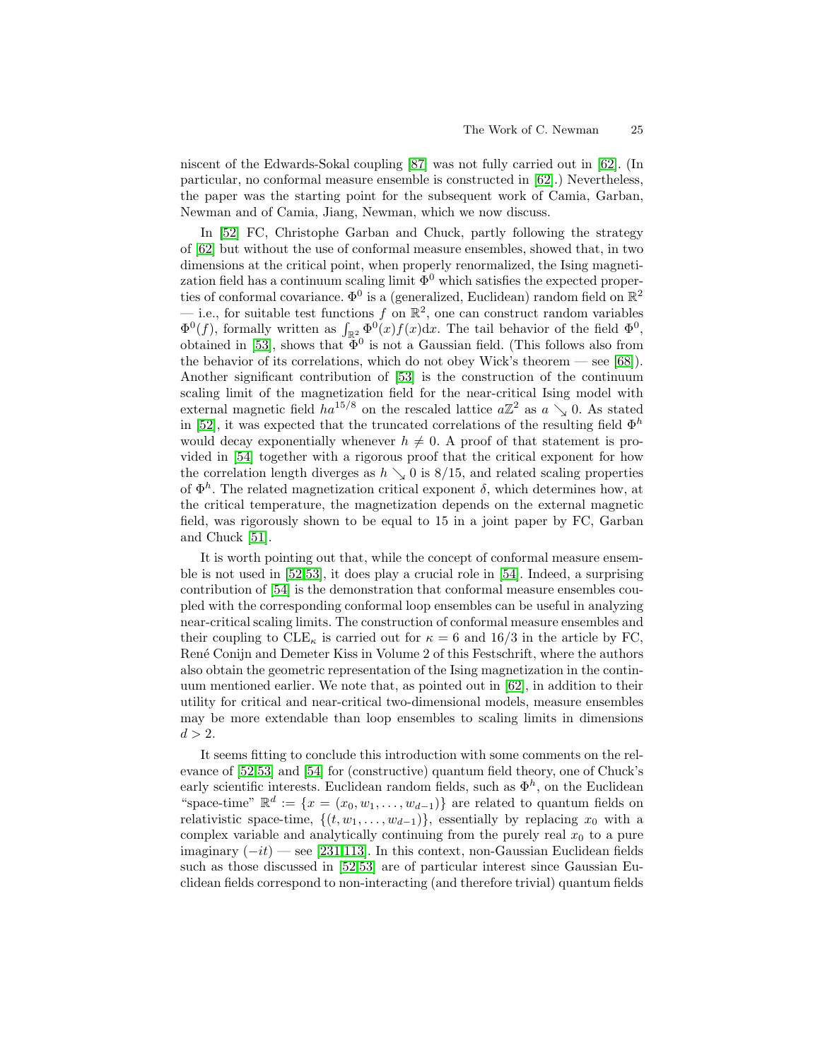niscent of the Edwards-Sokal coupling [87] was not fully carried out in [62]. (In particular, no conformal measure ensemble is constructed in [62].) Nevertheless, the paper was the starting point for the subsequent work of Camia, Garban, Newman and of Camia, Jiang, Newman, which we now discuss.

In [52] FC, Christophe Garban and Chuck, partly following the strategy of [62] but without the use of conformal measure ensembles, showed that, in two dimensions at the critical point, when properly renormalized, the Ising magnetization field has a continuum scaling limit $\Phi^0$ which satisfies the expected properties of conformal covariance. $\Phi^0$ is a (generalized, Euclidean) random field on $\mathbb{R}^2$ — i.e., for suitable test functions $f$ on $\mathbb{R}^2$, one can construct random variables $\Phi^0(f)$, formally written as $\int_{\mathbb{R}^2} \Phi^0(x)f(x)\mathrm{d}x$. The tail behavior of the field $\Phi^0$, obtained in [53], shows that $\Phi^0$ is not a Gaussian field. (This follows also from the behavior of its correlations, which do not obey Wick's theorem — see [68]). Another significant contribution of [53] is the construction of the continuum scaling limit of the magnetization field for the near-critical Ising model with external magnetic field $ha^{15/8}$ on the rescaled lattice $a\mathbb{Z}^2$ as $a \searrow 0$. As stated in [52], it was expected that the truncated correlations of the resulting field $\Phi^h$ would decay exponentially whenever $h \neq 0$. A proof of that statement is provided in [54] together with a rigorous proof that the critical exponent for how the correlation length diverges as $h \searrow 0$ is $8/15$, and related scaling properties of $\Phi^h$. The related magnetization critical exponent $\delta$, which determines how, at the critical temperature, the magnetization depends on the external magnetic field, was rigorously shown to be equal to 15 in a joint paper by FC, Garban and Chuck [51].

It is worth pointing out that, while the concept of conformal measure ensemble is not used in [52,53], it does play a crucial role in [54]. Indeed, a surprising contribution of [54] is the demonstration that conformal measure ensembles coupled with the corresponding conformal loop ensembles can be useful in analyzing near-critical scaling limits. The construction of conformal measure ensembles and their coupling to $\mathrm{CLE}_\kappa$ is carried out for $\kappa = 6$ and $16/3$ in the article by FC, René Conijn and Demeter Kiss in Volume 2 of this Festschrift, where the authors also obtain the geometric representation of the Ising magnetization in the continuum mentioned earlier. We note that, as pointed out in [62], in addition to their utility for critical and near-critical two-dimensional models, measure ensembles may be more extendable than loop ensembles to scaling limits in dimensions $d > 2$.

It seems fitting to conclude this introduction with some comments on the relevance of [52,53] and [54] for (constructive) quantum field theory, one of Chuck's early scientific interests. Euclidean random fields, such as $\Phi^h$, on the Euclidean "space-time" $\mathbb{R}^d := \{x = (x_0, w_1, \ldots, w_{d-1})\}$ are related to quantum fields on relativistic space-time, $\{(t, w_1, \ldots, w_{d-1})\}$, essentially by replacing $x_0$ with a complex variable and analytically continuing from the purely real $x_0$ to a pure imaginary $(-it)$ — see [231,113]. In this context, non-Gaussian Euclidean fields such as those discussed in [52,53] are of particular interest since Gaussian Euclidean fields correspond to non-interacting (and therefore trivial) quantum fields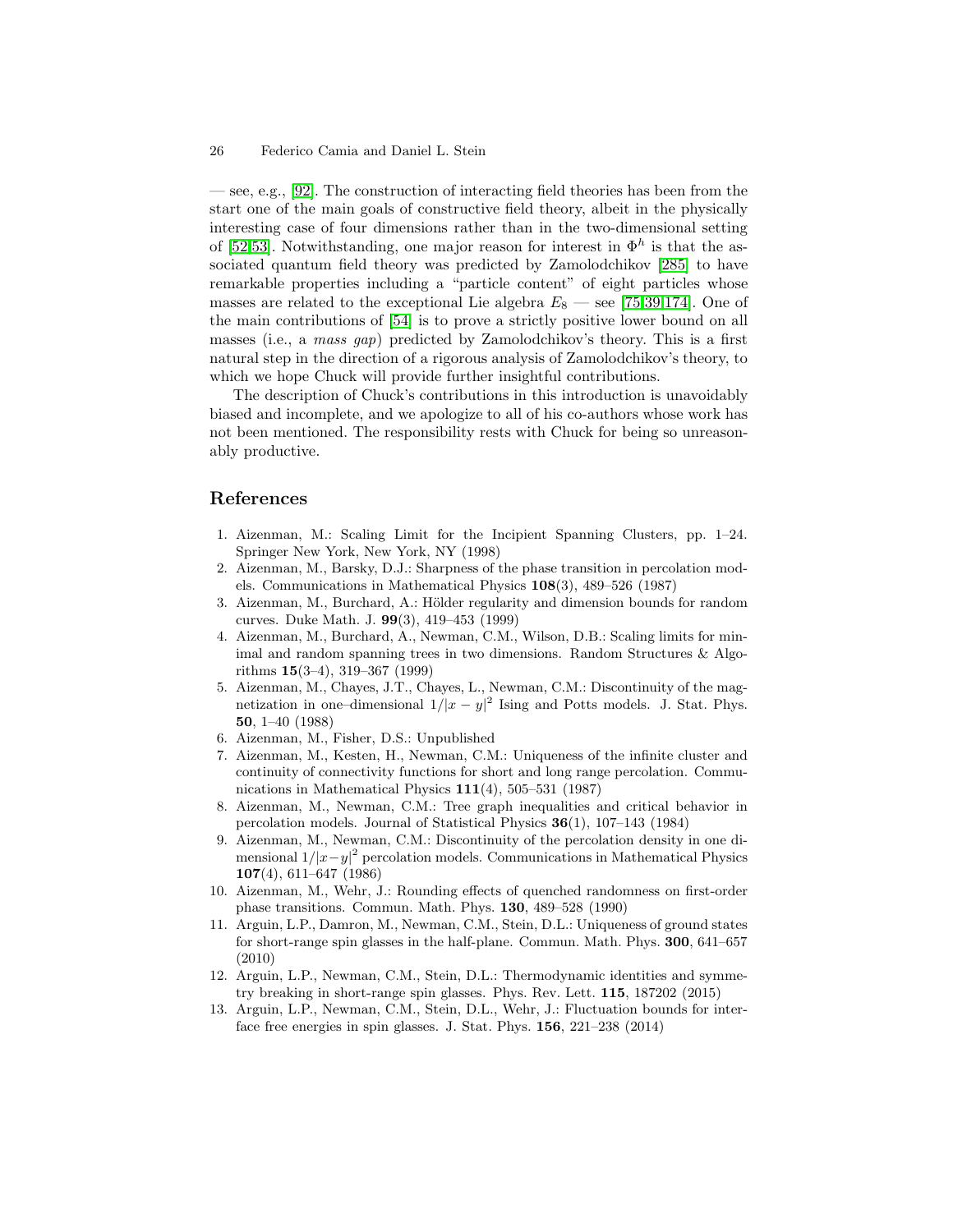— see, e.g., [92]. The construction of interacting field theories has been from the start one of the main goals of constructive field theory, albeit in the physically interesting case of four dimensions rather than in the two-dimensional setting of [52,53]. Notwithstanding, one major reason for interest in $\Phi^h$ is that the associated quantum field theory was predicted by Zamolodchikov [285] to have remarkable properties including a "particle content" of eight particles whose masses are related to the exceptional Lie algebra $E_8$ — see [75,39,174]. One of the main contributions of [54] is to prove a strictly positive lower bound on all masses (i.e., a *mass gap*) predicted by Zamolodchikov's theory. This is a first natural step in the direction of a rigorous analysis of Zamolodchikov's theory, to which we hope Chuck will provide further insightful contributions.

The description of Chuck's contributions in this introduction is unavoidably biased and incomplete, and we apologize to all of his co-authors whose work has not been mentioned. The responsibility rests with Chuck for being so unreasonably productive.

## References

1. Aizenman, M.: Scaling Limit for the Incipient Spanning Clusters, pp. 1–24. Springer New York, New York, NY (1998)
2. Aizenman, M., Barsky, D.J.: Sharpness of the phase transition in percolation models. Communications in Mathematical Physics **108**(3), 489–526 (1987)
3. Aizenman, M., Burchard, A.: Hölder regularity and dimension bounds for random curves. Duke Math. J. **99**(3), 419–453 (1999)
4. Aizenman, M., Burchard, A., Newman, C.M., Wilson, D.B.: Scaling limits for minimal and random spanning trees in two dimensions. Random Structures & Algorithms **15**(3–4), 319–367 (1999)
5. Aizenman, M., Chayes, J.T., Chayes, L., Newman, C.M.: Discontinuity of the magnetization in one–dimensional $1/|x-y|^2$ Ising and Potts models. J. Stat. Phys. **50**, 1–40 (1988)
6. Aizenman, M., Fisher, D.S.: Unpublished
7. Aizenman, M., Kesten, H., Newman, C.M.: Uniqueness of the infinite cluster and continuity of connectivity functions for short and long range percolation. Communications in Mathematical Physics **111**(4), 505–531 (1987)
8. Aizenman, M., Newman, C.M.: Tree graph inequalities and critical behavior in percolation models. Journal of Statistical Physics **36**(1), 107–143 (1984)
9. Aizenman, M., Newman, C.M.: Discontinuity of the percolation density in one dimensional $1/|x-y|^2$ percolation models. Communications in Mathematical Physics **107**(4), 611–647 (1986)
10. Aizenman, M., Wehr, J.: Rounding effects of quenched randomness on first-order phase transitions. Commun. Math. Phys. **130**, 489–528 (1990)
11. Arguin, L.P., Damron, M., Newman, C.M., Stein, D.L.: Uniqueness of ground states for short-range spin glasses in the half-plane. Commun. Math. Phys. **300**, 641–657 (2010)
12. Arguin, L.P., Newman, C.M., Stein, D.L.: Thermodynamic identities and symmetry breaking in short-range spin glasses. Phys. Rev. Lett. **115**, 187202 (2015)
13. Arguin, L.P., Newman, C.M., Stein, D.L., Wehr, J.: Fluctuation bounds for interface free energies in spin glasses. J. Stat. Phys. **156**, 221–238 (2014)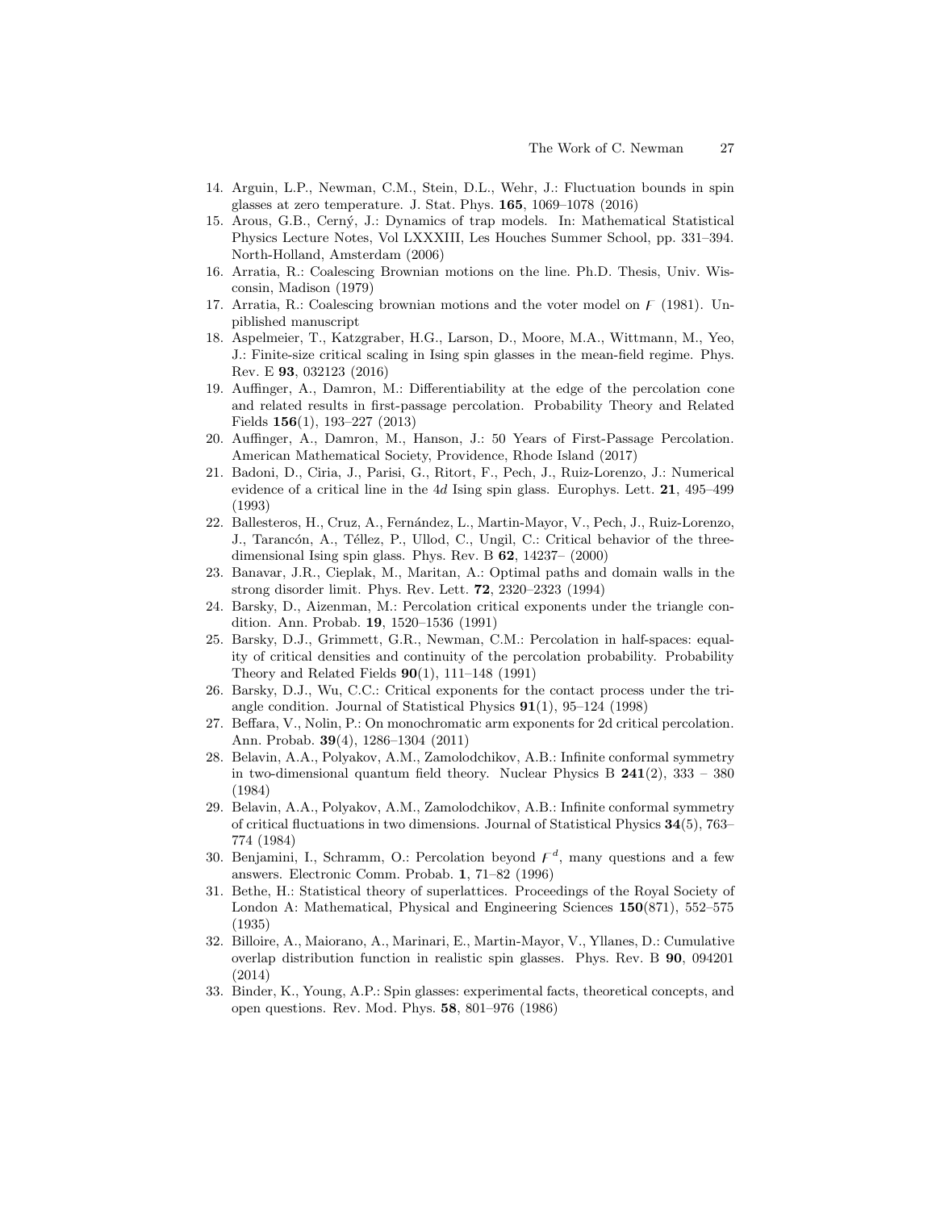14. Arguin, L.P., Newman, C.M., Stein, D.L., Wehr, J.: Fluctuation bounds in spin glasses at zero temperature. J. Stat. Phys. **165**, 1069–1078 (2016)
15. Arous, G.B., Cerný, J.: Dynamics of trap models. In: Mathematical Statistical Physics Lecture Notes, Vol LXXXIII, Les Houches Summer School, pp. 331–394. North-Holland, Amsterdam (2006)
16. Arratia, R.: Coalescing Brownian motions on the line. Ph.D. Thesis, Univ. Wisconsin, Madison (1979)
17. Arratia, R.: Coalescing brownian motions and the voter model on $\mathbb{Z}$ (1981). Unpiblished manuscript
18. Aspelmeier, T., Katzgraber, H.G., Larson, D., Moore, M.A., Wittmann, M., Yeo, J.: Finite-size critical scaling in Ising spin glasses in the mean-field regime. Phys. Rev. E **93**, 032123 (2016)
19. Auffinger, A., Damron, M.: Differentiability at the edge of the percolation cone and related results in first-passage percolation. Probability Theory and Related Fields **156**(1), 193–227 (2013)
20. Auffinger, A., Damron, M., Hanson, J.: 50 Years of First-Passage Percolation. American Mathematical Society, Providence, Rhode Island (2017)
21. Badoni, D., Ciria, J., Parisi, G., Ritort, F., Pech, J., Ruiz-Lorenzo, J.: Numerical evidence of a critical line in the 4*d* Ising spin glass. Europhys. Lett. **21**, 495–499 (1993)
22. Ballesteros, H., Cruz, A., Fernández, L., Martin-Mayor, V., Pech, J., Ruiz-Lorenzo, J., Tarancón, A., Téllez, P., Ullod, C., Ungil, C.: Critical behavior of the three-dimensional Ising spin glass. Phys. Rev. B **62**, 14237– (2000)
23. Banavar, J.R., Cieplak, M., Maritan, A.: Optimal paths and domain walls in the strong disorder limit. Phys. Rev. Lett. **72**, 2320–2323 (1994)
24. Barsky, D., Aizenman, M.: Percolation critical exponents under the triangle condition. Ann. Probab. **19**, 1520–1536 (1991)
25. Barsky, D.J., Grimmett, G.R., Newman, C.M.: Percolation in half-spaces: equality of critical densities and continuity of the percolation probability. Probability Theory and Related Fields **90**(1), 111–148 (1991)
26. Barsky, D.J., Wu, C.C.: Critical exponents for the contact process under the triangle condition. Journal of Statistical Physics **91**(1), 95–124 (1998)
27. Beffara, V., Nolin, P.: On monochromatic arm exponents for 2d critical percolation. Ann. Probab. **39**(4), 1286–1304 (2011)
28. Belavin, A.A., Polyakov, A.M., Zamolodchikov, A.B.: Infinite conformal symmetry in two-dimensional quantum field theory. Nuclear Physics B **241**(2), 333 – 380 (1984)
29. Belavin, A.A., Polyakov, A.M., Zamolodchikov, A.B.: Infinite conformal symmetry of critical fluctuations in two dimensions. Journal of Statistical Physics **34**(5), 763–774 (1984)
30. Benjamini, I., Schramm, O.: Percolation beyond $\mathbb{Z}^d$, many questions and a few answers. Electronic Comm. Probab. **1**, 71–82 (1996)
31. Bethe, H.: Statistical theory of superlattices. Proceedings of the Royal Society of London A: Mathematical, Physical and Engineering Sciences **150**(871), 552–575 (1935)
32. Billoire, A., Maiorano, A., Marinari, E., Martin-Mayor, V., Yllanes, D.: Cumulative overlap distribution function in realistic spin glasses. Phys. Rev. B **90**, 094201 (2014)
33. Binder, K., Young, A.P.: Spin glasses: experimental facts, theoretical concepts, and open questions. Rev. Mod. Phys. **58**, 801–976 (1986)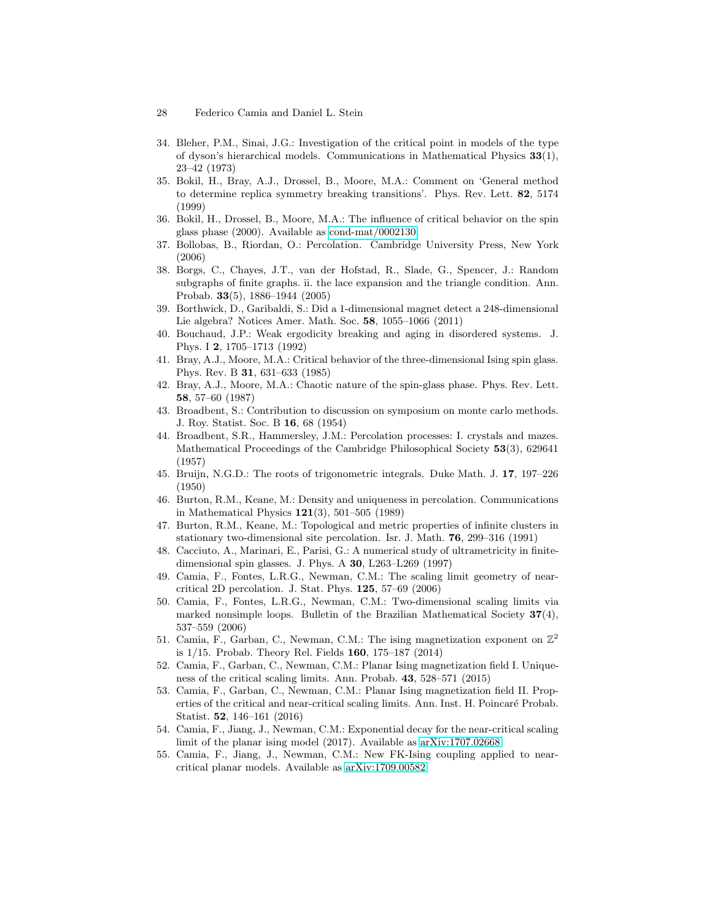34. Bleher, P.M., Sinai, J.G.: Investigation of the critical point in models of the type of dyson's hierarchical models. Communications in Mathematical Physics **33**(1), 23–42 (1973)
35. Bokil, H., Bray, A.J., Drossel, B., Moore, M.A.: Comment on 'General method to determine replica symmetry breaking transitions'. Phys. Rev. Lett. **82**, 5174 (1999)
36. Bokil, H., Drossel, B., Moore, M.A.: The influence of critical behavior on the spin glass phase (2000). Available as cond-mat/0002130
37. Bollobas, B., Riordan, O.: Percolation. Cambridge University Press, New York (2006)
38. Borgs, C., Chayes, J.T., van der Hofstad, R., Slade, G., Spencer, J.: Random subgraphs of finite graphs. ii. the lace expansion and the triangle condition. Ann. Probab. **33**(5), 1886–1944 (2005)
39. Borthwick, D., Garibaldi, S.: Did a 1-dimensional magnet detect a 248-dimensional Lie algebra? Notices Amer. Math. Soc. **58**, 1055–1066 (2011)
40. Bouchaud, J.P.: Weak ergodicity breaking and aging in disordered systems. J. Phys. I **2**, 1705–1713 (1992)
41. Bray, A.J., Moore, M.A.: Critical behavior of the three-dimensional Ising spin glass. Phys. Rev. B **31**, 631–633 (1985)
42. Bray, A.J., Moore, M.A.: Chaotic nature of the spin-glass phase. Phys. Rev. Lett. **58**, 57–60 (1987)
43. Broadbent, S.: Contribution to discussion on symposium on monte carlo methods. J. Roy. Statist. Soc. B **16**, 68 (1954)
44. Broadbent, S.R., Hammersley, J.M.: Percolation processes: I. crystals and mazes. Mathematical Proceedings of the Cambridge Philosophical Society **53**(3), 629641 (1957)
45. Bruijn, N.G.D.: The roots of trigonometric integrals. Duke Math. J. **17**, 197–226 (1950)
46. Burton, R.M., Keane, M.: Density and uniqueness in percolation. Communications in Mathematical Physics **121**(3), 501–505 (1989)
47. Burton, R.M., Keane, M.: Topological and metric properties of infinite clusters in stationary two-dimensional site percolation. Isr. J. Math. **76**, 299–316 (1991)
48. Cacciuto, A., Marinari, E., Parisi, G.: A numerical study of ultrametricity in finite-dimensional spin glasses. J. Phys. A **30**, L263–L269 (1997)
49. Camia, F., Fontes, L.R.G., Newman, C.M.: The scaling limit geometry of near-critical 2D percolation. J. Stat. Phys. **125**, 57–69 (2006)
50. Camia, F., Fontes, L.R.G., Newman, C.M.: Two-dimensional scaling limits via marked nonsimple loops. Bulletin of the Brazilian Mathematical Society **37**(4), 537–559 (2006)
51. Camia, F., Garban, C., Newman, C.M.: The ising magnetization exponent on $\mathbb{Z}^2$ is 1/15. Probab. Theory Rel. Fields **160**, 175–187 (2014)
52. Camia, F., Garban, C., Newman, C.M.: Planar Ising magnetization field I. Uniqueness of the critical scaling limits. Ann. Probab. **43**, 528–571 (2015)
53. Camia, F., Garban, C., Newman, C.M.: Planar Ising magnetization field II. Properties of the critical and near-critical scaling limits. Ann. Inst. H. Poincaré Probab. Statist. **52**, 146–161 (2016)
54. Camia, F., Jiang, J., Newman, C.M.: Exponential decay for the near-critical scaling limit of the planar ising model (2017). Available as arXiv:1707.02668
55. Camia, F., Jiang, J., Newman, C.M.: New FK-Ising coupling applied to near-critical planar models. Available as arXiv:1709.00582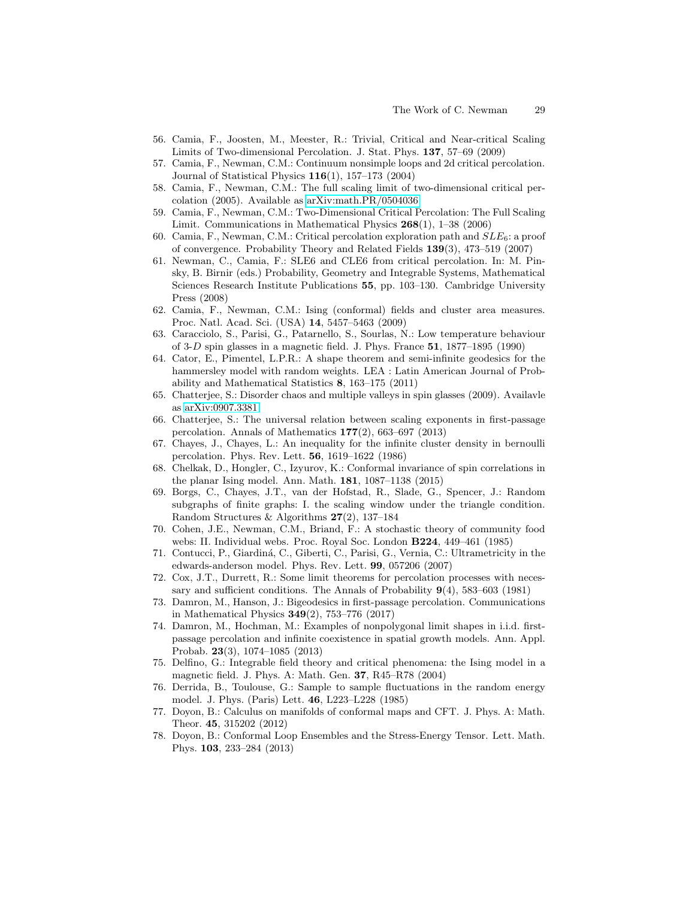56. Camia, F., Joosten, M., Meester, R.: Trivial, Critical and Near-critical Scaling Limits of Two-dimensional Percolation. J. Stat. Phys. **137**, 57–69 (2009)
57. Camia, F., Newman, C.M.: Continuum nonsimple loops and 2d critical percolation. Journal of Statistical Physics **116**(1), 157–173 (2004)
58. Camia, F., Newman, C.M.: The full scaling limit of two-dimensional critical percolation (2005). Available as arXiv:math.PR/0504036
59. Camia, F., Newman, C.M.: Two-Dimensional Critical Percolation: The Full Scaling Limit. Communications in Mathematical Physics **268**(1), 1–38 (2006)
60. Camia, F., Newman, C.M.: Critical percolation exploration path and $SLE_6$: a proof of convergence. Probability Theory and Related Fields **139**(3), 473–519 (2007)
61. Newman, C., Camia, F.: SLE6 and CLE6 from critical percolation. In: M. Pinsky, B. Birnir (eds.) Probability, Geometry and Integrable Systems, Mathematical Sciences Research Institute Publications **55**, pp. 103–130. Cambridge University Press (2008)
62. Camia, F., Newman, C.M.: Ising (conformal) fields and cluster area measures. Proc. Natl. Acad. Sci. (USA) **14**, 5457–5463 (2009)
63. Caracciolo, S., Parisi, G., Patarnello, S., Sourlas, N.: Low temperature behaviour of 3-$D$ spin glasses in a magnetic field. J. Phys. France **51**, 1877–1895 (1990)
64. Cator, E., Pimentel, L.P.R.: A shape theorem and semi-infinite geodesics for the hammersley model with random weights. LEA : Latin American Journal of Probability and Mathematical Statistics **8**, 163–175 (2011)
65. Chatterjee, S.: Disorder chaos and multiple valleys in spin glasses (2009). Availavle as arXiv:0907.3381
66. Chatterjee, S.: The universal relation between scaling exponents in first-passage percolation. Annals of Mathematics **177**(2), 663–697 (2013)
67. Chayes, J., Chayes, L.: An inequality for the infinite cluster density in bernoulli percolation. Phys. Rev. Lett. **56**, 1619–1622 (1986)
68. Chelkak, D., Hongler, C., Izyurov, K.: Conformal invariance of spin correlations in the planar Ising model. Ann. Math. **181**, 1087–1138 (2015)
69. Borgs, C., Chayes, J.T., van der Hofstad, R., Slade, G., Spencer, J.: Random subgraphs of finite graphs: I. the scaling window under the triangle condition. Random Structures & Algorithms **27**(2), 137–184
70. Cohen, J.E., Newman, C.M., Briand, F.: A stochastic theory of community food webs: II. Individual webs. Proc. Royal Soc. London **B224**, 449–461 (1985)
71. Contucci, P., Giardiná, C., Giberti, C., Parisi, G., Vernia, C.: Ultrametricity in the edwards-anderson model. Phys. Rev. Lett. **99**, 057206 (2007)
72. Cox, J.T., Durrett, R.: Some limit theorems for percolation processes with necessary and sufficient conditions. The Annals of Probability **9**(4), 583–603 (1981)
73. Damron, M., Hanson, J.: Bigeodesics in first-passage percolation. Communications in Mathematical Physics **349**(2), 753–776 (2017)
74. Damron, M., Hochman, M.: Examples of nonpolygonal limit shapes in i.i.d. first-passage percolation and infinite coexistence in spatial growth models. Ann. Appl. Probab. **23**(3), 1074–1085 (2013)
75. Delfino, G.: Integrable field theory and critical phenomena: the Ising model in a magnetic field. J. Phys. A: Math. Gen. **37**, R45–R78 (2004)
76. Derrida, B., Toulouse, G.: Sample to sample fluctuations in the random energy model. J. Phys. (Paris) Lett. **46**, L223–L228 (1985)
77. Doyon, B.: Calculus on manifolds of conformal maps and CFT. J. Phys. A: Math. Theor. **45**, 315202 (2012)
78. Doyon, B.: Conformal Loop Ensembles and the Stress-Energy Tensor. Lett. Math. Phys. **103**, 233–284 (2013)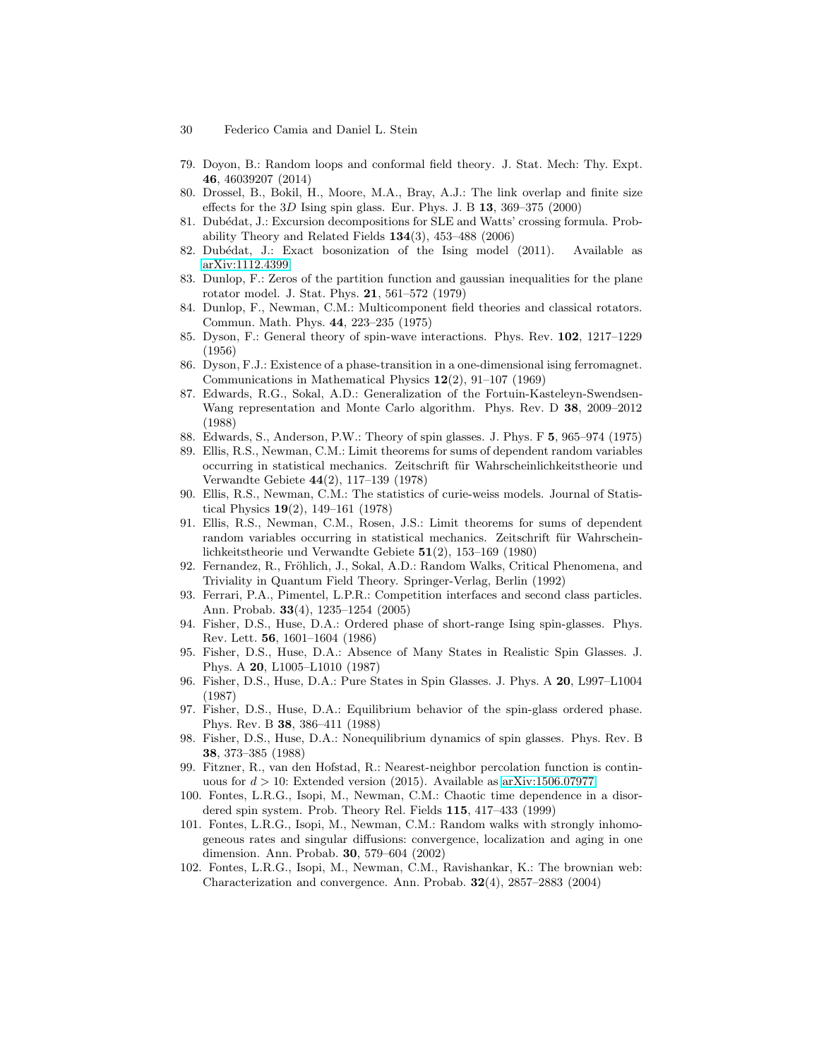79. Doyon, B.: Random loops and conformal field theory. J. Stat. Mech: Thy. Expt. **46**, 46039207 (2014)
80. Drossel, B., Bokil, H., Moore, M.A., Bray, A.J.: The link overlap and finite size effects for the $3D$ Ising spin glass. Eur. Phys. J. B **13**, 369–375 (2000)
81. Dubédat, J.: Excursion decompositions for SLE and Watts' crossing formula. Probability Theory and Related Fields **134**(3), 453–488 (2006)
82. Dubédat, J.: Exact bosonization of the Ising model (2011). Available as arXiv:1112.4399
83. Dunlop, F.: Zeros of the partition function and gaussian inequalities for the plane rotator model. J. Stat. Phys. **21**, 561–572 (1979)
84. Dunlop, F., Newman, C.M.: Multicomponent field theories and classical rotators. Commun. Math. Phys. **44**, 223–235 (1975)
85. Dyson, F.: General theory of spin-wave interactions. Phys. Rev. **102**, 1217–1229 (1956)
86. Dyson, F.J.: Existence of a phase-transition in a one-dimensional ising ferromagnet. Communications in Mathematical Physics **12**(2), 91–107 (1969)
87. Edwards, R.G., Sokal, A.D.: Generalization of the Fortuin-Kasteleyn-Swendsen-Wang representation and Monte Carlo algorithm. Phys. Rev. D **38**, 2009–2012 (1988)
88. Edwards, S., Anderson, P.W.: Theory of spin glasses. J. Phys. F **5**, 965–974 (1975)
89. Ellis, R.S., Newman, C.M.: Limit theorems for sums of dependent random variables occurring in statistical mechanics. Zeitschrift für Wahrscheinlichkeitstheorie und Verwandte Gebiete **44**(2), 117–139 (1978)
90. Ellis, R.S., Newman, C.M.: The statistics of curie-weiss models. Journal of Statistical Physics **19**(2), 149–161 (1978)
91. Ellis, R.S., Newman, C.M., Rosen, J.S.: Limit theorems for sums of dependent random variables occurring in statistical mechanics. Zeitschrift für Wahrscheinlichkeitstheorie und Verwandte Gebiete **51**(2), 153–169 (1980)
92. Fernandez, R., Fröhlich, J., Sokal, A.D.: Random Walks, Critical Phenomena, and Triviality in Quantum Field Theory. Springer-Verlag, Berlin (1992)
93. Ferrari, P.A., Pimentel, L.P.R.: Competition interfaces and second class particles. Ann. Probab. **33**(4), 1235–1254 (2005)
94. Fisher, D.S., Huse, D.A.: Ordered phase of short-range Ising spin-glasses. Phys. Rev. Lett. **56**, 1601–1604 (1986)
95. Fisher, D.S., Huse, D.A.: Absence of Many States in Realistic Spin Glasses. J. Phys. A **20**, L1005–L1010 (1987)
96. Fisher, D.S., Huse, D.A.: Pure States in Spin Glasses. J. Phys. A **20**, L997–L1004 (1987)
97. Fisher, D.S., Huse, D.A.: Equilibrium behavior of the spin-glass ordered phase. Phys. Rev. B **38**, 386–411 (1988)
98. Fisher, D.S., Huse, D.A.: Nonequilibrium dynamics of spin glasses. Phys. Rev. B **38**, 373–385 (1988)
99. Fitzner, R., van den Hofstad, R.: Nearest-neighbor percolation function is continuous for $d > 10$: Extended version (2015). Available as arXiv:1506.07977
100. Fontes, L.R.G., Isopi, M., Newman, C.M.: Chaotic time dependence in a disordered spin system. Prob. Theory Rel. Fields **115**, 417–433 (1999)
101. Fontes, L.R.G., Isopi, M., Newman, C.M.: Random walks with strongly inhomogeneous rates and singular diffusions: convergence, localization and aging in one dimension. Ann. Probab. **30**, 579–604 (2002)
102. Fontes, L.R.G., Isopi, M., Newman, C.M., Ravishankar, K.: The brownian web: Characterization and convergence. Ann. Probab. **32**(4), 2857–2883 (2004)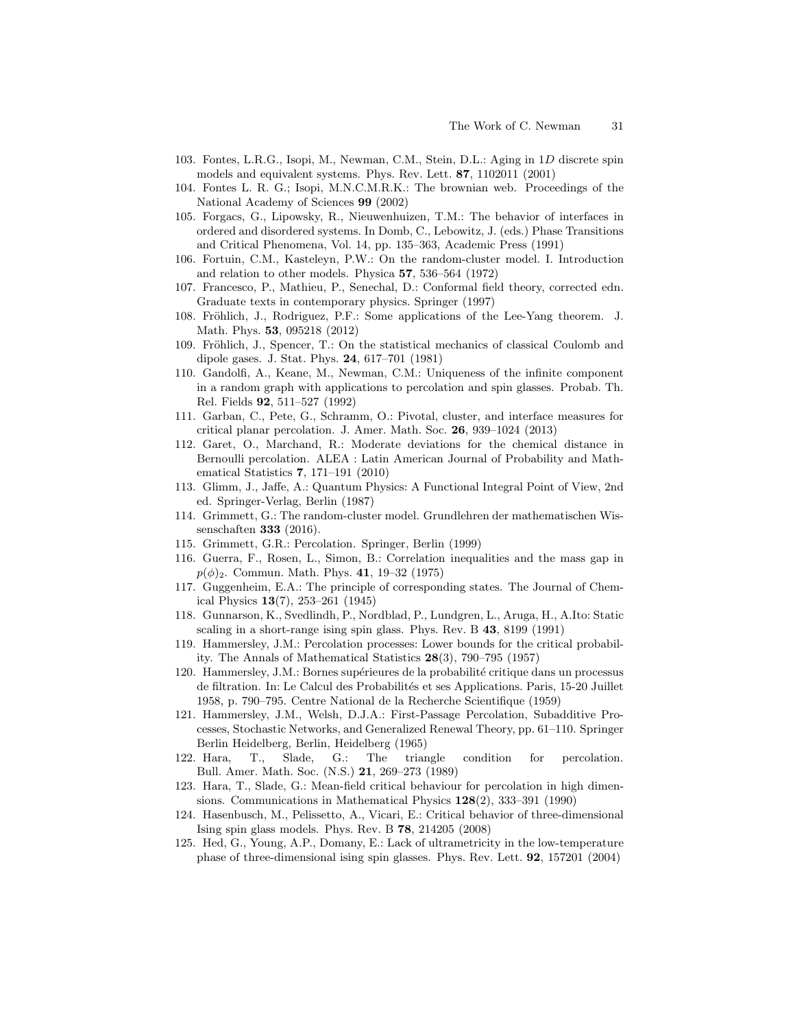103. Fontes, L.R.G., Isopi, M., Newman, C.M., Stein, D.L.: Aging in $1D$ discrete spin models and equivalent systems. Phys. Rev. Lett. **87**, 1102011 (2001)
104. Fontes L. R. G.; Isopi, M.N.C.M.R.K.: The brownian web. Proceedings of the National Academy of Sciences **99** (2002)
105. Forgacs, G., Lipowsky, R., Nieuwenhuizen, T.M.: The behavior of interfaces in ordered and disordered systems. In Domb, C., Lebowitz, J. (eds.) Phase Transitions and Critical Phenomena, Vol. 14, pp. 135–363, Academic Press (1991)
106. Fortuin, C.M., Kasteleyn, P.W.: On the random-cluster model. I. Introduction and relation to other models. Physica **57**, 536–564 (1972)
107. Francesco, P., Mathieu, P., Senechal, D.: Conformal field theory, corrected edn. Graduate texts in contemporary physics. Springer (1997)
108. Fröhlich, J., Rodriguez, P.F.: Some applications of the Lee-Yang theorem. J. Math. Phys. **53**, 095218 (2012)
109. Fröhlich, J., Spencer, T.: On the statistical mechanics of classical Coulomb and dipole gases. J. Stat. Phys. **24**, 617–701 (1981)
110. Gandolfi, A., Keane, M., Newman, C.M.: Uniqueness of the infinite component in a random graph with applications to percolation and spin glasses. Probab. Th. Rel. Fields **92**, 511–527 (1992)
111. Garban, C., Pete, G., Schramm, O.: Pivotal, cluster, and interface measures for critical planar percolation. J. Amer. Math. Soc. **26**, 939–1024 (2013)
112. Garet, O., Marchand, R.: Moderate deviations for the chemical distance in Bernoulli percolation. ALEA : Latin American Journal of Probability and Mathematical Statistics **7**, 171–191 (2010)
113. Glimm, J., Jaffe, A.: Quantum Physics: A Functional Integral Point of View, 2nd ed. Springer-Verlag, Berlin (1987)
114. Grimmett, G.: The random-cluster model. Grundlehren der mathematischen Wissenschaften **333** (2016).
115. Grimmett, G.R.: Percolation. Springer, Berlin (1999)
116. Guerra, F., Rosen, L., Simon, B.: Correlation inequalities and the mass gap in $p(\phi)_2$. Commun. Math. Phys. **41**, 19–32 (1975)
117. Guggenheim, E.A.: The principle of corresponding states. The Journal of Chemical Physics **13**(7), 253–261 (1945)
118. Gunnarson, K., Svedlindh, P., Nordblad, P., Lundgren, L., Aruga, H., A.Ito: Static scaling in a short-range ising spin glass. Phys. Rev. B **43**, 8199 (1991)
119. Hammersley, J.M.: Percolation processes: Lower bounds for the critical probability. The Annals of Mathematical Statistics **28**(3), 790–795 (1957)
120. Hammersley, J.M.: Bornes supérieures de la probabilité critique dans un processus de filtration. In: Le Calcul des Probabilités et ses Applications. Paris, 15-20 Juillet 1958, p. 790–795. Centre National de la Recherche Scientifique (1959)
121. Hammersley, J.M., Welsh, D.J.A.: First-Passage Percolation, Subadditive Processes, Stochastic Networks, and Generalized Renewal Theory, pp. 61–110. Springer Berlin Heidelberg, Berlin, Heidelberg (1965)
122. Hara, T., Slade, G.: The triangle condition for percolation. Bull. Amer. Math. Soc. (N.S.) **21**, 269–273 (1989)
123. Hara, T., Slade, G.: Mean-field critical behaviour for percolation in high dimensions. Communications in Mathematical Physics **128**(2), 333–391 (1990)
124. Hasenbusch, M., Pelissetto, A., Vicari, E.: Critical behavior of three-dimensional Ising spin glass models. Phys. Rev. B **78**, 214205 (2008)
125. Hed, G., Young, A.P., Domany, E.: Lack of ultrametricity in the low-temperature phase of three-dimensional ising spin glasses. Phys. Rev. Lett. **92**, 157201 (2004)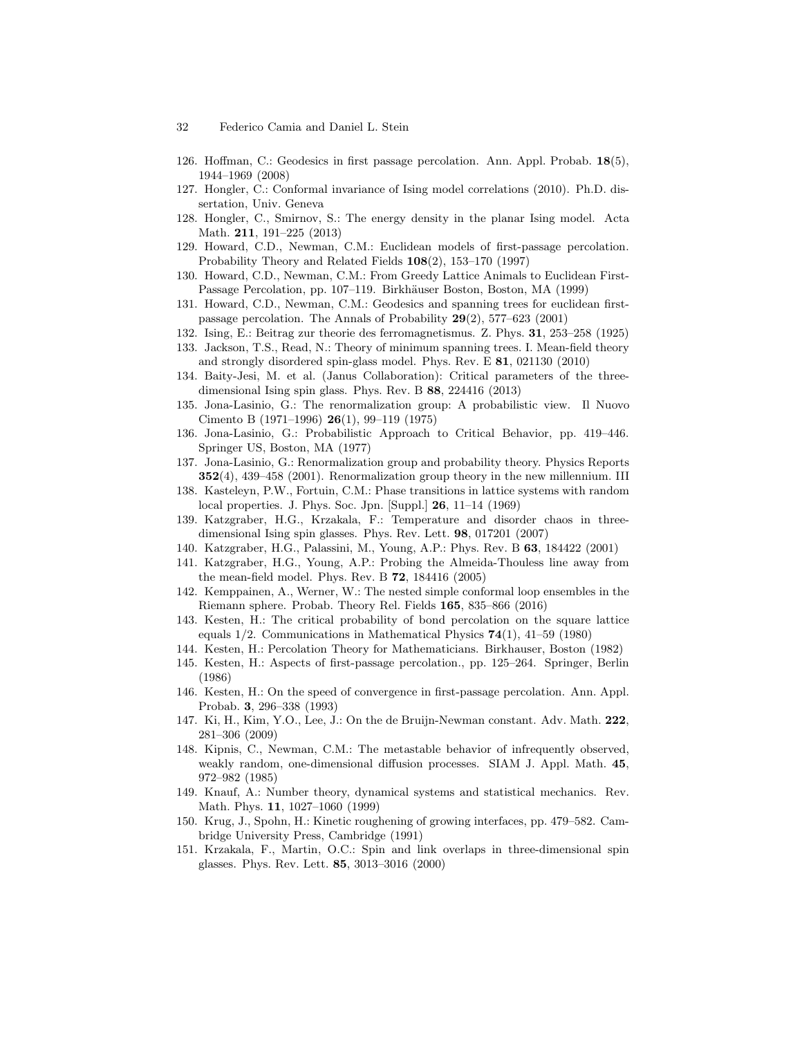126. Hoffman, C.: Geodesics in first passage percolation. Ann. Appl. Probab. **18**(5), 1944–1969 (2008)
127. Hongler, C.: Conformal invariance of Ising model correlations (2010). Ph.D. dissertation, Univ. Geneva
128. Hongler, C., Smirnov, S.: The energy density in the planar Ising model. Acta Math. **211**, 191–225 (2013)
129. Howard, C.D., Newman, C.M.: Euclidean models of first-passage percolation. Probability Theory and Related Fields **108**(2), 153–170 (1997)
130. Howard, C.D., Newman, C.M.: From Greedy Lattice Animals to Euclidean First-Passage Percolation, pp. 107–119. Birkhäuser Boston, Boston, MA (1999)
131. Howard, C.D., Newman, C.M.: Geodesics and spanning trees for euclidean first-passage percolation. The Annals of Probability **29**(2), 577–623 (2001)
132. Ising, E.: Beitrag zur theorie des ferromagnetismus. Z. Phys. **31**, 253–258 (1925)
133. Jackson, T.S., Read, N.: Theory of minimum spanning trees. I. Mean-field theory and strongly disordered spin-glass model. Phys. Rev. E **81**, 021130 (2010)
134. Baity-Jesi, M. et al. (Janus Collaboration): Critical parameters of the three-dimensional Ising spin glass. Phys. Rev. B **88**, 224416 (2013)
135. Jona-Lasinio, G.: The renormalization group: A probabilistic view. Il Nuovo Cimento B (1971–1996) **26**(1), 99–119 (1975)
136. Jona-Lasinio, G.: Probabilistic Approach to Critical Behavior, pp. 419–446. Springer US, Boston, MA (1977)
137. Jona-Lasinio, G.: Renormalization group and probability theory. Physics Reports **352**(4), 439–458 (2001). Renormalization group theory in the new millennium. III
138. Kasteleyn, P.W., Fortuin, C.M.: Phase transitions in lattice systems with random local properties. J. Phys. Soc. Jpn. [Suppl.] **26**, 11–14 (1969)
139. Katzgraber, H.G., Krzakala, F.: Temperature and disorder chaos in three-dimensional Ising spin glasses. Phys. Rev. Lett. **98**, 017201 (2007)
140. Katzgraber, H.G., Palassini, M., Young, A.P.: Phys. Rev. B **63**, 184422 (2001)
141. Katzgraber, H.G., Young, A.P.: Probing the Almeida-Thouless line away from the mean-field model. Phys. Rev. B **72**, 184416 (2005)
142. Kemppainen, A., Werner, W.: The nested simple conformal loop ensembles in the Riemann sphere. Probab. Theory Rel. Fields **165**, 835–866 (2016)
143. Kesten, H.: The critical probability of bond percolation on the square lattice equals 1/2. Communications in Mathematical Physics **74**(1), 41–59 (1980)
144. Kesten, H.: Percolation Theory for Mathematicians. Birkhauser, Boston (1982)
145. Kesten, H.: Aspects of first-passage percolation., pp. 125–264. Springer, Berlin (1986)
146. Kesten, H.: On the speed of convergence in first-passage percolation. Ann. Appl. Probab. **3**, 296–338 (1993)
147. Ki, H., Kim, Y.O., Lee, J.: On the de Bruijn-Newman constant. Adv. Math. **222**, 281–306 (2009)
148. Kipnis, C., Newman, C.M.: The metastable behavior of infrequently observed, weakly random, one-dimensional diffusion processes. SIAM J. Appl. Math. **45**, 972–982 (1985)
149. Knauf, A.: Number theory, dynamical systems and statistical mechanics. Rev. Math. Phys. **11**, 1027–1060 (1999)
150. Krug, J., Spohn, H.: Kinetic roughening of growing interfaces, pp. 479–582. Cambridge University Press, Cambridge (1991)
151. Krzakala, F., Martin, O.C.: Spin and link overlaps in three-dimensional spin glasses. Phys. Rev. Lett. **85**, 3013–3016 (2000)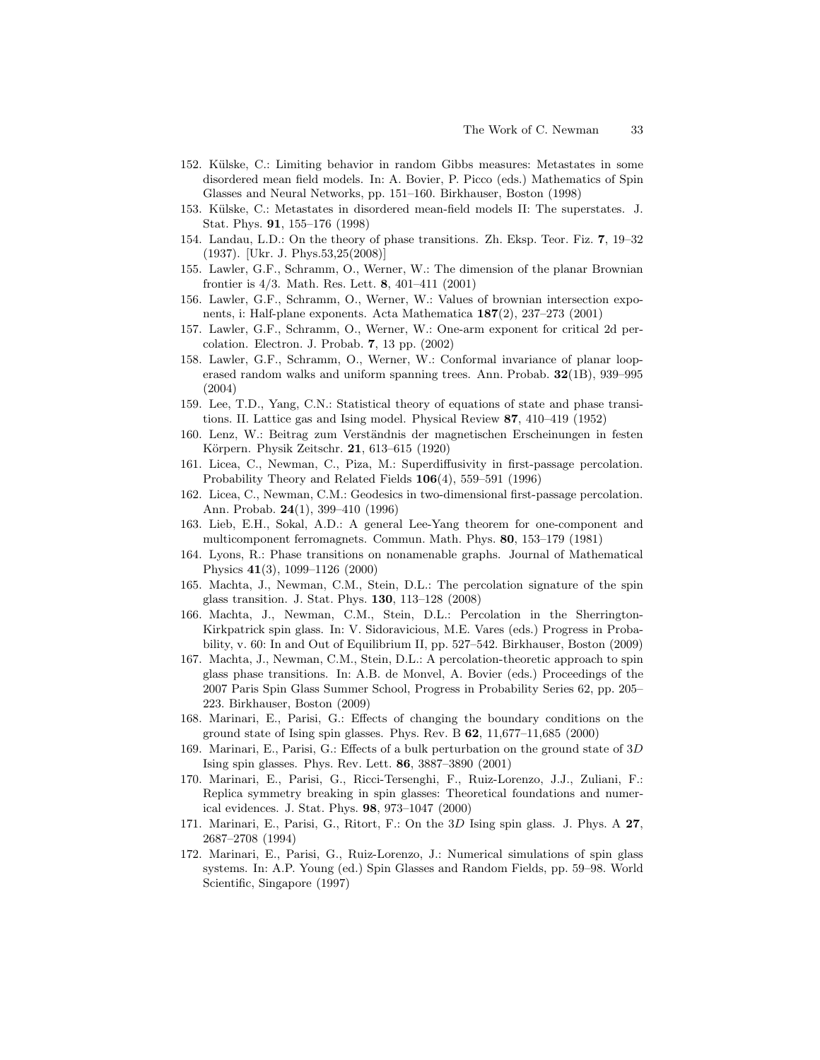152. Külske, C.: Limiting behavior in random Gibbs measures: Metastates in some disordered mean field models. In: A. Bovier, P. Picco (eds.) Mathematics of Spin Glasses and Neural Networks, pp. 151–160. Birkhauser, Boston (1998)
153. Külske, C.: Metastates in disordered mean-field models II: The superstates. J. Stat. Phys. **91**, 155–176 (1998)
154. Landau, L.D.: On the theory of phase transitions. Zh. Eksp. Teor. Fiz. **7**, 19–32 (1937). [Ukr. J. Phys.53,25(2008)]
155. Lawler, G.F., Schramm, O., Werner, W.: The dimension of the planar Brownian frontier is 4/3. Math. Res. Lett. **8**, 401–411 (2001)
156. Lawler, G.F., Schramm, O., Werner, W.: Values of brownian intersection exponents, i: Half-plane exponents. Acta Mathematica **187**(2), 237–273 (2001)
157. Lawler, G.F., Schramm, O., Werner, W.: One-arm exponent for critical 2d percolation. Electron. J. Probab. **7**, 13 pp. (2002)
158. Lawler, G.F., Schramm, O., Werner, W.: Conformal invariance of planar loop-erased random walks and uniform spanning trees. Ann. Probab. **32**(1B), 939–995 (2004)
159. Lee, T.D., Yang, C.N.: Statistical theory of equations of state and phase transitions. II. Lattice gas and Ising model. Physical Review **87**, 410–419 (1952)
160. Lenz, W.: Beitrag zum Verständnis der magnetischen Erscheinungen in festen Körpern. Physik Zeitschr. **21**, 613–615 (1920)
161. Licea, C., Newman, C., Piza, M.: Superdiffusivity in first-passage percolation. Probability Theory and Related Fields **106**(4), 559–591 (1996)
162. Licea, C., Newman, C.M.: Geodesics in two-dimensional first-passage percolation. Ann. Probab. **24**(1), 399–410 (1996)
163. Lieb, E.H., Sokal, A.D.: A general Lee-Yang theorem for one-component and multicomponent ferromagnets. Commun. Math. Phys. **80**, 153–179 (1981)
164. Lyons, R.: Phase transitions on nonamenable graphs. Journal of Mathematical Physics **41**(3), 1099–1126 (2000)
165. Machta, J., Newman, C.M., Stein, D.L.: The percolation signature of the spin glass transition. J. Stat. Phys. **130**, 113–128 (2008)
166. Machta, J., Newman, C.M., Stein, D.L.: Percolation in the Sherrington-Kirkpatrick spin glass. In: V. Sidoravicious, M.E. Vares (eds.) Progress in Probability, v. 60: In and Out of Equilibrium II, pp. 527–542. Birkhauser, Boston (2009)
167. Machta, J., Newman, C.M., Stein, D.L.: A percolation-theoretic approach to spin glass phase transitions. In: A.B. de Monvel, A. Bovier (eds.) Proceedings of the 2007 Paris Spin Glass Summer School, Progress in Probability Series 62, pp. 205–223. Birkhauser, Boston (2009)
168. Marinari, E., Parisi, G.: Effects of changing the boundary conditions on the ground state of Ising spin glasses. Phys. Rev. B **62**, 11,677–11,685 (2000)
169. Marinari, E., Parisi, G.: Effects of a bulk perturbation on the ground state of 3$D$ Ising spin glasses. Phys. Rev. Lett. **86**, 3887–3890 (2001)
170. Marinari, E., Parisi, G., Ricci-Tersenghi, F., Ruiz-Lorenzo, J.J., Zuliani, F.: Replica symmetry breaking in spin glasses: Theoretical foundations and numerical evidences. J. Stat. Phys. **98**, 973–1047 (2000)
171. Marinari, E., Parisi, G., Ritort, F.: On the 3$D$ Ising spin glass. J. Phys. A **27**, 2687–2708 (1994)
172. Marinari, E., Parisi, G., Ruiz-Lorenzo, J.: Numerical simulations of spin glass systems. In: A.P. Young (ed.) Spin Glasses and Random Fields, pp. 59–98. World Scientific, Singapore (1997)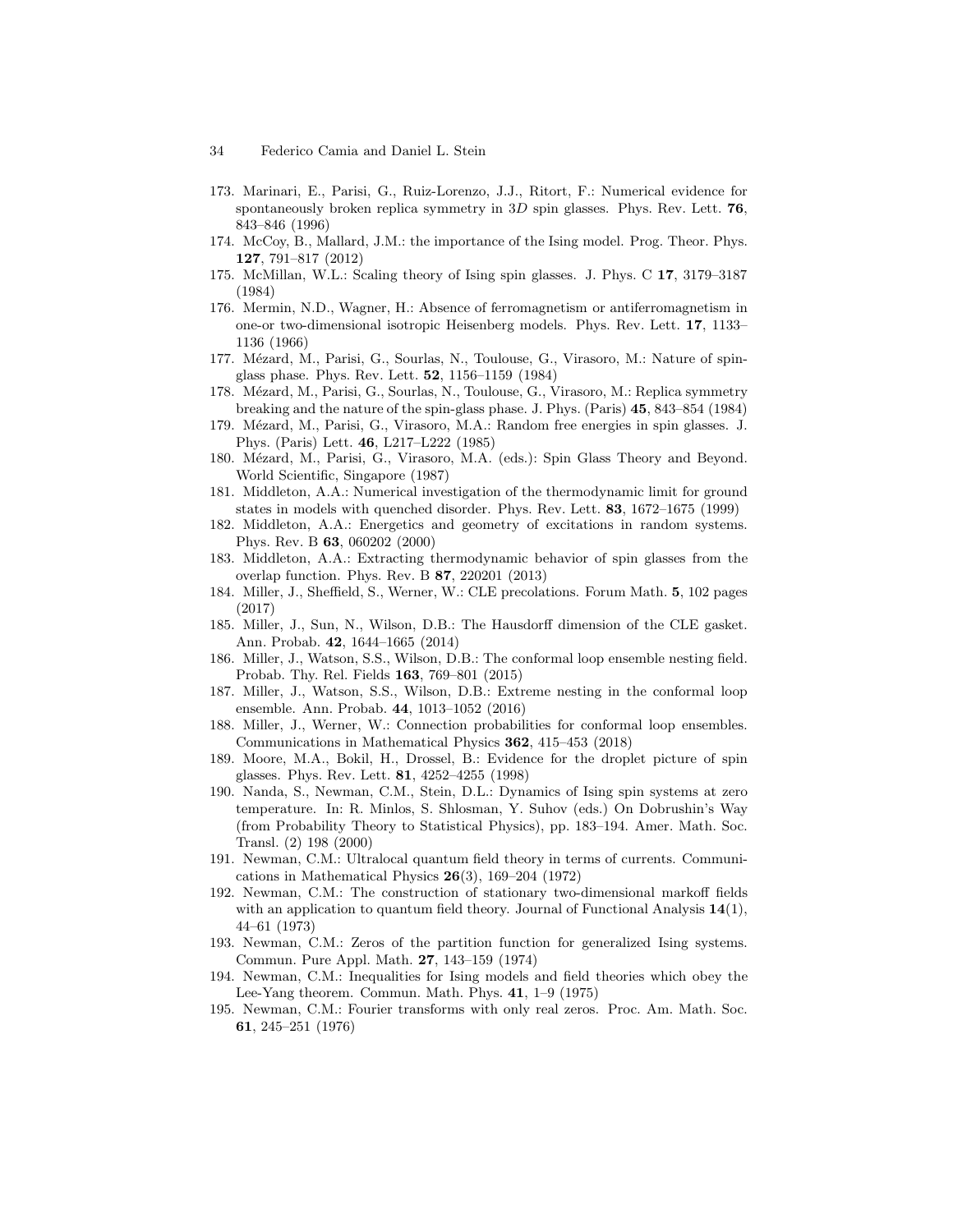173. Marinari, E., Parisi, G., Ruiz-Lorenzo, J.J., Ritort, F.: Numerical evidence for spontaneously broken replica symmetry in $3D$ spin glasses. Phys. Rev. Lett. **76**, 843–846 (1996)
174. McCoy, B., Mallard, J.M.: the importance of the Ising model. Prog. Theor. Phys. **127**, 791–817 (2012)
175. McMillan, W.L.: Scaling theory of Ising spin glasses. J. Phys. C **17**, 3179–3187 (1984)
176. Mermin, N.D., Wagner, H.: Absence of ferromagnetism or antiferromagnetism in one-or two-dimensional isotropic Heisenberg models. Phys. Rev. Lett. **17**, 1133–1136 (1966)
177. Mézard, M., Parisi, G., Sourlas, N., Toulouse, G., Virasoro, M.: Nature of spin-glass phase. Phys. Rev. Lett. **52**, 1156–1159 (1984)
178. Mézard, M., Parisi, G., Sourlas, N., Toulouse, G., Virasoro, M.: Replica symmetry breaking and the nature of the spin-glass phase. J. Phys. (Paris) **45**, 843–854 (1984)
179. Mézard, M., Parisi, G., Virasoro, M.A.: Random free energies in spin glasses. J. Phys. (Paris) Lett. **46**, L217–L222 (1985)
180. Mézard, M., Parisi, G., Virasoro, M.A. (eds.): Spin Glass Theory and Beyond. World Scientific, Singapore (1987)
181. Middleton, A.A.: Numerical investigation of the thermodynamic limit for ground states in models with quenched disorder. Phys. Rev. Lett. **83**, 1672–1675 (1999)
182. Middleton, A.A.: Energetics and geometry of excitations in random systems. Phys. Rev. B **63**, 060202 (2000)
183. Middleton, A.A.: Extracting thermodynamic behavior of spin glasses from the overlap function. Phys. Rev. B **87**, 220201 (2013)
184. Miller, J., Sheffield, S., Werner, W.: CLE precolations. Forum Math. **5**, 102 pages (2017)
185. Miller, J., Sun, N., Wilson, D.B.: The Hausdorff dimension of the CLE gasket. Ann. Probab. **42**, 1644–1665 (2014)
186. Miller, J., Watson, S.S., Wilson, D.B.: The conformal loop ensemble nesting field. Probab. Thy. Rel. Fields **163**, 769–801 (2015)
187. Miller, J., Watson, S.S., Wilson, D.B.: Extreme nesting in the conformal loop ensemble. Ann. Probab. **44**, 1013–1052 (2016)
188. Miller, J., Werner, W.: Connection probabilities for conformal loop ensembles. Communications in Mathematical Physics **362**, 415–453 (2018)
189. Moore, M.A., Bokil, H., Drossel, B.: Evidence for the droplet picture of spin glasses. Phys. Rev. Lett. **81**, 4252–4255 (1998)
190. Nanda, S., Newman, C.M., Stein, D.L.: Dynamics of Ising spin systems at zero temperature. In: R. Minlos, S. Shlosman, Y. Suhov (eds.) On Dobrushin's Way (from Probability Theory to Statistical Physics), pp. 183–194. Amer. Math. Soc. Transl. (2) 198 (2000)
191. Newman, C.M.: Ultralocal quantum field theory in terms of currents. Communications in Mathematical Physics **26**(3), 169–204 (1972)
192. Newman, C.M.: The construction of stationary two-dimensional markoff fields with an application to quantum field theory. Journal of Functional Analysis **14**(1), 44–61 (1973)
193. Newman, C.M.: Zeros of the partition function for generalized Ising systems. Commun. Pure Appl. Math. **27**, 143–159 (1974)
194. Newman, C.M.: Inequalities for Ising models and field theories which obey the Lee-Yang theorem. Commun. Math. Phys. **41**, 1–9 (1975)
195. Newman, C.M.: Fourier transforms with only real zeros. Proc. Am. Math. Soc. **61**, 245–251 (1976)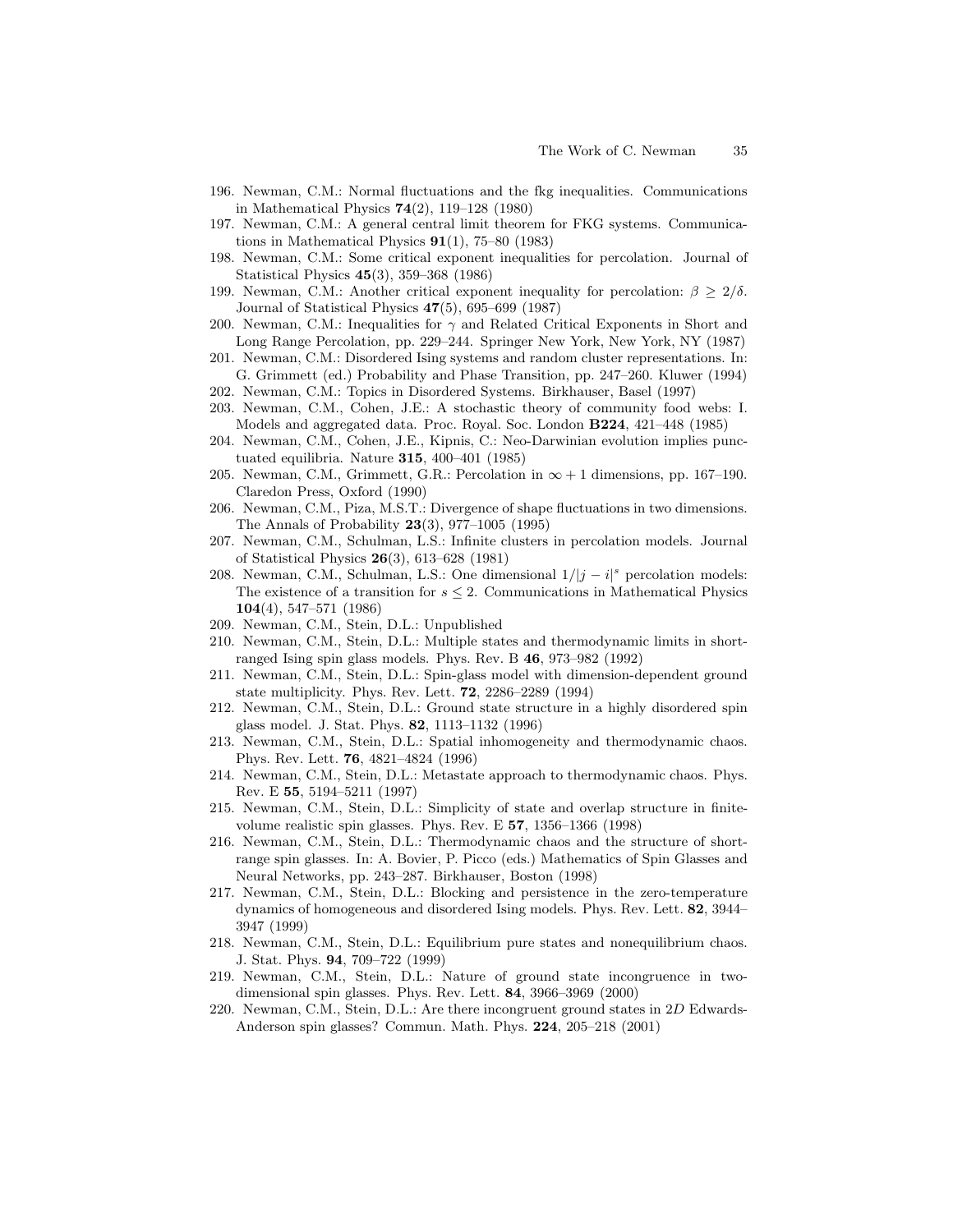196. Newman, C.M.: Normal fluctuations and the fkg inequalities. Communications in Mathematical Physics **74**(2), 119–128 (1980)
197. Newman, C.M.: A general central limit theorem for FKG systems. Communications in Mathematical Physics **91**(1), 75–80 (1983)
198. Newman, C.M.: Some critical exponent inequalities for percolation. Journal of Statistical Physics **45**(3), 359–368 (1986)
199. Newman, C.M.: Another critical exponent inequality for percolation: $\beta \geq 2/\delta$. Journal of Statistical Physics **47**(5), 695–699 (1987)
200. Newman, C.M.: Inequalities for $\gamma$ and Related Critical Exponents in Short and Long Range Percolation, pp. 229–244. Springer New York, New York, NY (1987)
201. Newman, C.M.: Disordered Ising systems and random cluster representations. In: G. Grimmett (ed.) Probability and Phase Transition, pp. 247–260. Kluwer (1994)
202. Newman, C.M.: Topics in Disordered Systems. Birkhauser, Basel (1997)
203. Newman, C.M., Cohen, J.E.: A stochastic theory of community food webs: I. Models and aggregated data. Proc. Royal. Soc. London **B224**, 421–448 (1985)
204. Newman, C.M., Cohen, J.E., Kipnis, C.: Neo-Darwinian evolution implies punctuated equilibria. Nature **315**, 400–401 (1985)
205. Newman, C.M., Grimmett, G.R.: Percolation in $\infty + 1$ dimensions, pp. 167–190. Claredon Press, Oxford (1990)
206. Newman, C.M., Piza, M.S.T.: Divergence of shape fluctuations in two dimensions. The Annals of Probability **23**(3), 977–1005 (1995)
207. Newman, C.M., Schulman, L.S.: Infinite clusters in percolation models. Journal of Statistical Physics **26**(3), 613–628 (1981)
208. Newman, C.M., Schulman, L.S.: One dimensional $1/|j-i|^s$ percolation models: The existence of a transition for $s \leq 2$. Communications in Mathematical Physics **104**(4), 547–571 (1986)
209. Newman, C.M., Stein, D.L.: Unpublished
210. Newman, C.M., Stein, D.L.: Multiple states and thermodynamic limits in short-ranged Ising spin glass models. Phys. Rev. B **46**, 973–982 (1992)
211. Newman, C.M., Stein, D.L.: Spin-glass model with dimension-dependent ground state multiplicity. Phys. Rev. Lett. **72**, 2286–2289 (1994)
212. Newman, C.M., Stein, D.L.: Ground state structure in a highly disordered spin glass model. J. Stat. Phys. **82**, 1113–1132 (1996)
213. Newman, C.M., Stein, D.L.: Spatial inhomogeneity and thermodynamic chaos. Phys. Rev. Lett. **76**, 4821–4824 (1996)
214. Newman, C.M., Stein, D.L.: Metastate approach to thermodynamic chaos. Phys. Rev. E **55**, 5194–5211 (1997)
215. Newman, C.M., Stein, D.L.: Simplicity of state and overlap structure in finite-volume realistic spin glasses. Phys. Rev. E **57**, 1356–1366 (1998)
216. Newman, C.M., Stein, D.L.: Thermodynamic chaos and the structure of short-range spin glasses. In: A. Bovier, P. Picco (eds.) Mathematics of Spin Glasses and Neural Networks, pp. 243–287. Birkhauser, Boston (1998)
217. Newman, C.M., Stein, D.L.: Blocking and persistence in the zero-temperature dynamics of homogeneous and disordered Ising models. Phys. Rev. Lett. **82**, 3944–3947 (1999)
218. Newman, C.M., Stein, D.L.: Equilibrium pure states and nonequilibrium chaos. J. Stat. Phys. **94**, 709–722 (1999)
219. Newman, C.M., Stein, D.L.: Nature of ground state incongruence in two-dimensional spin glasses. Phys. Rev. Lett. **84**, 3966–3969 (2000)
220. Newman, C.M., Stein, D.L.: Are there incongruent ground states in 2$D$ Edwards-Anderson spin glasses? Commun. Math. Phys. **224**, 205–218 (2001)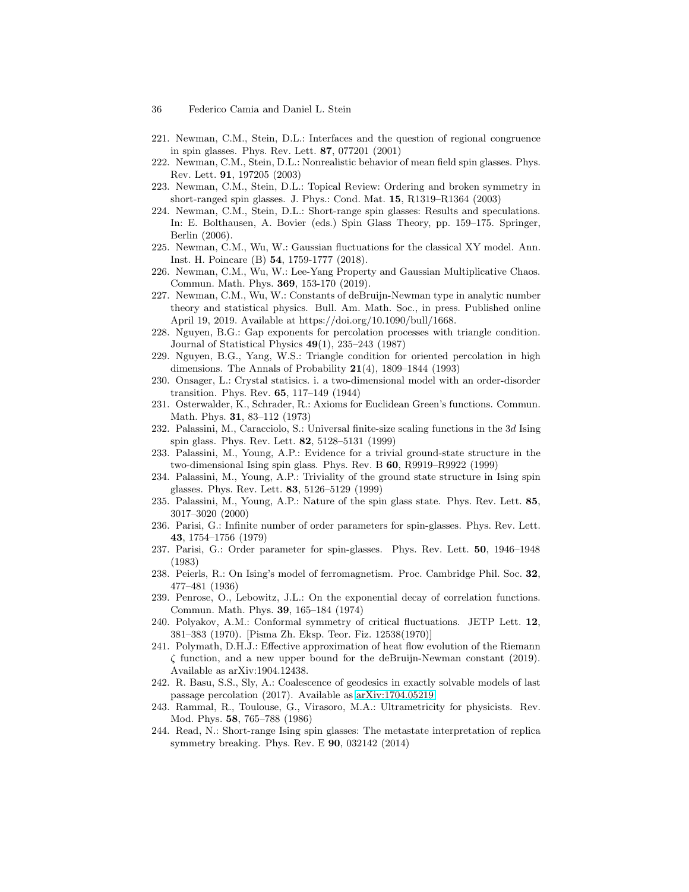221. Newman, C.M., Stein, D.L.: Interfaces and the question of regional congruence in spin glasses. Phys. Rev. Lett. **87**, 077201 (2001)
222. Newman, C.M., Stein, D.L.: Nonrealistic behavior of mean field spin glasses. Phys. Rev. Lett. **91**, 197205 (2003)
223. Newman, C.M., Stein, D.L.: Topical Review: Ordering and broken symmetry in short-ranged spin glasses. J. Phys.: Cond. Mat. **15**, R1319–R1364 (2003)
224. Newman, C.M., Stein, D.L.: Short-range spin glasses: Results and speculations. In: E. Bolthausen, A. Bovier (eds.) Spin Glass Theory, pp. 159–175. Springer, Berlin (2006).
225. Newman, C.M., Wu, W.: Gaussian fluctuations for the classical XY model. Ann. Inst. H. Poincare (B) **54**, 1759-1777 (2018).
226. Newman, C.M., Wu, W.: Lee-Yang Property and Gaussian Multiplicative Chaos. Commun. Math. Phys. **369**, 153-170 (2019).
227. Newman, C.M., Wu, W.: Constants of deBruijn-Newman type in analytic number theory and statistical physics. Bull. Am. Math. Soc., in press. Published online April 19, 2019. Available at https://doi.org/10.1090/bull/1668.
228. Nguyen, B.G.: Gap exponents for percolation processes with triangle condition. Journal of Statistical Physics **49**(1), 235–243 (1987)
229. Nguyen, B.G., Yang, W.S.: Triangle condition for oriented percolation in high dimensions. The Annals of Probability **21**(4), 1809–1844 (1993)
230. Onsager, L.: Crystal statisics. i. a two-dimensional model with an order-disorder transition. Phys. Rev. **65**, 117–149 (1944)
231. Osterwalder, K., Schrader, R.: Axioms for Euclidean Green's functions. Commun. Math. Phys. **31**, 83–112 (1973)
232. Palassini, M., Caracciolo, S.: Universal finite-size scaling functions in the 3*d* Ising spin glass. Phys. Rev. Lett. **82**, 5128–5131 (1999)
233. Palassini, M., Young, A.P.: Evidence for a trivial ground-state structure in the two-dimensional Ising spin glass. Phys. Rev. B **60**, R9919–R9922 (1999)
234. Palassini, M., Young, A.P.: Triviality of the ground state structure in Ising spin glasses. Phys. Rev. Lett. **83**, 5126–5129 (1999)
235. Palassini, M., Young, A.P.: Nature of the spin glass state. Phys. Rev. Lett. **85**, 3017–3020 (2000)
236. Parisi, G.: Infinite number of order parameters for spin-glasses. Phys. Rev. Lett. **43**, 1754–1756 (1979)
237. Parisi, G.: Order parameter for spin-glasses. Phys. Rev. Lett. **50**, 1946–1948 (1983)
238. Peierls, R.: On Ising's model of ferromagnetism. Proc. Cambridge Phil. Soc. **32**, 477–481 (1936)
239. Penrose, O., Lebowitz, J.L.: On the exponential decay of correlation functions. Commun. Math. Phys. **39**, 165–184 (1974)
240. Polyakov, A.M.: Conformal symmetry of critical fluctuations. JETP Lett. **12**, 381–383 (1970). [Pisma Zh. Eksp. Teor. Fiz. 12538(1970)]
241. Polymath, D.H.J.: Effective approximation of heat flow evolution of the Riemann $\zeta$ function, and a new upper bound for the deBruijn-Newman constant (2019). Available as arXiv:1904.12438.
242. R. Basu, S.S., Sly, A.: Coalescence of geodesics in exactly solvable models of last passage percolation (2017). Available as arXiv:1704.05219
243. Rammal, R., Toulouse, G., Virasoro, M.A.: Ultrametricity for physicists. Rev. Mod. Phys. **58**, 765–788 (1986)
244. Read, N.: Short-range Ising spin glasses: The metastate interpretation of replica symmetry breaking. Phys. Rev. E **90**, 032142 (2014)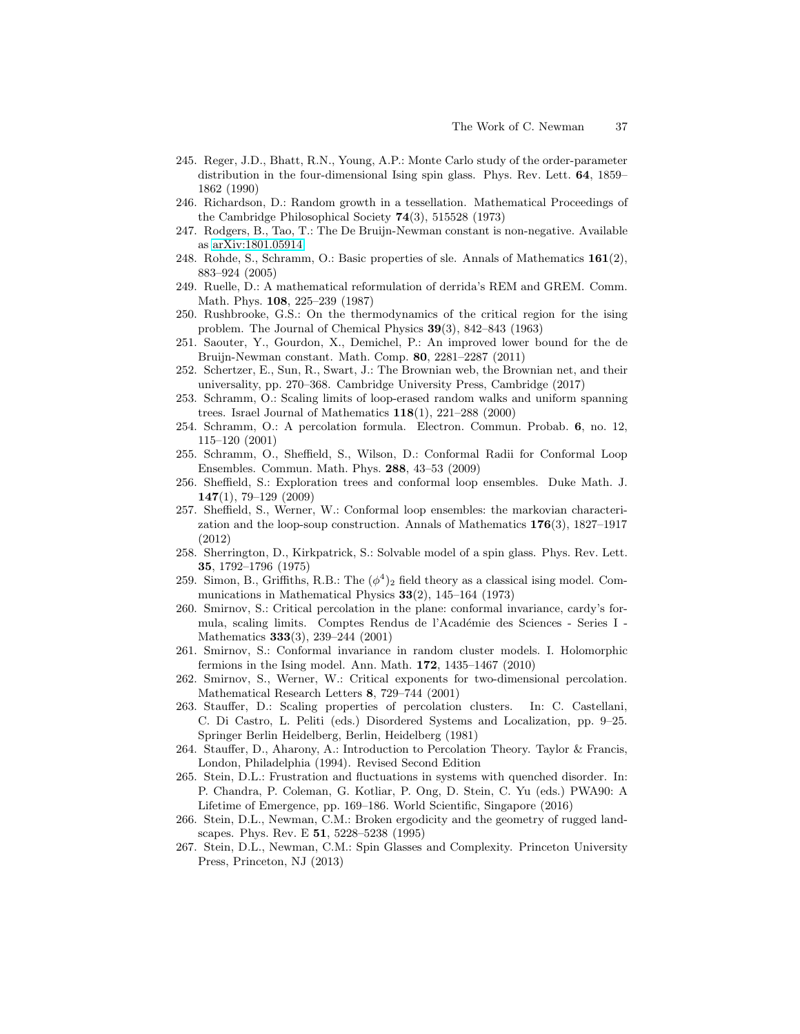245. Reger, J.D., Bhatt, R.N., Young, A.P.: Monte Carlo study of the order-parameter distribution in the four-dimensional Ising spin glass. Phys. Rev. Lett. **64**, 1859–1862 (1990)
246. Richardson, D.: Random growth in a tessellation. Mathematical Proceedings of the Cambridge Philosophical Society **74**(3), 515528 (1973)
247. Rodgers, B., Tao, T.: The De Bruijn-Newman constant is non-negative. Available as arXiv:1801.05914
248. Rohde, S., Schramm, O.: Basic properties of sle. Annals of Mathematics **161**(2), 883–924 (2005)
249. Ruelle, D.: A mathematical reformulation of derrida's REM and GREM. Comm. Math. Phys. **108**, 225–239 (1987)
250. Rushbrooke, G.S.: On the thermodynamics of the critical region for the ising problem. The Journal of Chemical Physics **39**(3), 842–843 (1963)
251. Saouter, Y., Gourdon, X., Demichel, P.: An improved lower bound for the de Bruijn-Newman constant. Math. Comp. **80**, 2281–2287 (2011)
252. Schertzer, E., Sun, R., Swart, J.: The Brownian web, the Brownian net, and their universality, pp. 270–368. Cambridge University Press, Cambridge (2017)
253. Schramm, O.: Scaling limits of loop-erased random walks and uniform spanning trees. Israel Journal of Mathematics **118**(1), 221–288 (2000)
254. Schramm, O.: A percolation formula. Electron. Commun. Probab. **6**, no. 12, 115–120 (2001)
255. Schramm, O., Sheffield, S., Wilson, D.: Conformal Radii for Conformal Loop Ensembles. Commun. Math. Phys. **288**, 43–53 (2009)
256. Sheffield, S.: Exploration trees and conformal loop ensembles. Duke Math. J. **147**(1), 79–129 (2009)
257. Sheffield, S., Werner, W.: Conformal loop ensembles: the markovian characterization and the loop-soup construction. Annals of Mathematics **176**(3), 1827–1917 (2012)
258. Sherrington, D., Kirkpatrick, S.: Solvable model of a spin glass. Phys. Rev. Lett. **35**, 1792–1796 (1975)
259. Simon, B., Griffiths, R.B.: The $(\phi^4)_2$ field theory as a classical ising model. Communications in Mathematical Physics **33**(2), 145–164 (1973)
260. Smirnov, S.: Critical percolation in the plane: conformal invariance, cardy's formula, scaling limits. Comptes Rendus de l'Académie des Sciences - Series I - Mathematics **333**(3), 239–244 (2001)
261. Smirnov, S.: Conformal invariance in random cluster models. I. Holomorphic fermions in the Ising model. Ann. Math. **172**, 1435–1467 (2010)
262. Smirnov, S., Werner, W.: Critical exponents for two-dimensional percolation. Mathematical Research Letters **8**, 729–744 (2001)
263. Stauffer, D.: Scaling properties of percolation clusters. In: C. Castellani, C. Di Castro, L. Peliti (eds.) Disordered Systems and Localization, pp. 9–25. Springer Berlin Heidelberg, Berlin, Heidelberg (1981)
264. Stauffer, D., Aharony, A.: Introduction to Percolation Theory. Taylor & Francis, London, Philadelphia (1994). Revised Second Edition
265. Stein, D.L.: Frustration and fluctuations in systems with quenched disorder. In: P. Chandra, P. Coleman, G. Kotliar, P. Ong, D. Stein, C. Yu (eds.) PWA90: A Lifetime of Emergence, pp. 169–186. World Scientific, Singapore (2016)
266. Stein, D.L., Newman, C.M.: Broken ergodicity and the geometry of rugged landscapes. Phys. Rev. E **51**, 5228–5238 (1995)
267. Stein, D.L., Newman, C.M.: Spin Glasses and Complexity. Princeton University Press, Princeton, NJ (2013)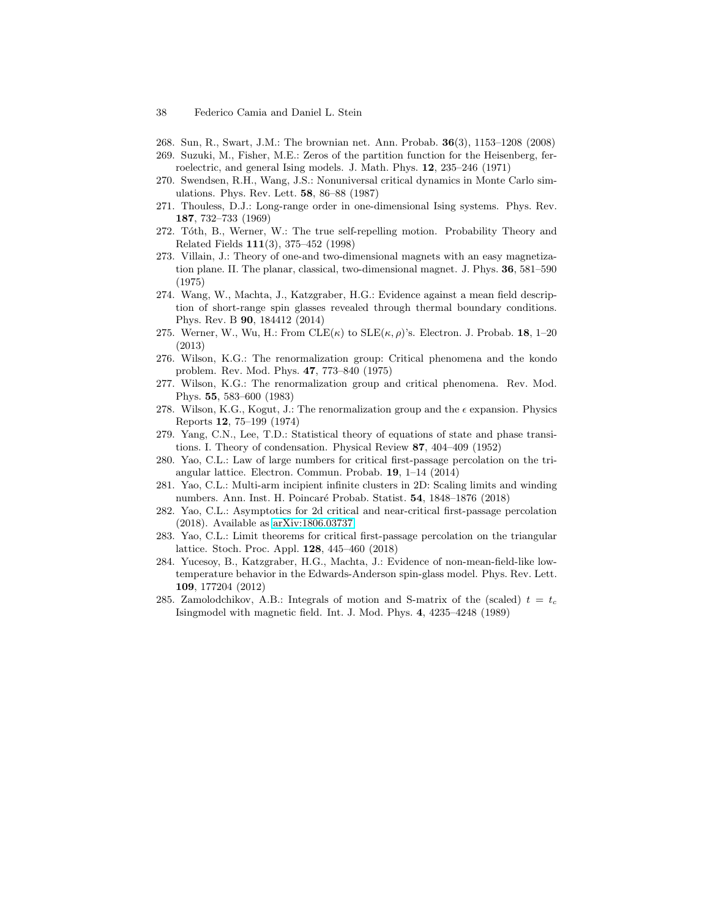268. Sun, R., Swart, J.M.: The brownian net. Ann. Probab. **36**(3), 1153–1208 (2008)
269. Suzuki, M., Fisher, M.E.: Zeros of the partition function for the Heisenberg, ferroelectric, and general Ising models. J. Math. Phys. **12**, 235–246 (1971)
270. Swendsen, R.H., Wang, J.S.: Nonuniversal critical dynamics in Monte Carlo simulations. Phys. Rev. Lett. **58**, 86–88 (1987)
271. Thouless, D.J.: Long-range order in one-dimensional Ising systems. Phys. Rev. **187**, 732–733 (1969)
272. Tóth, B., Werner, W.: The true self-repelling motion. Probability Theory and Related Fields **111**(3), 375–452 (1998)
273. Villain, J.: Theory of one-and two-dimensional magnets with an easy magnetization plane. II. The planar, classical, two-dimensional magnet. J. Phys. **36**, 581–590 (1975)
274. Wang, W., Machta, J., Katzgraber, H.G.: Evidence against a mean field description of short-range spin glasses revealed through thermal boundary conditions. Phys. Rev. B **90**, 184412 (2014)
275. Werner, W., Wu, H.: From CLE($\kappa$) to SLE($\kappa, \rho$)'s. Electron. J. Probab. **18**, 1–20 (2013)
276. Wilson, K.G.: The renormalization group: Critical phenomena and the kondo problem. Rev. Mod. Phys. **47**, 773–840 (1975)
277. Wilson, K.G.: The renormalization group and critical phenomena. Rev. Mod. Phys. **55**, 583–600 (1983)
278. Wilson, K.G., Kogut, J.: The renormalization group and the $\epsilon$ expansion. Physics Reports **12**, 75–199 (1974)
279. Yang, C.N., Lee, T.D.: Statistical theory of equations of state and phase transitions. I. Theory of condensation. Physical Review **87**, 404–409 (1952)
280. Yao, C.L.: Law of large numbers for critical first-passage percolation on the triangular lattice. Electron. Commun. Probab. **19**, 1–14 (2014)
281. Yao, C.L.: Multi-arm incipient infinite clusters in 2D: Scaling limits and winding numbers. Ann. Inst. H. Poincaré Probab. Statist. **54**, 1848–1876 (2018)
282. Yao, C.L.: Asymptotics for 2d critical and near-critical first-passage percolation (2018). Available as arXiv:1806.03737
283. Yao, C.L.: Limit theorems for critical first-passage percolation on the triangular lattice. Stoch. Proc. Appl. **128**, 445–460 (2018)
284. Yucesoy, B., Katzgraber, H.G., Machta, J.: Evidence of non-mean-field-like low-temperature behavior in the Edwards-Anderson spin-glass model. Phys. Rev. Lett. **109**, 177204 (2012)
285. Zamolodchikov, A.B.: Integrals of motion and S-matrix of the (scaled) $t = t_c$ Isingmodel with magnetic field. Int. J. Mod. Phys. **4**, 4235–4248 (1989)